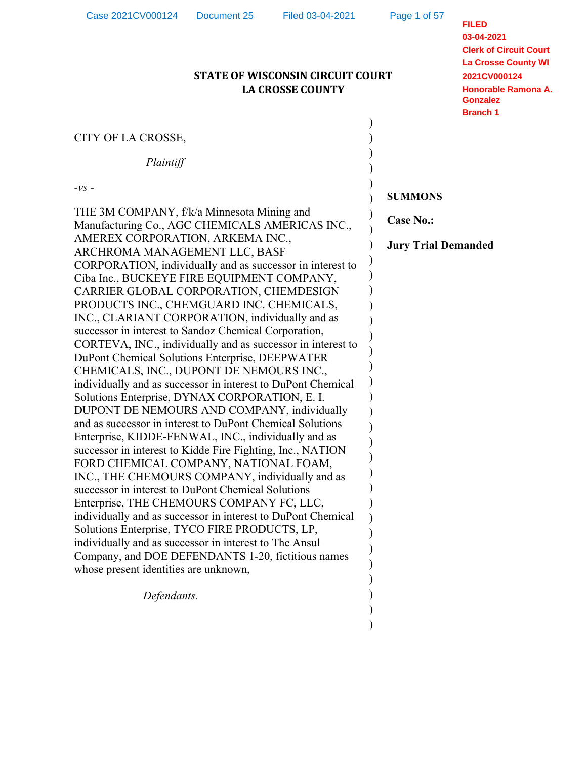FILED
03-04-2021
Clerk of Circuit Court
La Crosse County WI
2021CV000124
Honorable Ramona A. Gonzalez
Branch 1

**STATE OF WISCONSIN CIRCUIT COURT**
**LA CROSSE COUNTY**

CITY OF LA CROSSE,

*Plaintiff*

*-vs -*

THE 3M COMPANY, f/k/a Minnesota Mining and Manufacturing Co., AGC CHEMICALS AMERICAS INC., AMEREX CORPORATION, ARKEMA INC., ARCHROMA MANAGEMENT LLC, BASF CORPORATION, individually and as successor in interest to Ciba Inc., BUCKEYE FIRE EQUIPMENT COMPANY, CARRIER GLOBAL CORPORATION, CHEMDESIGN PRODUCTS INC., CHEMGUARD INC. CHEMICALS, INC., CLARIANT CORPORATION, individually and as successor in interest to Sandoz Chemical Corporation, CORTEVA, INC., individually and as successor in interest to DuPont Chemical Solutions Enterprise, DEEPWATER CHEMICALS, INC., DUPONT DE NEMOURS INC., individually and as successor in interest to DuPont Chemical Solutions Enterprise, DYNAX CORPORATION, E. I. DUPONT DE NEMOURS AND COMPANY, individually and as successor in interest to DuPont Chemical Solutions Enterprise, KIDDE-FENWAL, INC., individually and as successor in interest to Kidde Fire Fighting, Inc., NATION FORD CHEMICAL COMPANY, NATIONAL FOAM, INC., THE CHEMOURS COMPANY, individually and as successor in interest to DuPont Chemical Solutions Enterprise, THE CHEMOURS COMPANY FC, LLC, individually and as successor in interest to DuPont Chemical Solutions Enterprise, TYCO FIRE PRODUCTS, LP, individually and as successor in interest to The Ansul Company, and DOE DEFENDANTS 1-20, fictitious names whose present identities are unknown,

*Defendants.*

**SUMMONS**

**Case No.:**

**Jury Trial Demanded**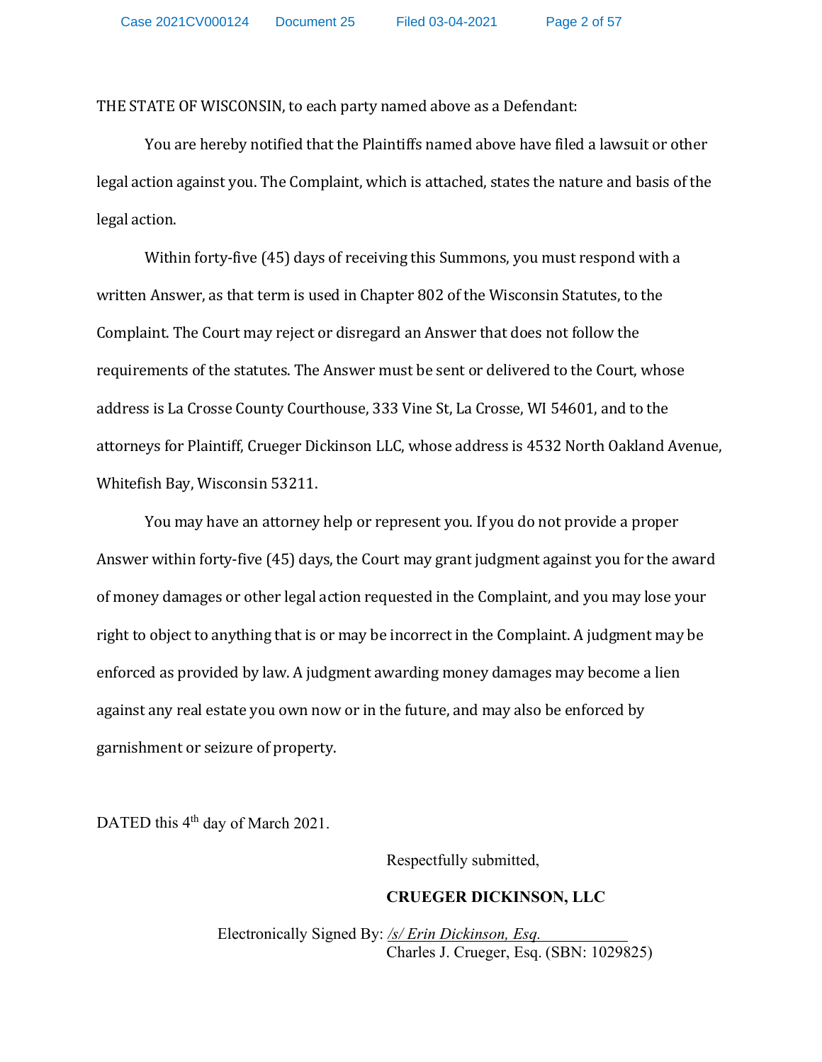THE STATE OF WISCONSIN, to each party named above as a Defendant:

You are hereby notified that the Plaintiffs named above have filed a lawsuit or other legal action against you. The Complaint, which is attached, states the nature and basis of the legal action.

Within forty-five (45) days of receiving this Summons, you must respond with a written Answer, as that term is used in Chapter 802 of the Wisconsin Statutes, to the Complaint. The Court may reject or disregard an Answer that does not follow the requirements of the statutes. The Answer must be sent or delivered to the Court, whose address is La Crosse County Courthouse, 333 Vine St, La Crosse, WI 54601, and to the attorneys for Plaintiff, Crueger Dickinson LLC, whose address is 4532 North Oakland Avenue, Whitefish Bay, Wisconsin 53211.

You may have an attorney help or represent you. If you do not provide a proper Answer within forty-five (45) days, the Court may grant judgment against you for the award of money damages or other legal action requested in the Complaint, and you may lose your right to object to anything that is or may be incorrect in the Complaint. A judgment may be enforced as provided by law. A judgment awarding money damages may become a lien against any real estate you own now or in the future, and may also be enforced by garnishment or seizure of property.

DATED this 4th day of March 2021.

Respectfully submitted,

**CRUEGER DICKINSON, LLC**

Electronically Signed By: */s/ Erin Dickinson, Esq.*
Charles J. Crueger, Esq. (SBN: 1029825)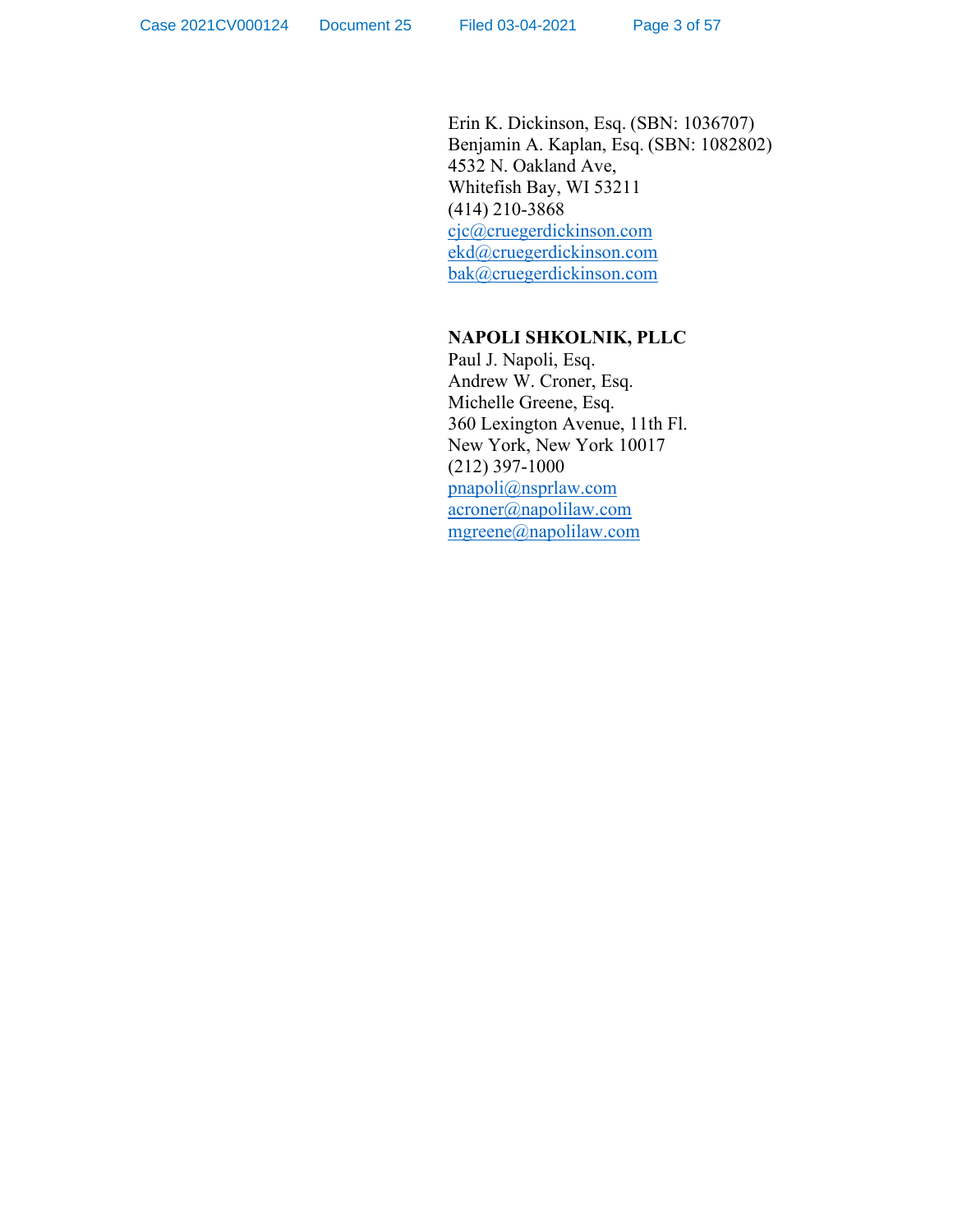Erin K. Dickinson, Esq. (SBN: 1036707)
Benjamin A. Kaplan, Esq. (SBN: 1082802)
4532 N. Oakland Ave,
Whitefish Bay, WI 53211
(414) 210-3868
cjc@cruegerdickinson.com
ekd@cruegerdickinson.com
bak@cruegerdickinson.com

**NAPOLI SHKOLNIK, PLLC**
Paul J. Napoli, Esq.
Andrew W. Croner, Esq.
Michelle Greene, Esq.
360 Lexington Avenue, 11th Fl.
New York, New York 10017
(212) 397-1000
pnapoli@nsprlaw.com
acroner@napolilaw.com
mgreene@napolilaw.com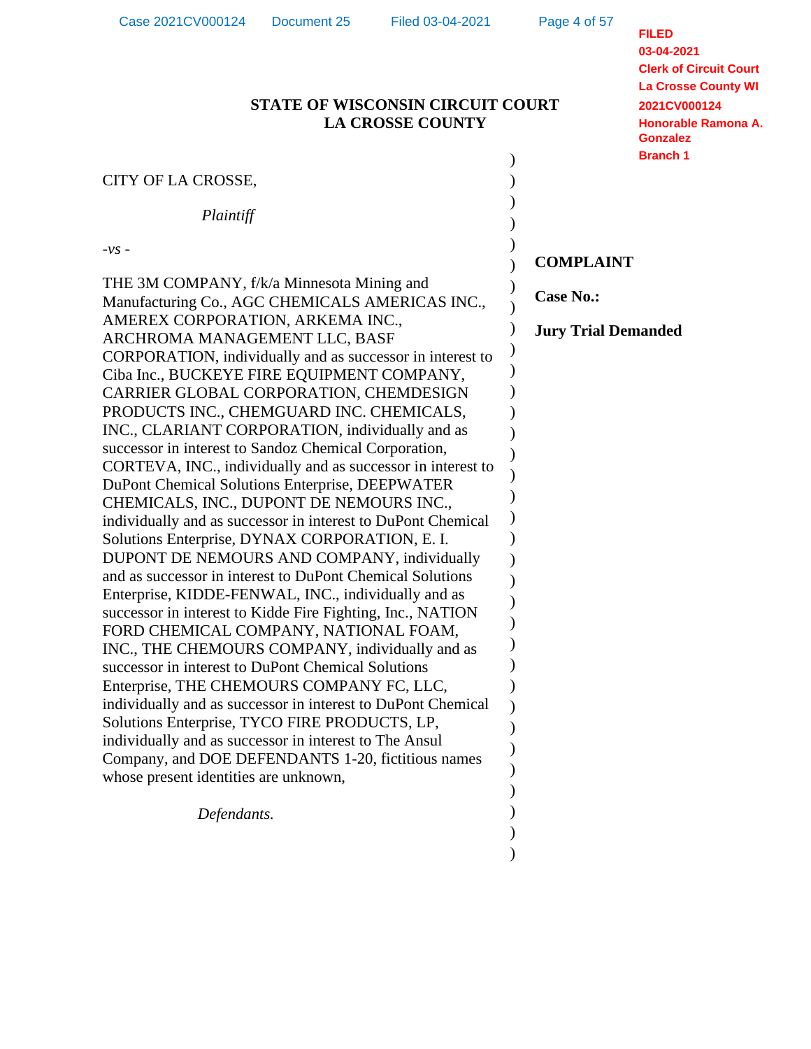FILED
03-04-2021
Clerk of Circuit Court
La Crosse County WI
2021CV000124
Honorable Ramona A. Gonzalez
Branch 1

**STATE OF WISCONSIN CIRCUIT COURT**
**LA CROSSE COUNTY**

CITY OF LA CROSSE,

*Plaintiff*

*-vs -*

THE 3M COMPANY, f/k/a Minnesota Mining and Manufacturing Co., AGC CHEMICALS AMERICAS INC., AMEREX CORPORATION, ARKEMA INC., ARCHROMA MANAGEMENT LLC, BASF CORPORATION, individually and as successor in interest to Ciba Inc., BUCKEYE FIRE EQUIPMENT COMPANY, CARRIER GLOBAL CORPORATION, CHEMDESIGN PRODUCTS INC., CHEMGUARD INC. CHEMICALS, INC., CLARIANT CORPORATION, individually and as successor in interest to Sandoz Chemical Corporation, CORTEVA, INC., individually and as successor in interest to DuPont Chemical Solutions Enterprise, DEEPWATER CHEMICALS, INC., DUPONT DE NEMOURS INC., individually and as successor in interest to DuPont Chemical Solutions Enterprise, DYNAX CORPORATION, E. I. DUPONT DE NEMOURS AND COMPANY, individually and as successor in interest to DuPont Chemical Solutions Enterprise, KIDDE-FENWAL, INC., individually and as successor in interest to Kidde Fire Fighting, Inc., NATION FORD CHEMICAL COMPANY, NATIONAL FOAM, INC., THE CHEMOURS COMPANY, individually and as successor in interest to DuPont Chemical Solutions Enterprise, THE CHEMOURS COMPANY FC, LLC, individually and as successor in interest to DuPont Chemical Solutions Enterprise, TYCO FIRE PRODUCTS, LP, individually and as successor in interest to The Ansul Company, and DOE DEFENDANTS 1-20, fictitious names whose present identities are unknown,

*Defendants.*

**COMPLAINT**

**Case No.:**

**Jury Trial Demanded**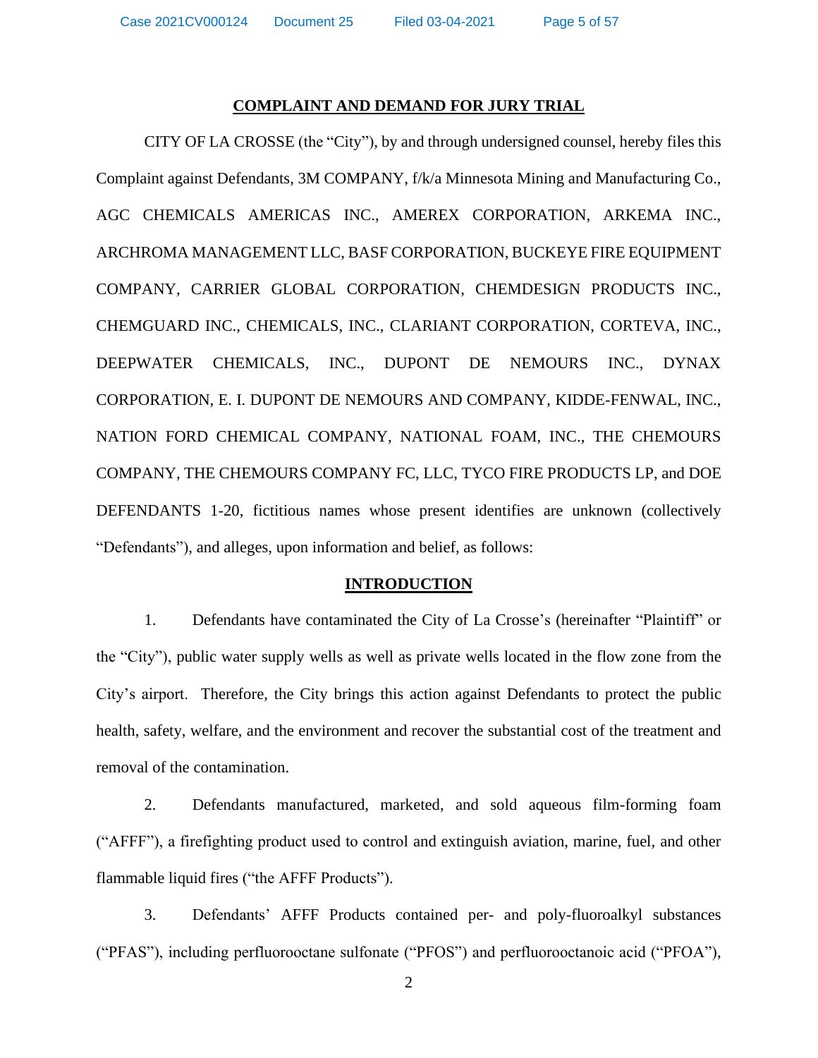## COMPLAINT AND DEMAND FOR JURY TRIAL

CITY OF LA CROSSE (the "City"), by and through undersigned counsel, hereby files this Complaint against Defendants, 3M COMPANY, f/k/a Minnesota Mining and Manufacturing Co., AGC CHEMICALS AMERICAS INC., AMEREX CORPORATION, ARKEMA INC., ARCHROMA MANAGEMENT LLC, BASF CORPORATION, BUCKEYE FIRE EQUIPMENT COMPANY, CARRIER GLOBAL CORPORATION, CHEMDESIGN PRODUCTS INC., CHEMGUARD INC., CHEMICALS, INC., CLARIANT CORPORATION, CORTEVA, INC., DEEPWATER CHEMICALS, INC., DUPONT DE NEMOURS INC., DYNAX CORPORATION, E. I. DUPONT DE NEMOURS AND COMPANY, KIDDE-FENWAL, INC., NATION FORD CHEMICAL COMPANY, NATIONAL FOAM, INC., THE CHEMOURS COMPANY, THE CHEMOURS COMPANY FC, LLC, TYCO FIRE PRODUCTS LP, and DOE DEFENDANTS 1-20, fictitious names whose present identifies are unknown (collectively "Defendants"), and alleges, upon information and belief, as follows:

## INTRODUCTION

1. Defendants have contaminated the City of La Crosse's (hereinafter "Plaintiff" or the "City"), public water supply wells as well as private wells located in the flow zone from the City's airport. Therefore, the City brings this action against Defendants to protect the public health, safety, welfare, and the environment and recover the substantial cost of the treatment and removal of the contamination.

2. Defendants manufactured, marketed, and sold aqueous film-forming foam ("AFFF"), a firefighting product used to control and extinguish aviation, marine, fuel, and other flammable liquid fires ("the AFFF Products").

3. Defendants' AFFF Products contained per- and poly-fluoroalkyl substances ("PFAS"), including perfluorooctane sulfonate ("PFOS") and perfluorooctanoic acid ("PFOA"),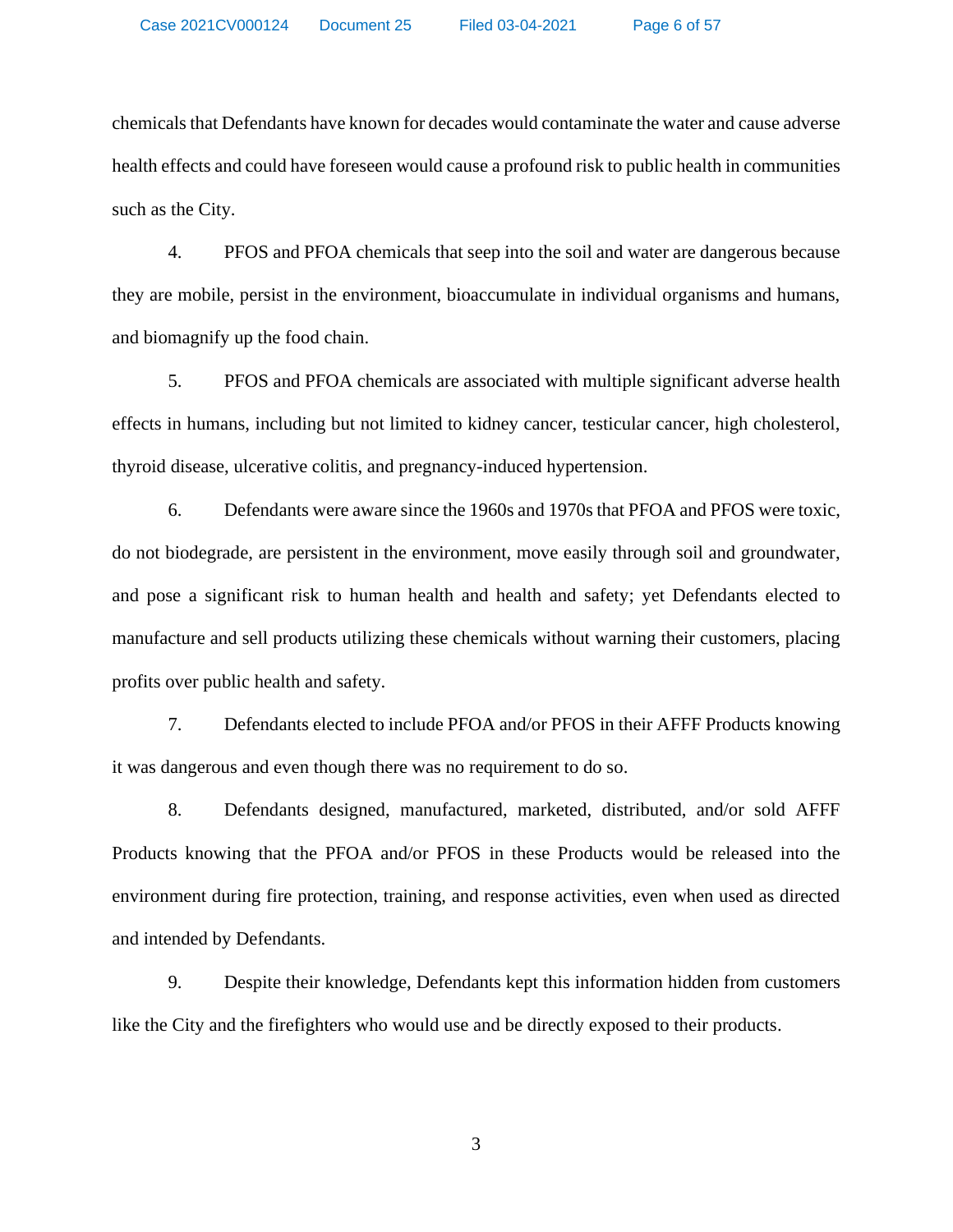chemicals that Defendants have known for decades would contaminate the water and cause adverse health effects and could have foreseen would cause a profound risk to public health in communities such as the City.

4. PFOS and PFOA chemicals that seep into the soil and water are dangerous because they are mobile, persist in the environment, bioaccumulate in individual organisms and humans, and biomagnify up the food chain.

5. PFOS and PFOA chemicals are associated with multiple significant adverse health effects in humans, including but not limited to kidney cancer, testicular cancer, high cholesterol, thyroid disease, ulcerative colitis, and pregnancy-induced hypertension.

6. Defendants were aware since the 1960s and 1970s that PFOA and PFOS were toxic, do not biodegrade, are persistent in the environment, move easily through soil and groundwater, and pose a significant risk to human health and health and safety; yet Defendants elected to manufacture and sell products utilizing these chemicals without warning their customers, placing profits over public health and safety.

7. Defendants elected to include PFOA and/or PFOS in their AFFF Products knowing it was dangerous and even though there was no requirement to do so.

8. Defendants designed, manufactured, marketed, distributed, and/or sold AFFF Products knowing that the PFOA and/or PFOS in these Products would be released into the environment during fire protection, training, and response activities, even when used as directed and intended by Defendants.

9. Despite their knowledge, Defendants kept this information hidden from customers like the City and the firefighters who would use and be directly exposed to their products.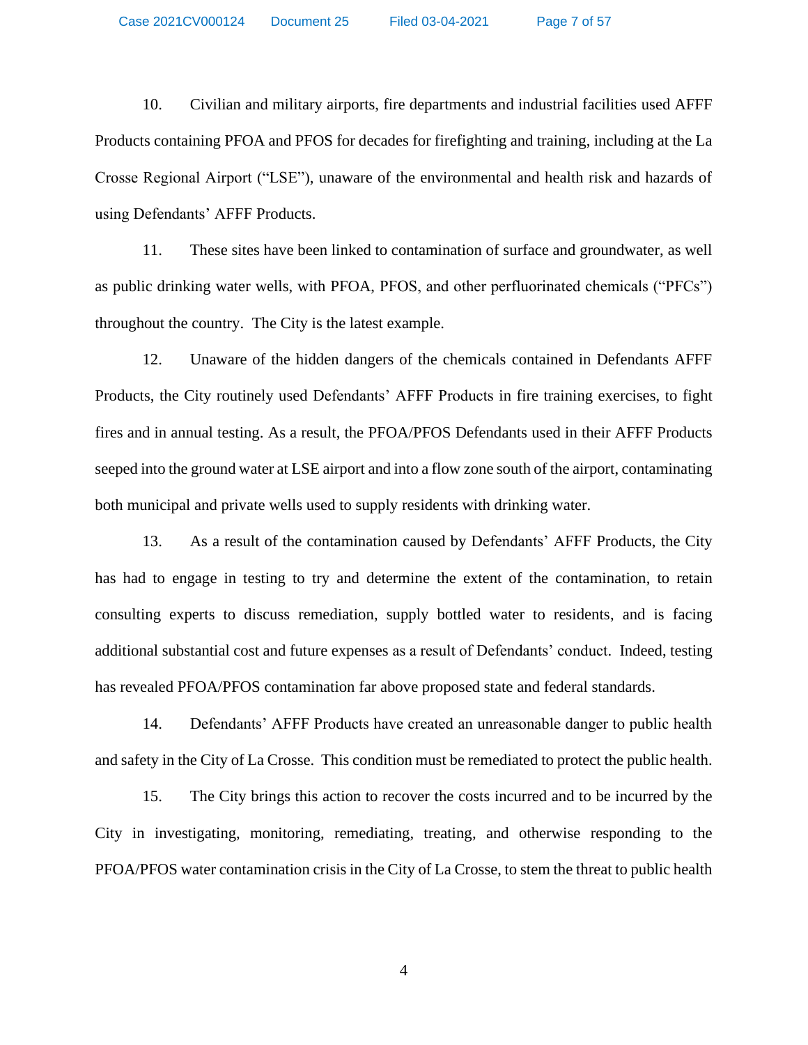10. Civilian and military airports, fire departments and industrial facilities used AFFF Products containing PFOA and PFOS for decades for firefighting and training, including at the La Crosse Regional Airport ("LSE"), unaware of the environmental and health risk and hazards of using Defendants' AFFF Products.

11. These sites have been linked to contamination of surface and groundwater, as well as public drinking water wells, with PFOA, PFOS, and other perfluorinated chemicals ("PFCs") throughout the country. The City is the latest example.

12. Unaware of the hidden dangers of the chemicals contained in Defendants AFFF Products, the City routinely used Defendants' AFFF Products in fire training exercises, to fight fires and in annual testing. As a result, the PFOA/PFOS Defendants used in their AFFF Products seeped into the ground water at LSE airport and into a flow zone south of the airport, contaminating both municipal and private wells used to supply residents with drinking water.

13. As a result of the contamination caused by Defendants' AFFF Products, the City has had to engage in testing to try and determine the extent of the contamination, to retain consulting experts to discuss remediation, supply bottled water to residents, and is facing additional substantial cost and future expenses as a result of Defendants' conduct. Indeed, testing has revealed PFOA/PFOS contamination far above proposed state and federal standards.

14. Defendants' AFFF Products have created an unreasonable danger to public health and safety in the City of La Crosse. This condition must be remediated to protect the public health.

15. The City brings this action to recover the costs incurred and to be incurred by the City in investigating, monitoring, remediating, treating, and otherwise responding to the PFOA/PFOS water contamination crisis in the City of La Crosse, to stem the threat to public health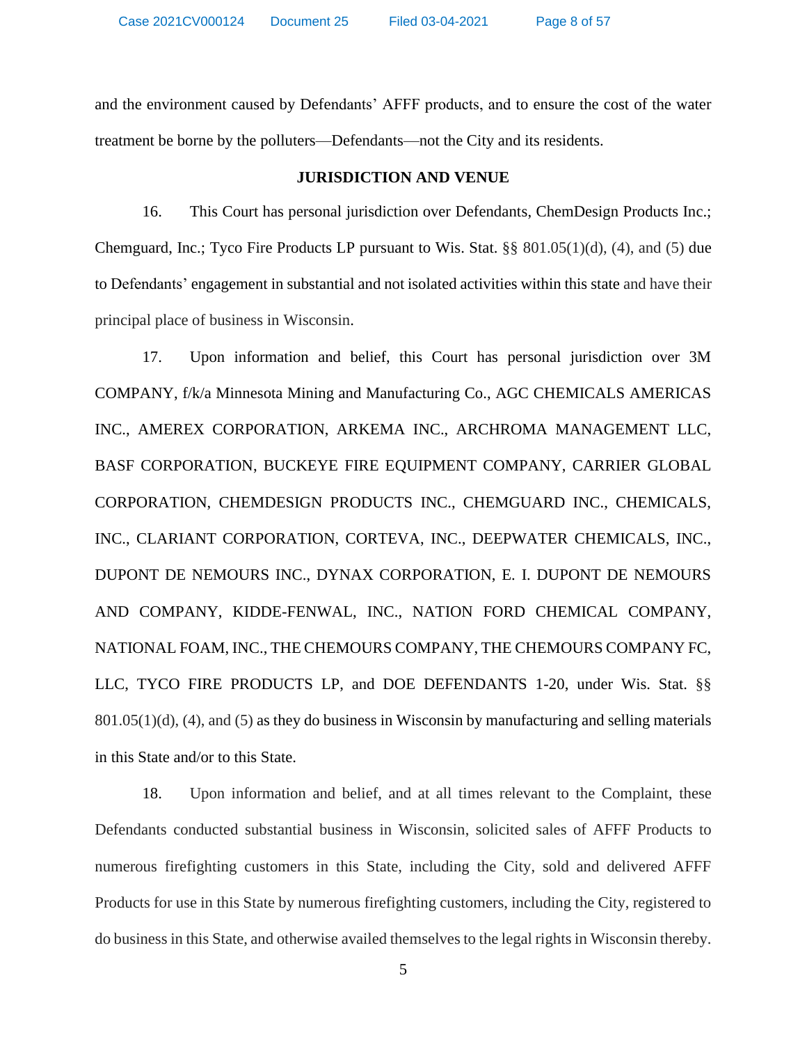and the environment caused by Defendants' AFFF products, and to ensure the cost of the water treatment be borne by the polluters—Defendants—not the City and its residents.

## JURISDICTION AND VENUE

16. This Court has personal jurisdiction over Defendants, ChemDesign Products Inc.; Chemguard, Inc.; Tyco Fire Products LP pursuant to Wis. Stat. §§ 801.05(1)(d), (4), and (5) due to Defendants' engagement in substantial and not isolated activities within this state and have their principal place of business in Wisconsin.

17. Upon information and belief, this Court has personal jurisdiction over 3M COMPANY, f/k/a Minnesota Mining and Manufacturing Co., AGC CHEMICALS AMERICAS INC., AMEREX CORPORATION, ARKEMA INC., ARCHROMA MANAGEMENT LLC, BASF CORPORATION, BUCKEYE FIRE EQUIPMENT COMPANY, CARRIER GLOBAL CORPORATION, CHEMDESIGN PRODUCTS INC., CHEMGUARD INC., CHEMICALS, INC., CLARIANT CORPORATION, CORTEVA, INC., DEEPWATER CHEMICALS, INC., DUPONT DE NEMOURS INC., DYNAX CORPORATION, E. I. DUPONT DE NEMOURS AND COMPANY, KIDDE-FENWAL, INC., NATION FORD CHEMICAL COMPANY, NATIONAL FOAM, INC., THE CHEMOURS COMPANY, THE CHEMOURS COMPANY FC, LLC, TYCO FIRE PRODUCTS LP, and DOE DEFENDANTS 1-20, under Wis. Stat. §§ 801.05(1)(d), (4), and (5) as they do business in Wisconsin by manufacturing and selling materials in this State and/or to this State.

18. Upon information and belief, and at all times relevant to the Complaint, these Defendants conducted substantial business in Wisconsin, solicited sales of AFFF Products to numerous firefighting customers in this State, including the City, sold and delivered AFFF Products for use in this State by numerous firefighting customers, including the City, registered to do business in this State, and otherwise availed themselves to the legal rights in Wisconsin thereby.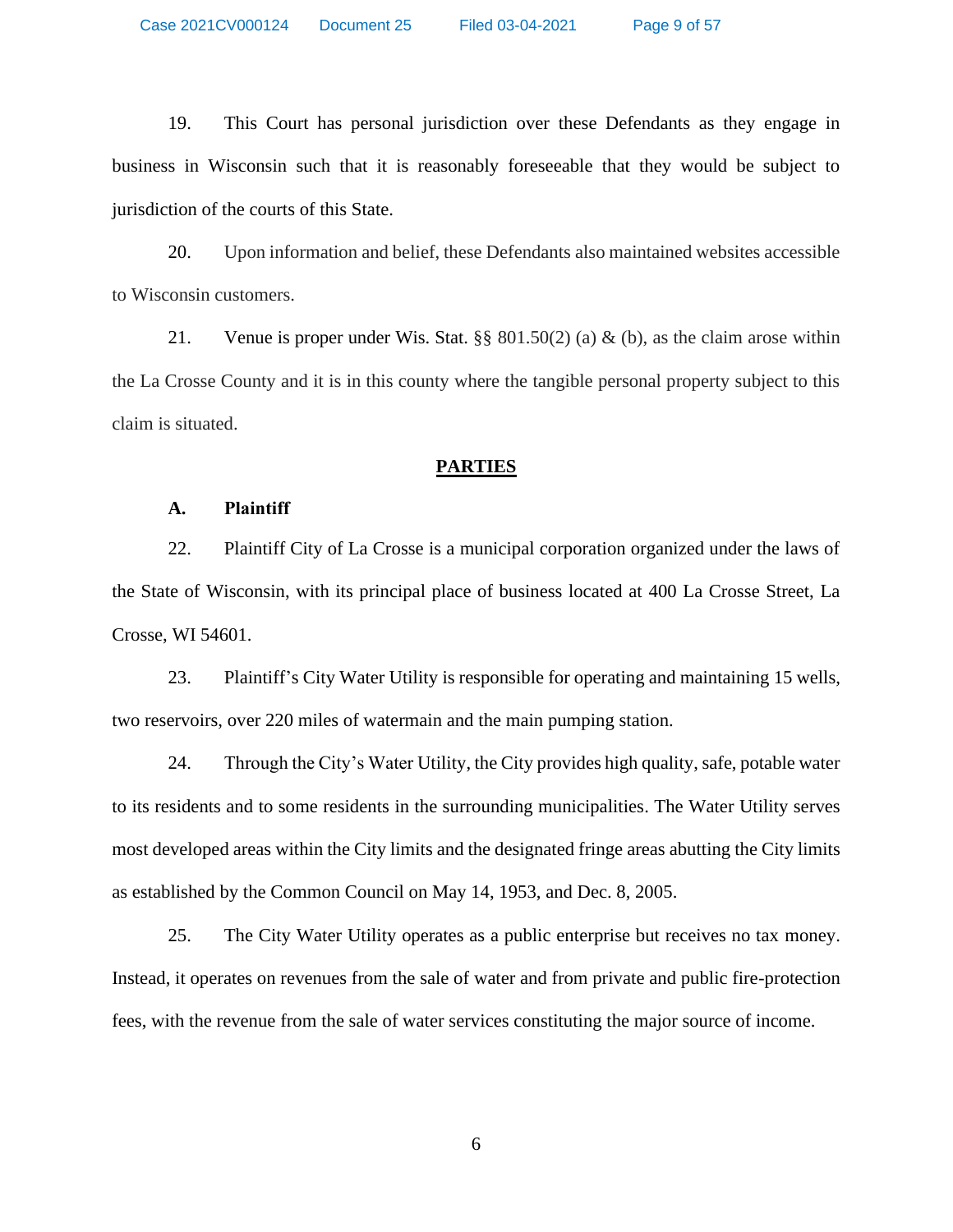19. This Court has personal jurisdiction over these Defendants as they engage in business in Wisconsin such that it is reasonably foreseeable that they would be subject to jurisdiction of the courts of this State.

20. Upon information and belief, these Defendants also maintained websites accessible to Wisconsin customers.

21. Venue is proper under Wis. Stat. §§ 801.50(2) (a) & (b), as the claim arose within the La Crosse County and it is in this county where the tangible personal property subject to this claim is situated.

## PARTIES

### A. Plaintiff

22. Plaintiff City of La Crosse is a municipal corporation organized under the laws of the State of Wisconsin, with its principal place of business located at 400 La Crosse Street, La Crosse, WI 54601.

23. Plaintiff's City Water Utility is responsible for operating and maintaining 15 wells, two reservoirs, over 220 miles of watermain and the main pumping station.

24. Through the City's Water Utility, the City provides high quality, safe, potable water to its residents and to some residents in the surrounding municipalities. The Water Utility serves most developed areas within the City limits and the designated fringe areas abutting the City limits as established by the Common Council on May 14, 1953, and Dec. 8, 2005.

25. The City Water Utility operates as a public enterprise but receives no tax money. Instead, it operates on revenues from the sale of water and from private and public fire-protection fees, with the revenue from the sale of water services constituting the major source of income.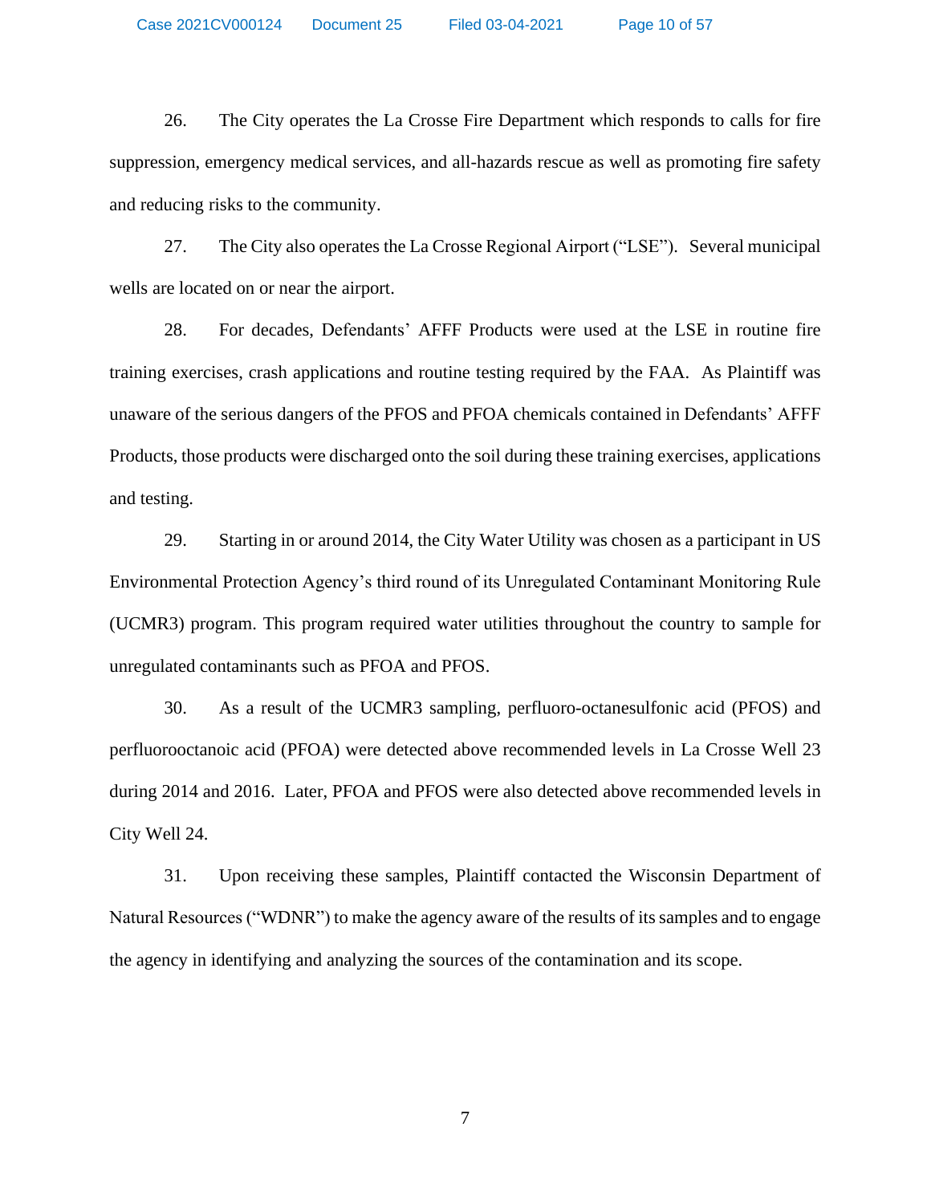26. The City operates the La Crosse Fire Department which responds to calls for fire suppression, emergency medical services, and all-hazards rescue as well as promoting fire safety and reducing risks to the community.

27. The City also operates the La Crosse Regional Airport ("LSE"). Several municipal wells are located on or near the airport.

28. For decades, Defendants' AFFF Products were used at the LSE in routine fire training exercises, crash applications and routine testing required by the FAA. As Plaintiff was unaware of the serious dangers of the PFOS and PFOA chemicals contained in Defendants' AFFF Products, those products were discharged onto the soil during these training exercises, applications and testing.

29. Starting in or around 2014, the City Water Utility was chosen as a participant in US Environmental Protection Agency's third round of its Unregulated Contaminant Monitoring Rule (UCMR3) program. This program required water utilities throughout the country to sample for unregulated contaminants such as PFOA and PFOS.

30. As a result of the UCMR3 sampling, perfluoro-octanesulfonic acid (PFOS) and perfluorooctanoic acid (PFOA) were detected above recommended levels in La Crosse Well 23 during 2014 and 2016. Later, PFOA and PFOS were also detected above recommended levels in City Well 24.

31. Upon receiving these samples, Plaintiff contacted the Wisconsin Department of Natural Resources ("WDNR") to make the agency aware of the results of its samples and to engage the agency in identifying and analyzing the sources of the contamination and its scope.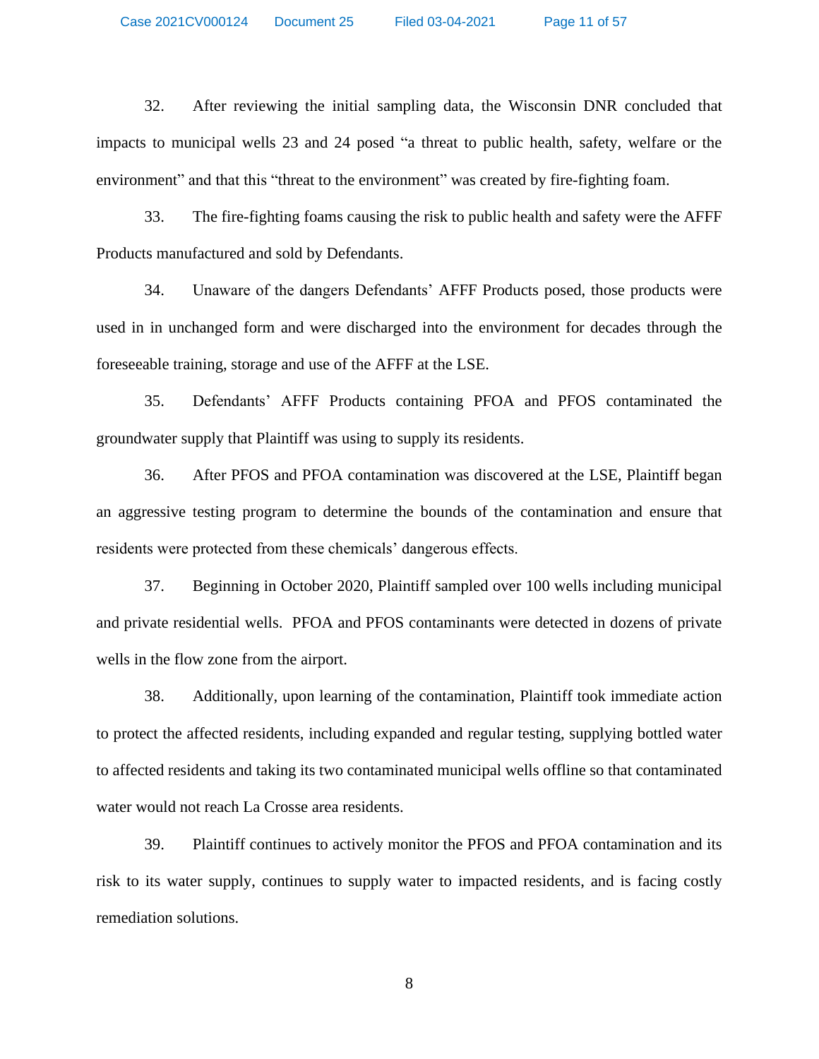32. After reviewing the initial sampling data, the Wisconsin DNR concluded that impacts to municipal wells 23 and 24 posed "a threat to public health, safety, welfare or the environment" and that this "threat to the environment" was created by fire-fighting foam.

33. The fire-fighting foams causing the risk to public health and safety were the AFFF Products manufactured and sold by Defendants.

34. Unaware of the dangers Defendants' AFFF Products posed, those products were used in in unchanged form and were discharged into the environment for decades through the foreseeable training, storage and use of the AFFF at the LSE.

35. Defendants' AFFF Products containing PFOA and PFOS contaminated the groundwater supply that Plaintiff was using to supply its residents.

36. After PFOS and PFOA contamination was discovered at the LSE, Plaintiff began an aggressive testing program to determine the bounds of the contamination and ensure that residents were protected from these chemicals' dangerous effects.

37. Beginning in October 2020, Plaintiff sampled over 100 wells including municipal and private residential wells. PFOA and PFOS contaminants were detected in dozens of private wells in the flow zone from the airport.

38. Additionally, upon learning of the contamination, Plaintiff took immediate action to protect the affected residents, including expanded and regular testing, supplying bottled water to affected residents and taking its two contaminated municipal wells offline so that contaminated water would not reach La Crosse area residents.

39. Plaintiff continues to actively monitor the PFOS and PFOA contamination and its risk to its water supply, continues to supply water to impacted residents, and is facing costly remediation solutions.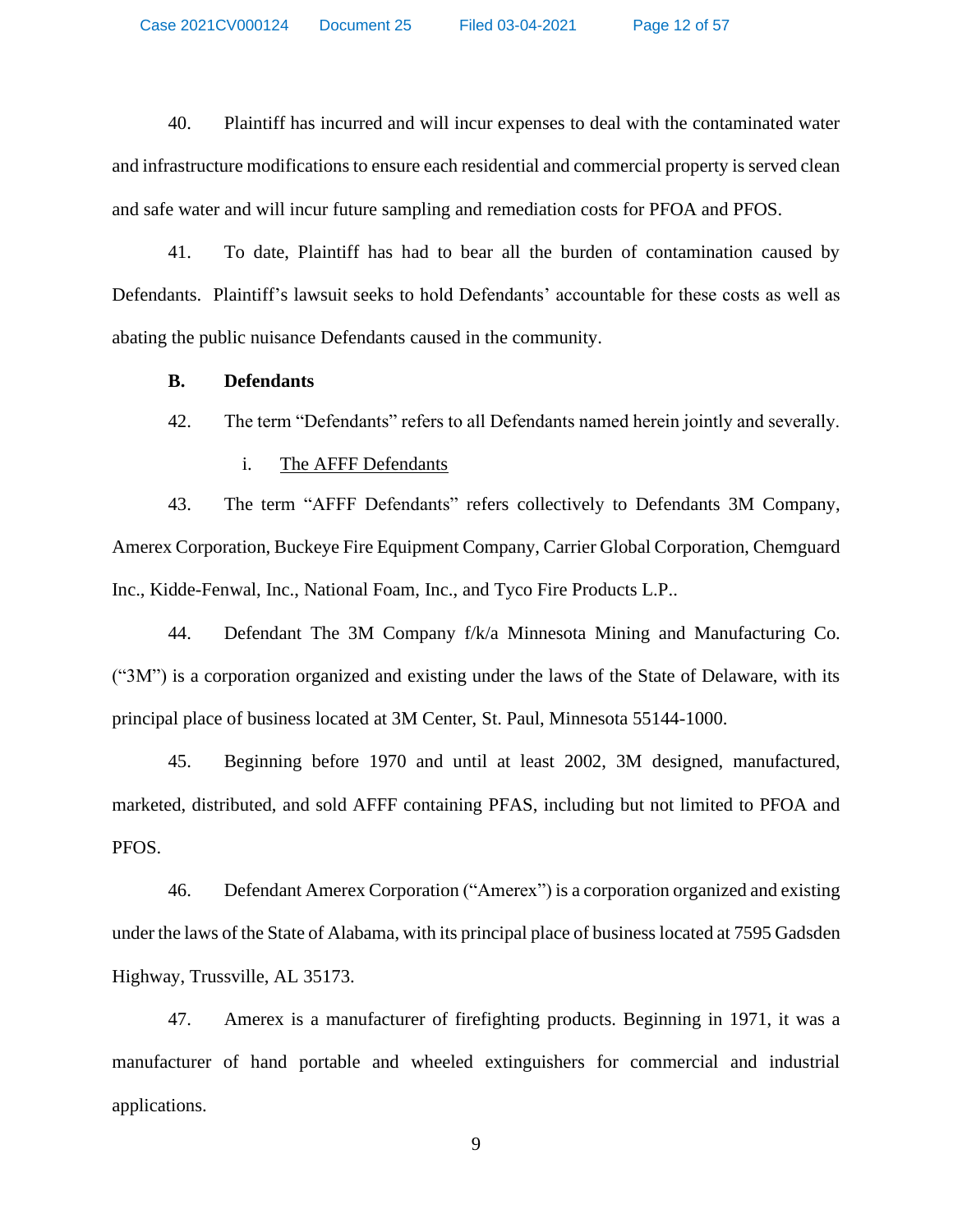40. Plaintiff has incurred and will incur expenses to deal with the contaminated water and infrastructure modifications to ensure each residential and commercial property is served clean and safe water and will incur future sampling and remediation costs for PFOA and PFOS.

41. To date, Plaintiff has had to bear all the burden of contamination caused by Defendants. Plaintiff's lawsuit seeks to hold Defendants' accountable for these costs as well as abating the public nuisance Defendants caused in the community.

**B. Defendants**

42. The term "Defendants" refers to all Defendants named herein jointly and severally.

i. <u>The AFFF Defendants</u>

43. The term "AFFF Defendants" refers collectively to Defendants 3M Company, Amerex Corporation, Buckeye Fire Equipment Company, Carrier Global Corporation, Chemguard Inc., Kidde-Fenwal, Inc., National Foam, Inc., and Tyco Fire Products L.P..

44. Defendant The 3M Company f/k/a Minnesota Mining and Manufacturing Co. ("3M") is a corporation organized and existing under the laws of the State of Delaware, with its principal place of business located at 3M Center, St. Paul, Minnesota 55144-1000.

45. Beginning before 1970 and until at least 2002, 3M designed, manufactured, marketed, distributed, and sold AFFF containing PFAS, including but not limited to PFOA and PFOS.

46. Defendant Amerex Corporation ("Amerex") is a corporation organized and existing under the laws of the State of Alabama, with its principal place of business located at 7595 Gadsden Highway, Trussville, AL 35173.

47. Amerex is a manufacturer of firefighting products. Beginning in 1971, it was a manufacturer of hand portable and wheeled extinguishers for commercial and industrial applications.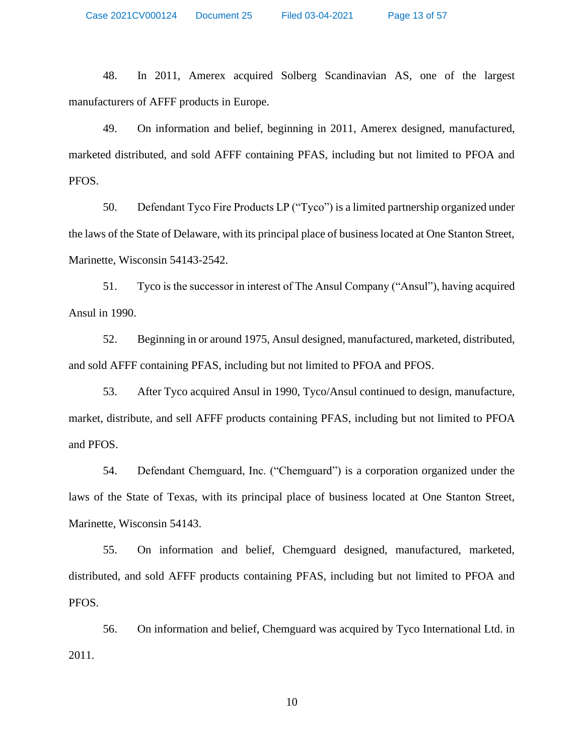48. In 2011, Amerex acquired Solberg Scandinavian AS, one of the largest manufacturers of AFFF products in Europe.

49. On information and belief, beginning in 2011, Amerex designed, manufactured, marketed distributed, and sold AFFF containing PFAS, including but not limited to PFOA and PFOS.

50. Defendant Tyco Fire Products LP ("Tyco") is a limited partnership organized under the laws of the State of Delaware, with its principal place of business located at One Stanton Street, Marinette, Wisconsin 54143-2542.

51. Tyco is the successor in interest of The Ansul Company ("Ansul"), having acquired Ansul in 1990.

52. Beginning in or around 1975, Ansul designed, manufactured, marketed, distributed, and sold AFFF containing PFAS, including but not limited to PFOA and PFOS.

53. After Tyco acquired Ansul in 1990, Tyco/Ansul continued to design, manufacture, market, distribute, and sell AFFF products containing PFAS, including but not limited to PFOA and PFOS.

54. Defendant Chemguard, Inc. ("Chemguard") is a corporation organized under the laws of the State of Texas, with its principal place of business located at One Stanton Street, Marinette, Wisconsin 54143.

55. On information and belief, Chemguard designed, manufactured, marketed, distributed, and sold AFFF products containing PFAS, including but not limited to PFOA and PFOS.

56. On information and belief, Chemguard was acquired by Tyco International Ltd. in 2011.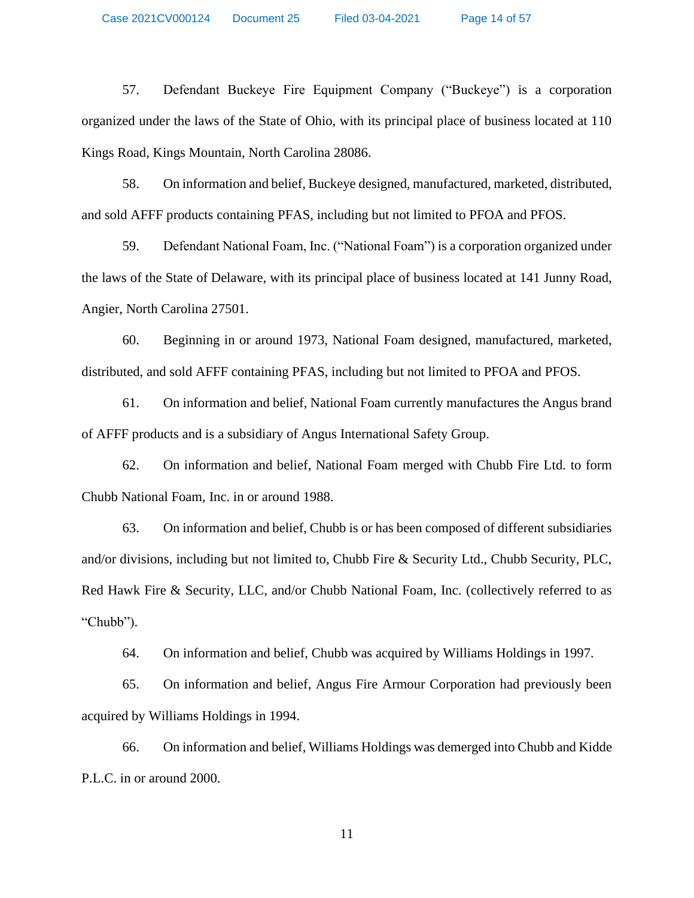57. Defendant Buckeye Fire Equipment Company ("Buckeye") is a corporation organized under the laws of the State of Ohio, with its principal place of business located at 110 Kings Road, Kings Mountain, North Carolina 28086.

58. On information and belief, Buckeye designed, manufactured, marketed, distributed, and sold AFFF products containing PFAS, including but not limited to PFOA and PFOS.

59. Defendant National Foam, Inc. ("National Foam") is a corporation organized under the laws of the State of Delaware, with its principal place of business located at 141 Junny Road, Angier, North Carolina 27501.

60. Beginning in or around 1973, National Foam designed, manufactured, marketed, distributed, and sold AFFF containing PFAS, including but not limited to PFOA and PFOS.

61. On information and belief, National Foam currently manufactures the Angus brand of AFFF products and is a subsidiary of Angus International Safety Group.

62. On information and belief, National Foam merged with Chubb Fire Ltd. to form Chubb National Foam, Inc. in or around 1988.

63. On information and belief, Chubb is or has been composed of different subsidiaries and/or divisions, including but not limited to, Chubb Fire & Security Ltd., Chubb Security, PLC, Red Hawk Fire & Security, LLC, and/or Chubb National Foam, Inc. (collectively referred to as "Chubb").

64. On information and belief, Chubb was acquired by Williams Holdings in 1997.

65. On information and belief, Angus Fire Armour Corporation had previously been acquired by Williams Holdings in 1994.

66. On information and belief, Williams Holdings was demerged into Chubb and Kidde P.L.C. in or around 2000.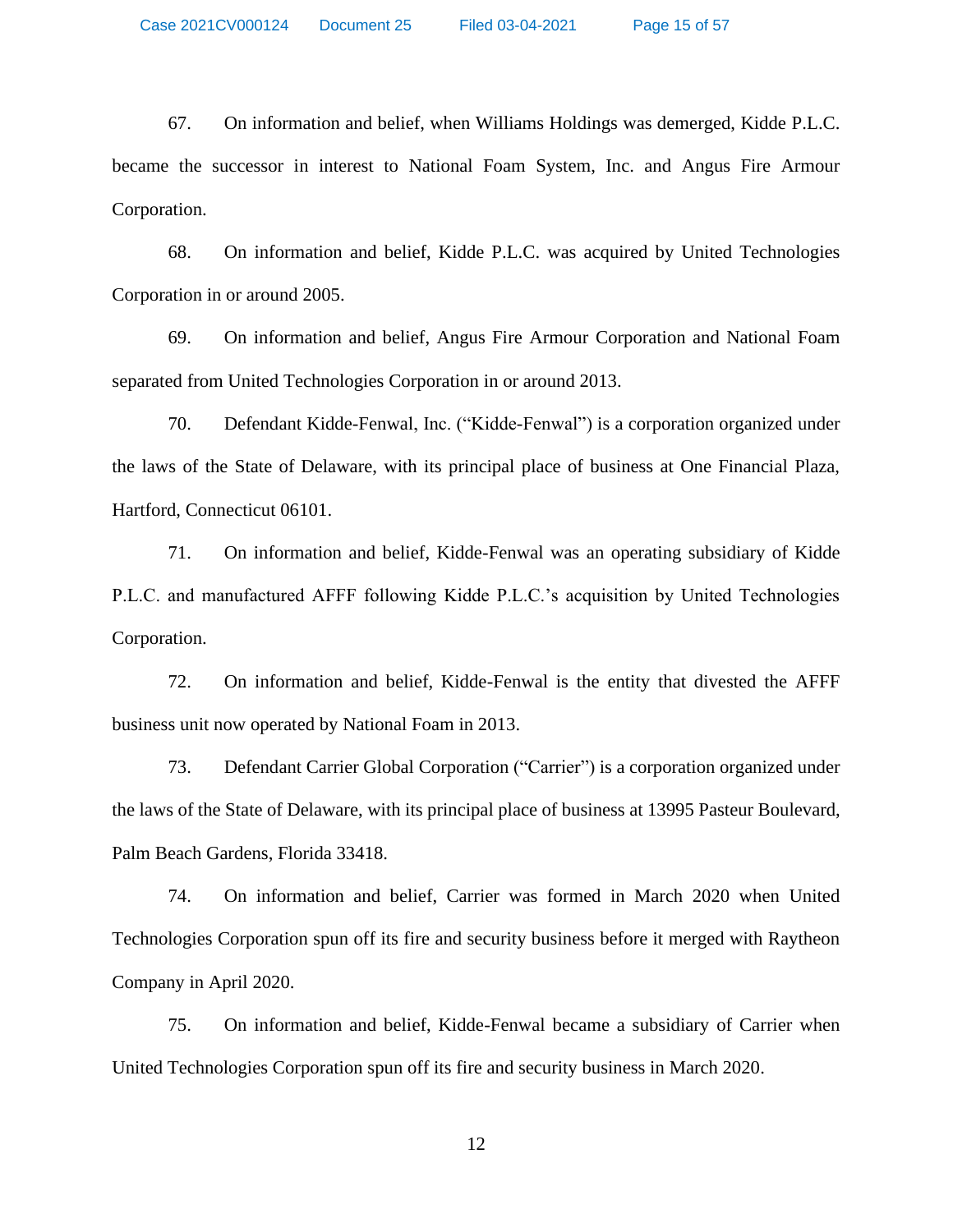67. On information and belief, when Williams Holdings was demerged, Kidde P.L.C. became the successor in interest to National Foam System, Inc. and Angus Fire Armour Corporation.

68. On information and belief, Kidde P.L.C. was acquired by United Technologies Corporation in or around 2005.

69. On information and belief, Angus Fire Armour Corporation and National Foam separated from United Technologies Corporation in or around 2013.

70. Defendant Kidde-Fenwal, Inc. ("Kidde-Fenwal") is a corporation organized under the laws of the State of Delaware, with its principal place of business at One Financial Plaza, Hartford, Connecticut 06101.

71. On information and belief, Kidde-Fenwal was an operating subsidiary of Kidde P.L.C. and manufactured AFFF following Kidde P.L.C.'s acquisition by United Technologies Corporation.

72. On information and belief, Kidde-Fenwal is the entity that divested the AFFF business unit now operated by National Foam in 2013.

73. Defendant Carrier Global Corporation ("Carrier") is a corporation organized under the laws of the State of Delaware, with its principal place of business at 13995 Pasteur Boulevard, Palm Beach Gardens, Florida 33418.

74. On information and belief, Carrier was formed in March 2020 when United Technologies Corporation spun off its fire and security business before it merged with Raytheon Company in April 2020.

75. On information and belief, Kidde-Fenwal became a subsidiary of Carrier when United Technologies Corporation spun off its fire and security business in March 2020.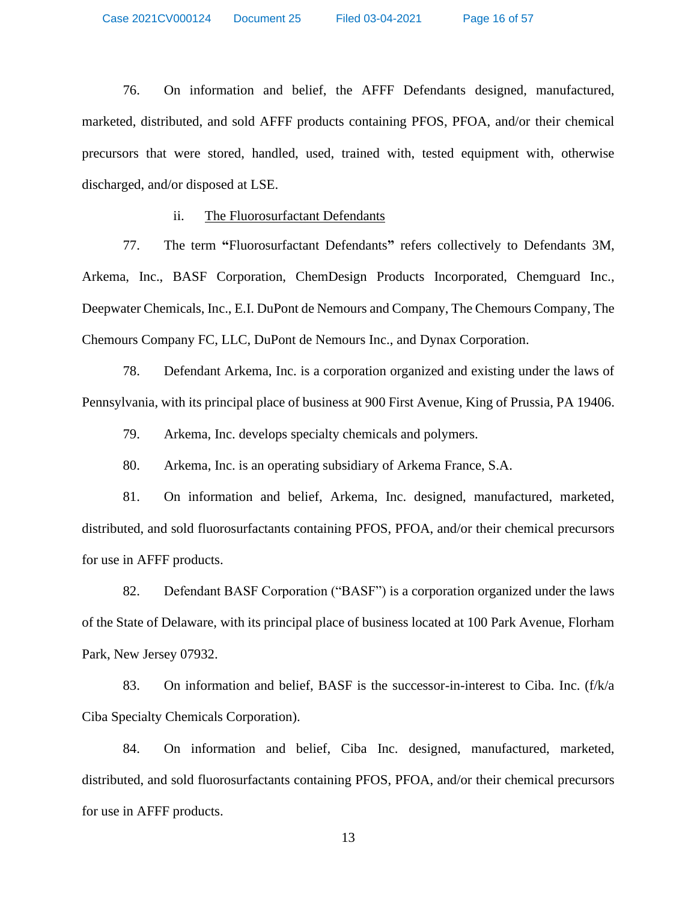76. On information and belief, the AFFF Defendants designed, manufactured, marketed, distributed, and sold AFFF products containing PFOS, PFOA, and/or their chemical precursors that were stored, handled, used, trained with, tested equipment with, otherwise discharged, and/or disposed at LSE.

ii. The Fluorosurfactant Defendants

77. The term **"**Fluorosurfactant Defendants**"** refers collectively to Defendants 3M, Arkema, Inc., BASF Corporation, ChemDesign Products Incorporated, Chemguard Inc., Deepwater Chemicals, Inc., E.I. DuPont de Nemours and Company, The Chemours Company, The Chemours Company FC, LLC, DuPont de Nemours Inc., and Dynax Corporation.

78. Defendant Arkema, Inc. is a corporation organized and existing under the laws of Pennsylvania, with its principal place of business at 900 First Avenue, King of Prussia, PA 19406.

79. Arkema, Inc. develops specialty chemicals and polymers.

80. Arkema, Inc. is an operating subsidiary of Arkema France, S.A.

81. On information and belief, Arkema, Inc. designed, manufactured, marketed, distributed, and sold fluorosurfactants containing PFOS, PFOA, and/or their chemical precursors for use in AFFF products.

82. Defendant BASF Corporation ("BASF") is a corporation organized under the laws of the State of Delaware, with its principal place of business located at 100 Park Avenue, Florham Park, New Jersey 07932.

83. On information and belief, BASF is the successor-in-interest to Ciba. Inc. (f/k/a Ciba Specialty Chemicals Corporation).

84. On information and belief, Ciba Inc. designed, manufactured, marketed, distributed, and sold fluorosurfactants containing PFOS, PFOA, and/or their chemical precursors for use in AFFF products.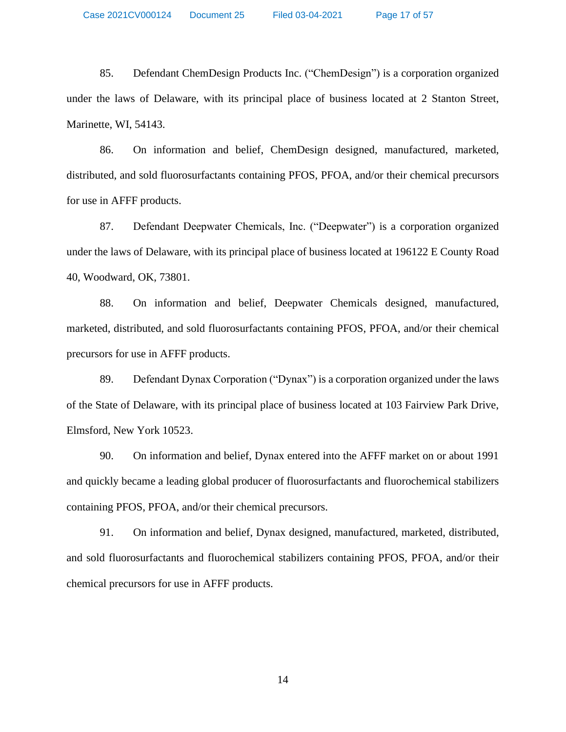85. Defendant ChemDesign Products Inc. ("ChemDesign") is a corporation organized under the laws of Delaware, with its principal place of business located at 2 Stanton Street, Marinette, WI, 54143.

86. On information and belief, ChemDesign designed, manufactured, marketed, distributed, and sold fluorosurfactants containing PFOS, PFOA, and/or their chemical precursors for use in AFFF products.

87. Defendant Deepwater Chemicals, Inc. ("Deepwater") is a corporation organized under the laws of Delaware, with its principal place of business located at 196122 E County Road 40, Woodward, OK, 73801.

88. On information and belief, Deepwater Chemicals designed, manufactured, marketed, distributed, and sold fluorosurfactants containing PFOS, PFOA, and/or their chemical precursors for use in AFFF products.

89. Defendant Dynax Corporation ("Dynax") is a corporation organized under the laws of the State of Delaware, with its principal place of business located at 103 Fairview Park Drive, Elmsford, New York 10523.

90. On information and belief, Dynax entered into the AFFF market on or about 1991 and quickly became a leading global producer of fluorosurfactants and fluorochemical stabilizers containing PFOS, PFOA, and/or their chemical precursors.

91. On information and belief, Dynax designed, manufactured, marketed, distributed, and sold fluorosurfactants and fluorochemical stabilizers containing PFOS, PFOA, and/or their chemical precursors for use in AFFF products.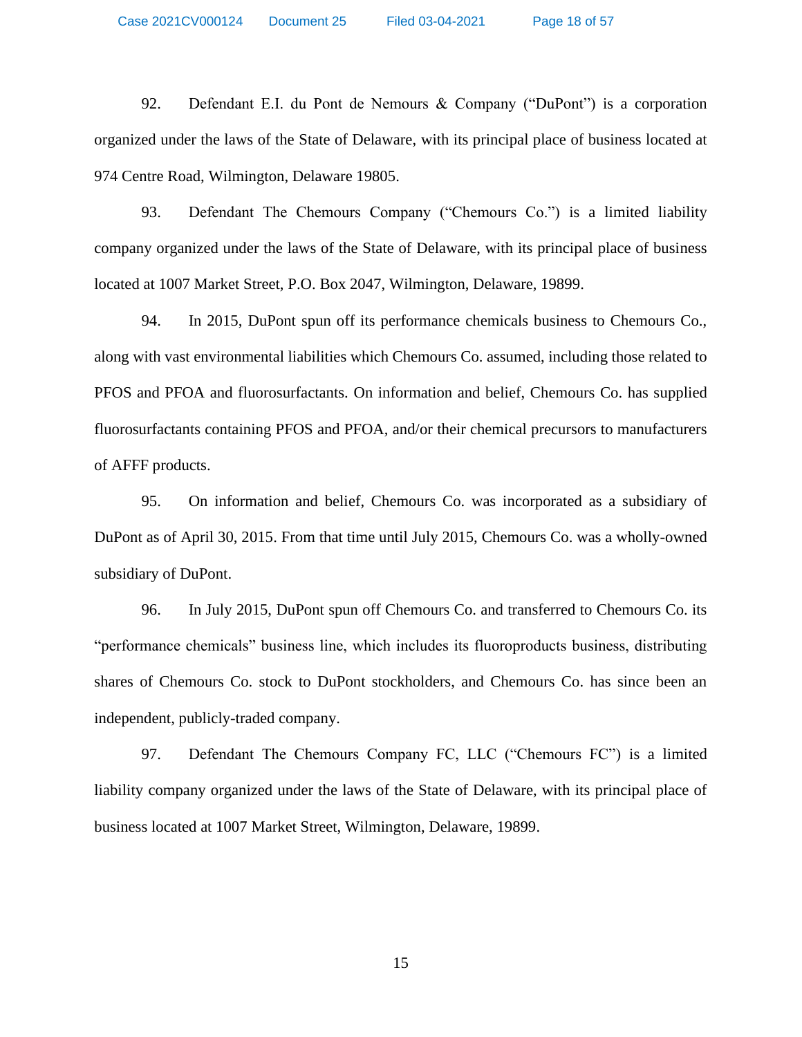92. Defendant E.I. du Pont de Nemours & Company ("DuPont") is a corporation organized under the laws of the State of Delaware, with its principal place of business located at 974 Centre Road, Wilmington, Delaware 19805.

93. Defendant The Chemours Company ("Chemours Co.") is a limited liability company organized under the laws of the State of Delaware, with its principal place of business located at 1007 Market Street, P.O. Box 2047, Wilmington, Delaware, 19899.

94. In 2015, DuPont spun off its performance chemicals business to Chemours Co., along with vast environmental liabilities which Chemours Co. assumed, including those related to PFOS and PFOA and fluorosurfactants. On information and belief, Chemours Co. has supplied fluorosurfactants containing PFOS and PFOA, and/or their chemical precursors to manufacturers of AFFF products.

95. On information and belief, Chemours Co. was incorporated as a subsidiary of DuPont as of April 30, 2015. From that time until July 2015, Chemours Co. was a wholly-owned subsidiary of DuPont.

96. In July 2015, DuPont spun off Chemours Co. and transferred to Chemours Co. its "performance chemicals" business line, which includes its fluoroproducts business, distributing shares of Chemours Co. stock to DuPont stockholders, and Chemours Co. has since been an independent, publicly-traded company.

97. Defendant The Chemours Company FC, LLC ("Chemours FC") is a limited liability company organized under the laws of the State of Delaware, with its principal place of business located at 1007 Market Street, Wilmington, Delaware, 19899.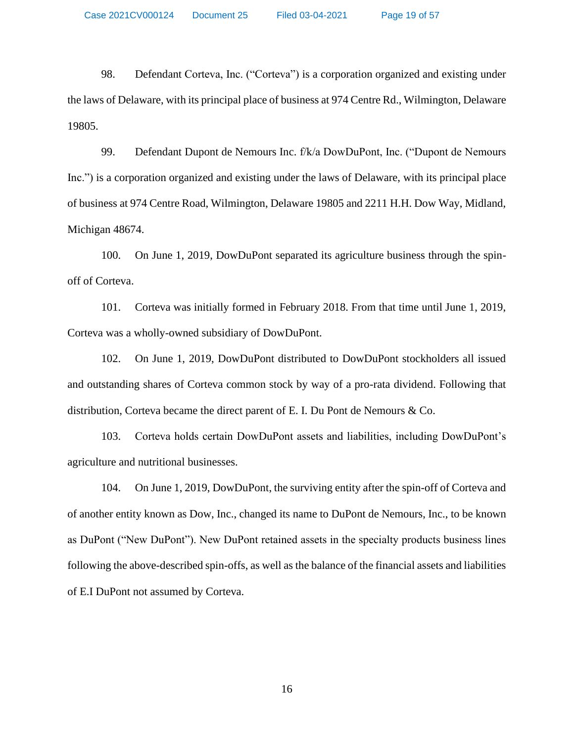98. Defendant Corteva, Inc. ("Corteva") is a corporation organized and existing under the laws of Delaware, with its principal place of business at 974 Centre Rd., Wilmington, Delaware 19805.

99. Defendant Dupont de Nemours Inc. f/k/a DowDuPont, Inc. ("Dupont de Nemours Inc.") is a corporation organized and existing under the laws of Delaware, with its principal place of business at 974 Centre Road, Wilmington, Delaware 19805 and 2211 H.H. Dow Way, Midland, Michigan 48674.

100. On June 1, 2019, DowDuPont separated its agriculture business through the spin-off of Corteva.

101. Corteva was initially formed in February 2018. From that time until June 1, 2019, Corteva was a wholly-owned subsidiary of DowDuPont.

102. On June 1, 2019, DowDuPont distributed to DowDuPont stockholders all issued and outstanding shares of Corteva common stock by way of a pro-rata dividend. Following that distribution, Corteva became the direct parent of E. I. Du Pont de Nemours & Co.

103. Corteva holds certain DowDuPont assets and liabilities, including DowDuPont's agriculture and nutritional businesses.

104. On June 1, 2019, DowDuPont, the surviving entity after the spin-off of Corteva and of another entity known as Dow, Inc., changed its name to DuPont de Nemours, Inc., to be known as DuPont ("New DuPont"). New DuPont retained assets in the specialty products business lines following the above-described spin-offs, as well as the balance of the financial assets and liabilities of E.I DuPont not assumed by Corteva.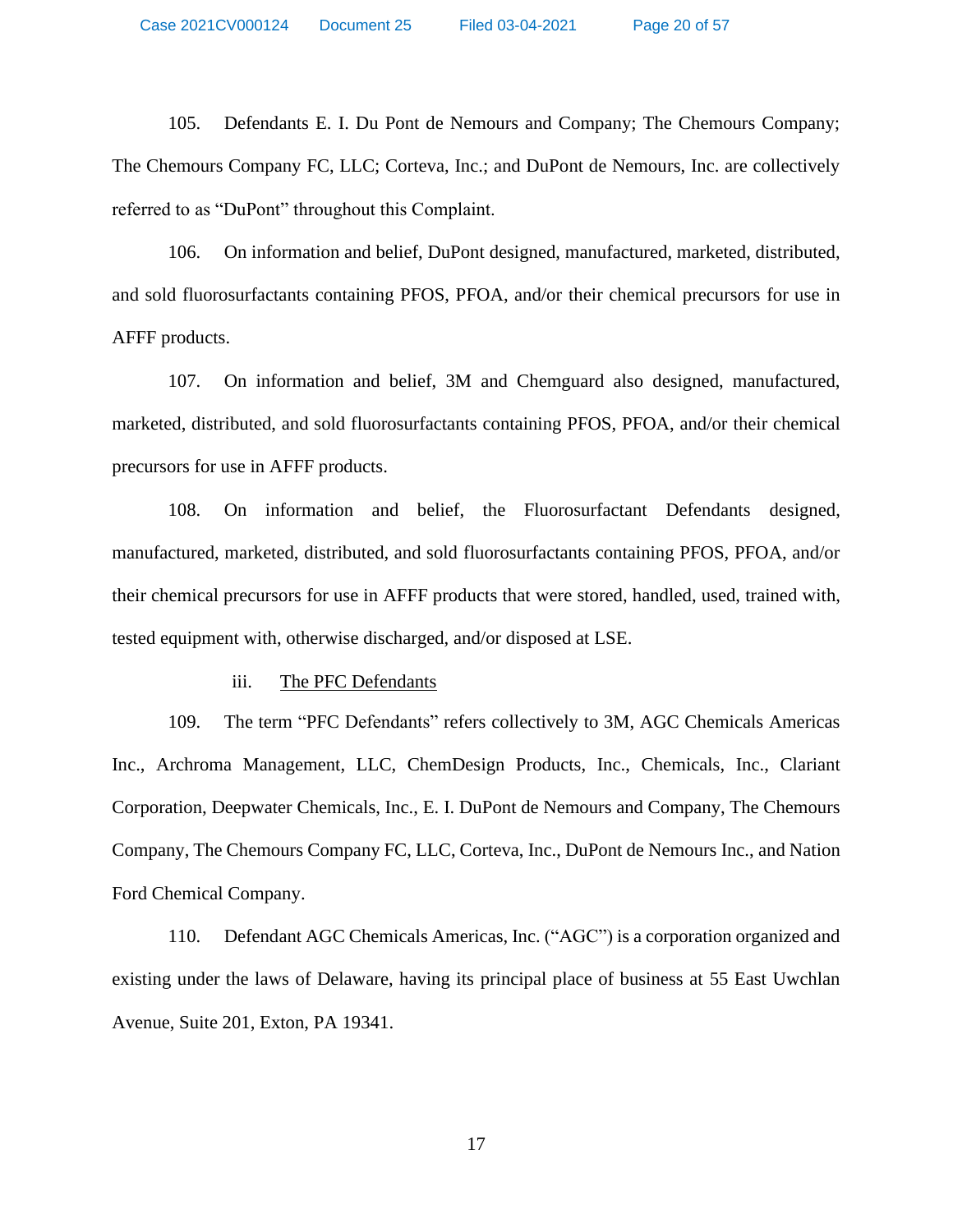105. Defendants E. I. Du Pont de Nemours and Company; The Chemours Company; The Chemours Company FC, LLC; Corteva, Inc.; and DuPont de Nemours, Inc. are collectively referred to as "DuPont" throughout this Complaint.

106. On information and belief, DuPont designed, manufactured, marketed, distributed, and sold fluorosurfactants containing PFOS, PFOA, and/or their chemical precursors for use in AFFF products.

107. On information and belief, 3M and Chemguard also designed, manufactured, marketed, distributed, and sold fluorosurfactants containing PFOS, PFOA, and/or their chemical precursors for use in AFFF products.

108. On information and belief, the Fluorosurfactant Defendants designed, manufactured, marketed, distributed, and sold fluorosurfactants containing PFOS, PFOA, and/or their chemical precursors for use in AFFF products that were stored, handled, used, trained with, tested equipment with, otherwise discharged, and/or disposed at LSE.

iii. <u>The PFC Defendants</u>

109. The term "PFC Defendants" refers collectively to 3M, AGC Chemicals Americas Inc., Archroma Management, LLC, ChemDesign Products, Inc., Chemicals, Inc., Clariant Corporation, Deepwater Chemicals, Inc., E. I. DuPont de Nemours and Company, The Chemours Company, The Chemours Company FC, LLC, Corteva, Inc., DuPont de Nemours Inc., and Nation Ford Chemical Company.

110. Defendant AGC Chemicals Americas, Inc. ("AGC") is a corporation organized and existing under the laws of Delaware, having its principal place of business at 55 East Uwchlan Avenue, Suite 201, Exton, PA 19341.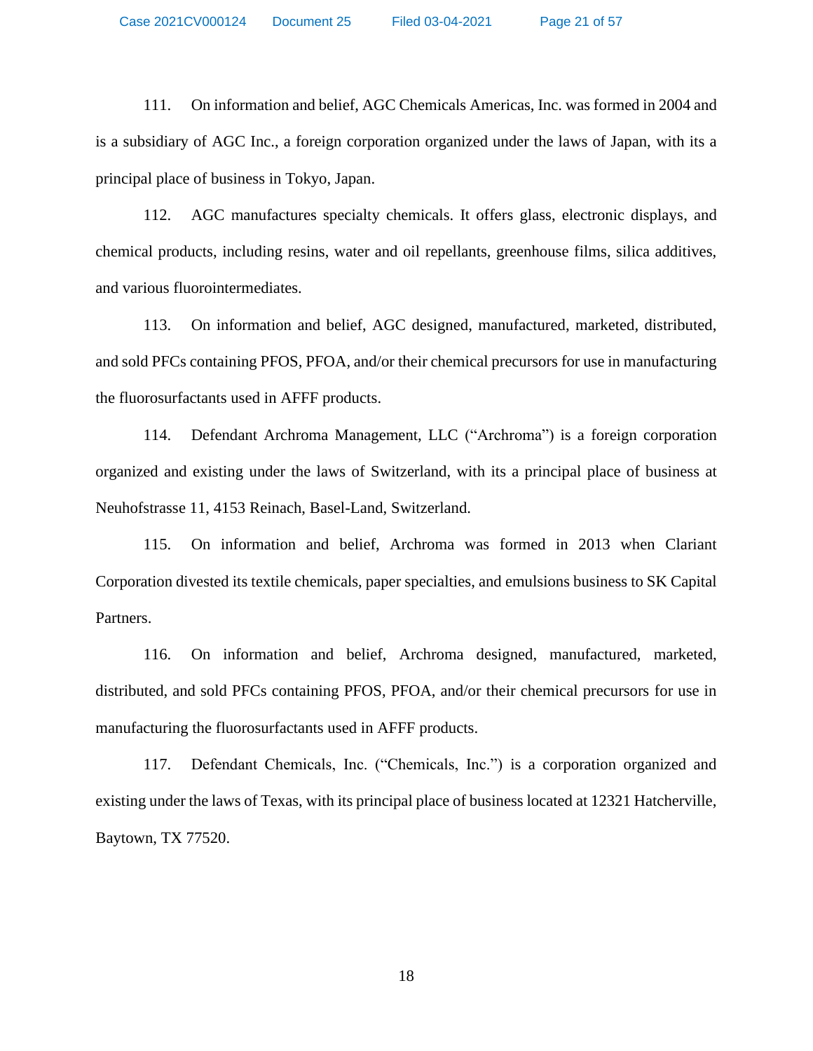111. On information and belief, AGC Chemicals Americas, Inc. was formed in 2004 and is a subsidiary of AGC Inc., a foreign corporation organized under the laws of Japan, with its a principal place of business in Tokyo, Japan.

112. AGC manufactures specialty chemicals. It offers glass, electronic displays, and chemical products, including resins, water and oil repellants, greenhouse films, silica additives, and various fluorointermediates.

113. On information and belief, AGC designed, manufactured, marketed, distributed, and sold PFCs containing PFOS, PFOA, and/or their chemical precursors for use in manufacturing the fluorosurfactants used in AFFF products.

114. Defendant Archroma Management, LLC ("Archroma") is a foreign corporation organized and existing under the laws of Switzerland, with its a principal place of business at Neuhofstrasse 11, 4153 Reinach, Basel-Land, Switzerland.

115. On information and belief, Archroma was formed in 2013 when Clariant Corporation divested its textile chemicals, paper specialties, and emulsions business to SK Capital Partners.

116. On information and belief, Archroma designed, manufactured, marketed, distributed, and sold PFCs containing PFOS, PFOA, and/or their chemical precursors for use in manufacturing the fluorosurfactants used in AFFF products.

117. Defendant Chemicals, Inc. ("Chemicals, Inc.") is a corporation organized and existing under the laws of Texas, with its principal place of business located at 12321 Hatcherville, Baytown, TX 77520.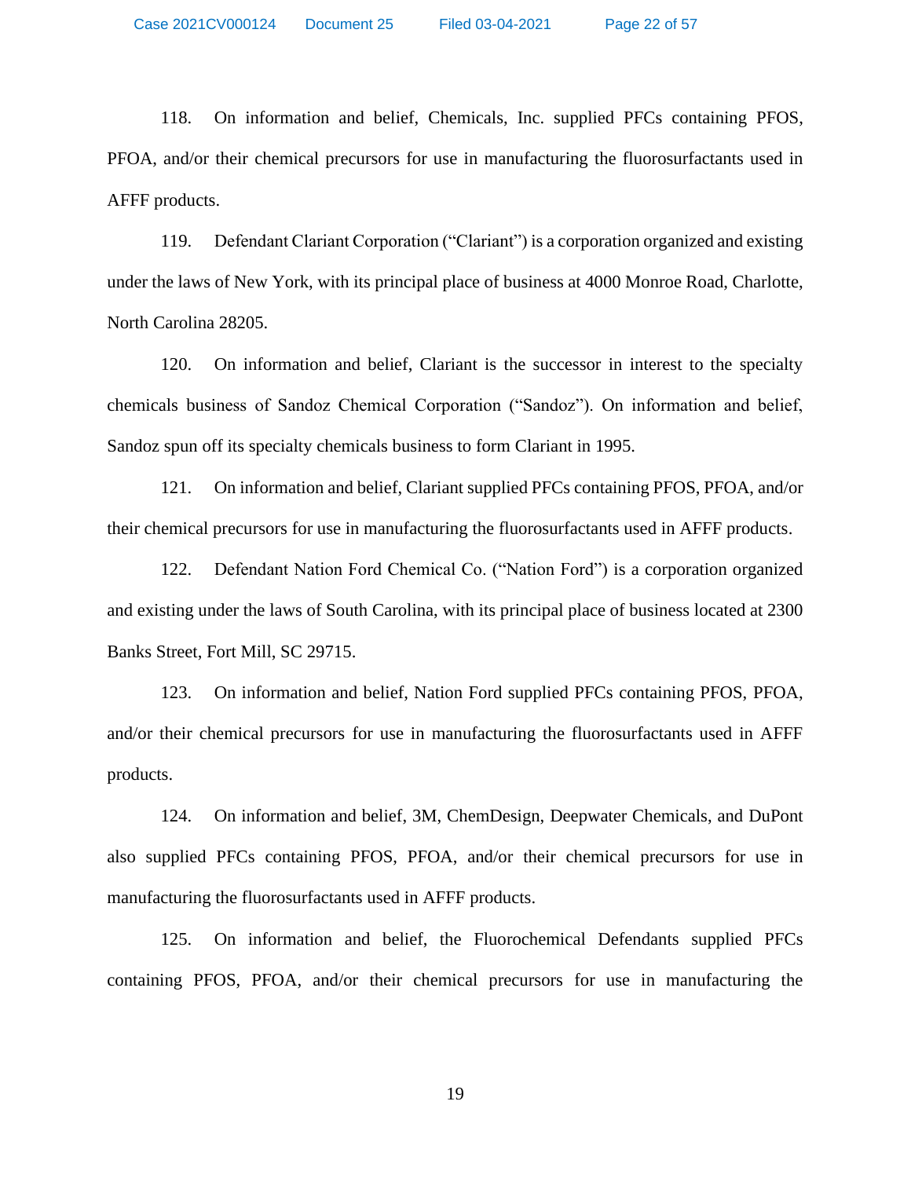118. On information and belief, Chemicals, Inc. supplied PFCs containing PFOS, PFOA, and/or their chemical precursors for use in manufacturing the fluorosurfactants used in AFFF products.

119. Defendant Clariant Corporation ("Clariant") is a corporation organized and existing under the laws of New York, with its principal place of business at 4000 Monroe Road, Charlotte, North Carolina 28205.

120. On information and belief, Clariant is the successor in interest to the specialty chemicals business of Sandoz Chemical Corporation ("Sandoz"). On information and belief, Sandoz spun off its specialty chemicals business to form Clariant in 1995.

121. On information and belief, Clariant supplied PFCs containing PFOS, PFOA, and/or their chemical precursors for use in manufacturing the fluorosurfactants used in AFFF products.

122. Defendant Nation Ford Chemical Co. ("Nation Ford") is a corporation organized and existing under the laws of South Carolina, with its principal place of business located at 2300 Banks Street, Fort Mill, SC 29715.

123. On information and belief, Nation Ford supplied PFCs containing PFOS, PFOA, and/or their chemical precursors for use in manufacturing the fluorosurfactants used in AFFF products.

124. On information and belief, 3M, ChemDesign, Deepwater Chemicals, and DuPont also supplied PFCs containing PFOS, PFOA, and/or their chemical precursors for use in manufacturing the fluorosurfactants used in AFFF products.

125. On information and belief, the Fluorochemical Defendants supplied PFCs containing PFOS, PFOA, and/or their chemical precursors for use in manufacturing the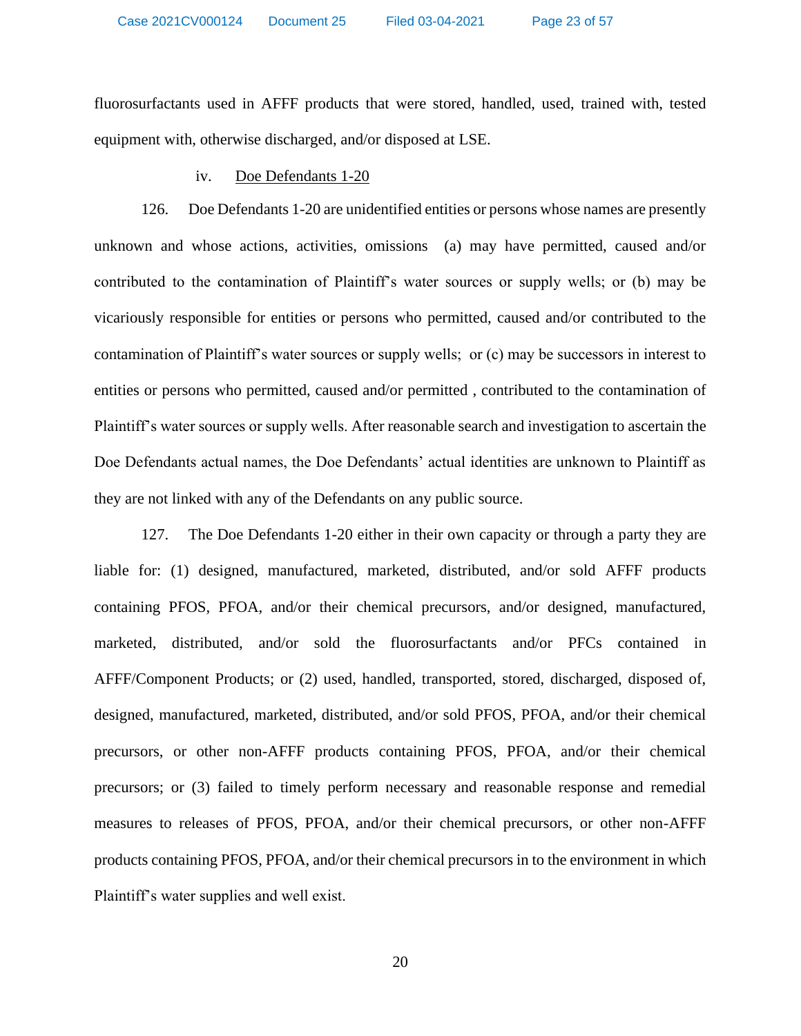fluorosurfactants used in AFFF products that were stored, handled, used, trained with, tested equipment with, otherwise discharged, and/or disposed at LSE.

iv. Doe Defendants 1-20

126. Doe Defendants 1-20 are unidentified entities or persons whose names are presently unknown and whose actions, activities, omissions (a) may have permitted, caused and/or contributed to the contamination of Plaintiff's water sources or supply wells; or (b) may be vicariously responsible for entities or persons who permitted, caused and/or contributed to the contamination of Plaintiff's water sources or supply wells; or (c) may be successors in interest to entities or persons who permitted, caused and/or permitted , contributed to the contamination of Plaintiff's water sources or supply wells. After reasonable search and investigation to ascertain the Doe Defendants actual names, the Doe Defendants' actual identities are unknown to Plaintiff as they are not linked with any of the Defendants on any public source.

127. The Doe Defendants 1-20 either in their own capacity or through a party they are liable for: (1) designed, manufactured, marketed, distributed, and/or sold AFFF products containing PFOS, PFOA, and/or their chemical precursors, and/or designed, manufactured, marketed, distributed, and/or sold the fluorosurfactants and/or PFCs contained in AFFF/Component Products; or (2) used, handled, transported, stored, discharged, disposed of, designed, manufactured, marketed, distributed, and/or sold PFOS, PFOA, and/or their chemical precursors, or other non-AFFF products containing PFOS, PFOA, and/or their chemical precursors; or (3) failed to timely perform necessary and reasonable response and remedial measures to releases of PFOS, PFOA, and/or their chemical precursors, or other non-AFFF products containing PFOS, PFOA, and/or their chemical precursors in to the environment in which Plaintiff's water supplies and well exist.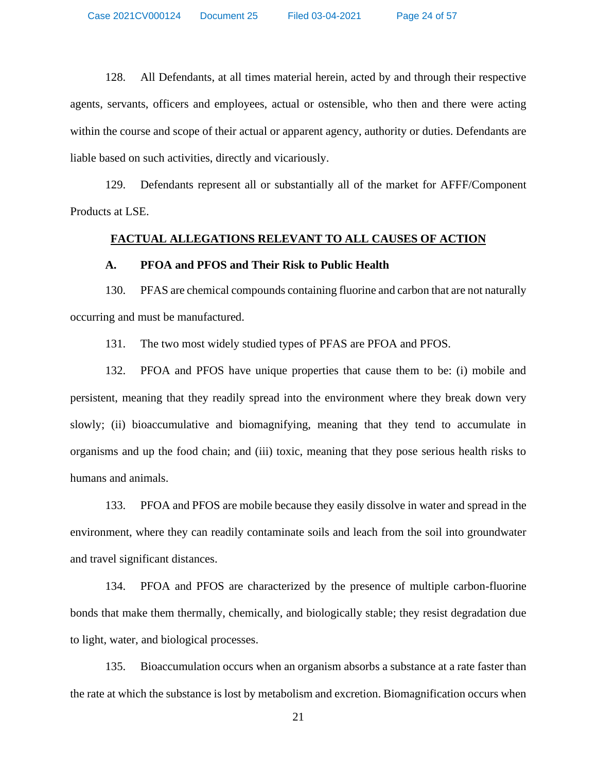128. All Defendants, at all times material herein, acted by and through their respective agents, servants, officers and employees, actual or ostensible, who then and there were acting within the course and scope of their actual or apparent agency, authority or duties. Defendants are liable based on such activities, directly and vicariously.

129. Defendants represent all or substantially all of the market for AFFF/Component Products at LSE.

## FACTUAL ALLEGATIONS RELEVANT TO ALL CAUSES OF ACTION

### A. PFOA and PFOS and Their Risk to Public Health

130. PFAS are chemical compounds containing fluorine and carbon that are not naturally occurring and must be manufactured.

131. The two most widely studied types of PFAS are PFOA and PFOS.

132. PFOA and PFOS have unique properties that cause them to be: (i) mobile and persistent, meaning that they readily spread into the environment where they break down very slowly; (ii) bioaccumulative and biomagnifying, meaning that they tend to accumulate in organisms and up the food chain; and (iii) toxic, meaning that they pose serious health risks to humans and animals.

133. PFOA and PFOS are mobile because they easily dissolve in water and spread in the environment, where they can readily contaminate soils and leach from the soil into groundwater and travel significant distances.

134. PFOA and PFOS are characterized by the presence of multiple carbon-fluorine bonds that make them thermally, chemically, and biologically stable; they resist degradation due to light, water, and biological processes.

135. Bioaccumulation occurs when an organism absorbs a substance at a rate faster than the rate at which the substance is lost by metabolism and excretion. Biomagnification occurs when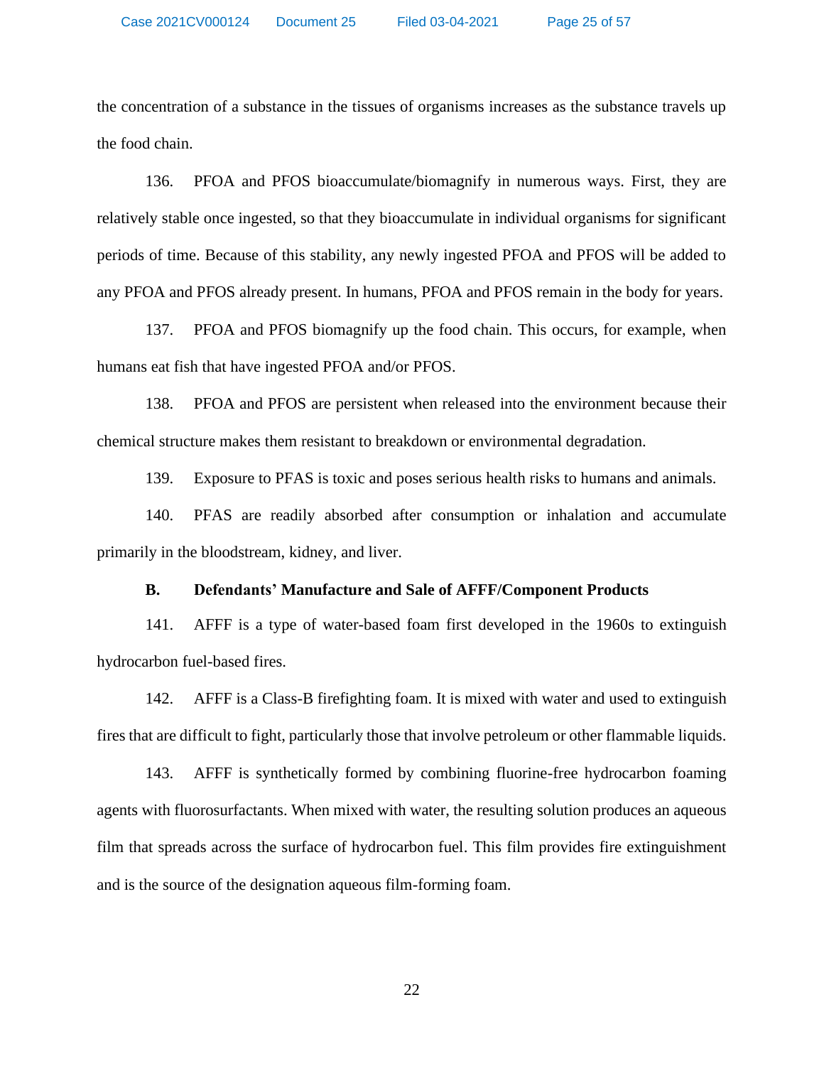the concentration of a substance in the tissues of organisms increases as the substance travels up the food chain.

136. PFOA and PFOS bioaccumulate/biomagnify in numerous ways. First, they are relatively stable once ingested, so that they bioaccumulate in individual organisms for significant periods of time. Because of this stability, any newly ingested PFOA and PFOS will be added to any PFOA and PFOS already present. In humans, PFOA and PFOS remain in the body for years.

137. PFOA and PFOS biomagnify up the food chain. This occurs, for example, when humans eat fish that have ingested PFOA and/or PFOS.

138. PFOA and PFOS are persistent when released into the environment because their chemical structure makes them resistant to breakdown or environmental degradation.

139. Exposure to PFAS is toxic and poses serious health risks to humans and animals.

140. PFAS are readily absorbed after consumption or inhalation and accumulate primarily in the bloodstream, kidney, and liver.

### B. Defendants' Manufacture and Sale of AFFF/Component Products

141. AFFF is a type of water-based foam first developed in the 1960s to extinguish hydrocarbon fuel-based fires.

142. AFFF is a Class-B firefighting foam. It is mixed with water and used to extinguish fires that are difficult to fight, particularly those that involve petroleum or other flammable liquids.

143. AFFF is synthetically formed by combining fluorine-free hydrocarbon foaming agents with fluorosurfactants. When mixed with water, the resulting solution produces an aqueous film that spreads across the surface of hydrocarbon fuel. This film provides fire extinguishment and is the source of the designation aqueous film-forming foam.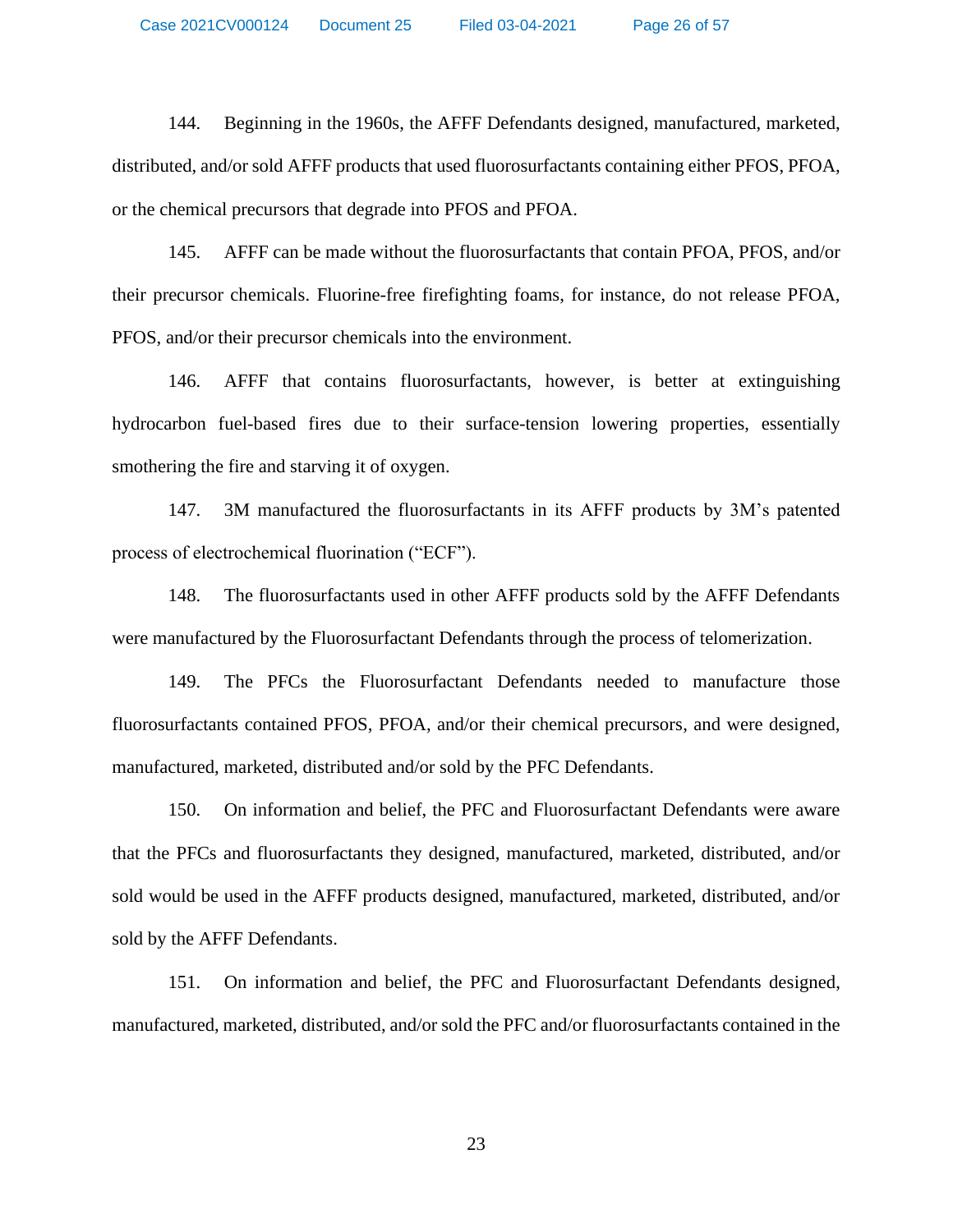144. Beginning in the 1960s, the AFFF Defendants designed, manufactured, marketed, distributed, and/or sold AFFF products that used fluorosurfactants containing either PFOS, PFOA, or the chemical precursors that degrade into PFOS and PFOA.

145. AFFF can be made without the fluorosurfactants that contain PFOA, PFOS, and/or their precursor chemicals. Fluorine-free firefighting foams, for instance, do not release PFOA, PFOS, and/or their precursor chemicals into the environment.

146. AFFF that contains fluorosurfactants, however, is better at extinguishing hydrocarbon fuel-based fires due to their surface-tension lowering properties, essentially smothering the fire and starving it of oxygen.

147. 3M manufactured the fluorosurfactants in its AFFF products by 3M's patented process of electrochemical fluorination ("ECF").

148. The fluorosurfactants used in other AFFF products sold by the AFFF Defendants were manufactured by the Fluorosurfactant Defendants through the process of telomerization.

149. The PFCs the Fluorosurfactant Defendants needed to manufacture those fluorosurfactants contained PFOS, PFOA, and/or their chemical precursors, and were designed, manufactured, marketed, distributed and/or sold by the PFC Defendants.

150. On information and belief, the PFC and Fluorosurfactant Defendants were aware that the PFCs and fluorosurfactants they designed, manufactured, marketed, distributed, and/or sold would be used in the AFFF products designed, manufactured, marketed, distributed, and/or sold by the AFFF Defendants.

151. On information and belief, the PFC and Fluorosurfactant Defendants designed, manufactured, marketed, distributed, and/or sold the PFC and/or fluorosurfactants contained in the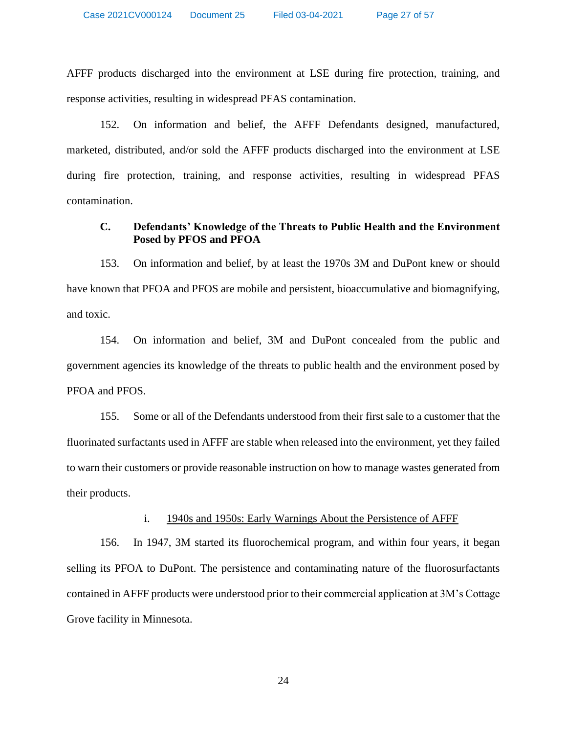AFFF products discharged into the environment at LSE during fire protection, training, and response activities, resulting in widespread PFAS contamination.

152. On information and belief, the AFFF Defendants designed, manufactured, marketed, distributed, and/or sold the AFFF products discharged into the environment at LSE during fire protection, training, and response activities, resulting in widespread PFAS contamination.

### C. Defendants' Knowledge of the Threats to Public Health and the Environment Posed by PFOS and PFOA

153. On information and belief, by at least the 1970s 3M and DuPont knew or should have known that PFOA and PFOS are mobile and persistent, bioaccumulative and biomagnifying, and toxic.

154. On information and belief, 3M and DuPont concealed from the public and government agencies its knowledge of the threats to public health and the environment posed by PFOA and PFOS.

155. Some or all of the Defendants understood from their first sale to a customer that the fluorinated surfactants used in AFFF are stable when released into the environment, yet they failed to warn their customers or provide reasonable instruction on how to manage wastes generated from their products.

#### i. <u>1940s and 1950s: Early Warnings About the Persistence of AFFF</u>

156. In 1947, 3M started its fluorochemical program, and within four years, it began selling its PFOA to DuPont. The persistence and contaminating nature of the fluorosurfactants contained in AFFF products were understood prior to their commercial application at 3M's Cottage Grove facility in Minnesota.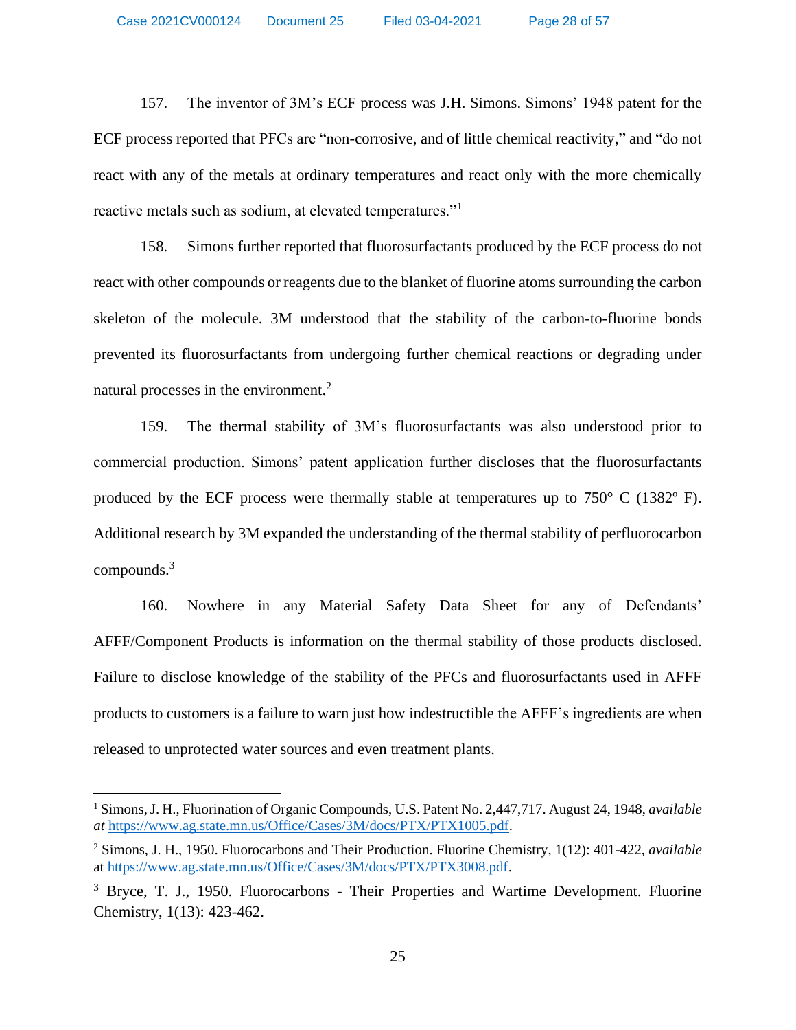157. The inventor of 3M's ECF process was J.H. Simons. Simons' 1948 patent for the ECF process reported that PFCs are "non-corrosive, and of little chemical reactivity," and "do not react with any of the metals at ordinary temperatures and react only with the more chemically reactive metals such as sodium, at elevated temperatures."[1]

158. Simons further reported that fluorosurfactants produced by the ECF process do not react with other compounds or reagents due to the blanket of fluorine atoms surrounding the carbon skeleton of the molecule. 3M understood that the stability of the carbon-to-fluorine bonds prevented its fluorosurfactants from undergoing further chemical reactions or degrading under natural processes in the environment.[2]

159. The thermal stability of 3M's fluorosurfactants was also understood prior to commercial production. Simons' patent application further discloses that the fluorosurfactants produced by the ECF process were thermally stable at temperatures up to 750° C (1382º F). Additional research by 3M expanded the understanding of the thermal stability of perfluorocarbon compounds.[3]

160. Nowhere in any Material Safety Data Sheet for any of Defendants' AFFF/Component Products is information on the thermal stability of those products disclosed. Failure to disclose knowledge of the stability of the PFCs and fluorosurfactants used in AFFF products to customers is a failure to warn just how indestructible the AFFF's ingredients are when released to unprotected water sources and even treatment plants.

---

[1] Simons, J. H., Fluorination of Organic Compounds, U.S. Patent No. 2,447,717. August 24, 1948, *available at* https://www.ag.state.mn.us/Office/Cases/3M/docs/PTX/PTX1005.pdf.

[2] Simons, J. H., 1950. Fluorocarbons and Their Production. Fluorine Chemistry, 1(12): 401-422, *available* at https://www.ag.state.mn.us/Office/Cases/3M/docs/PTX/PTX3008.pdf.

[3] Bryce, T. J., 1950. Fluorocarbons - Their Properties and Wartime Development. Fluorine Chemistry, 1(13): 423-462.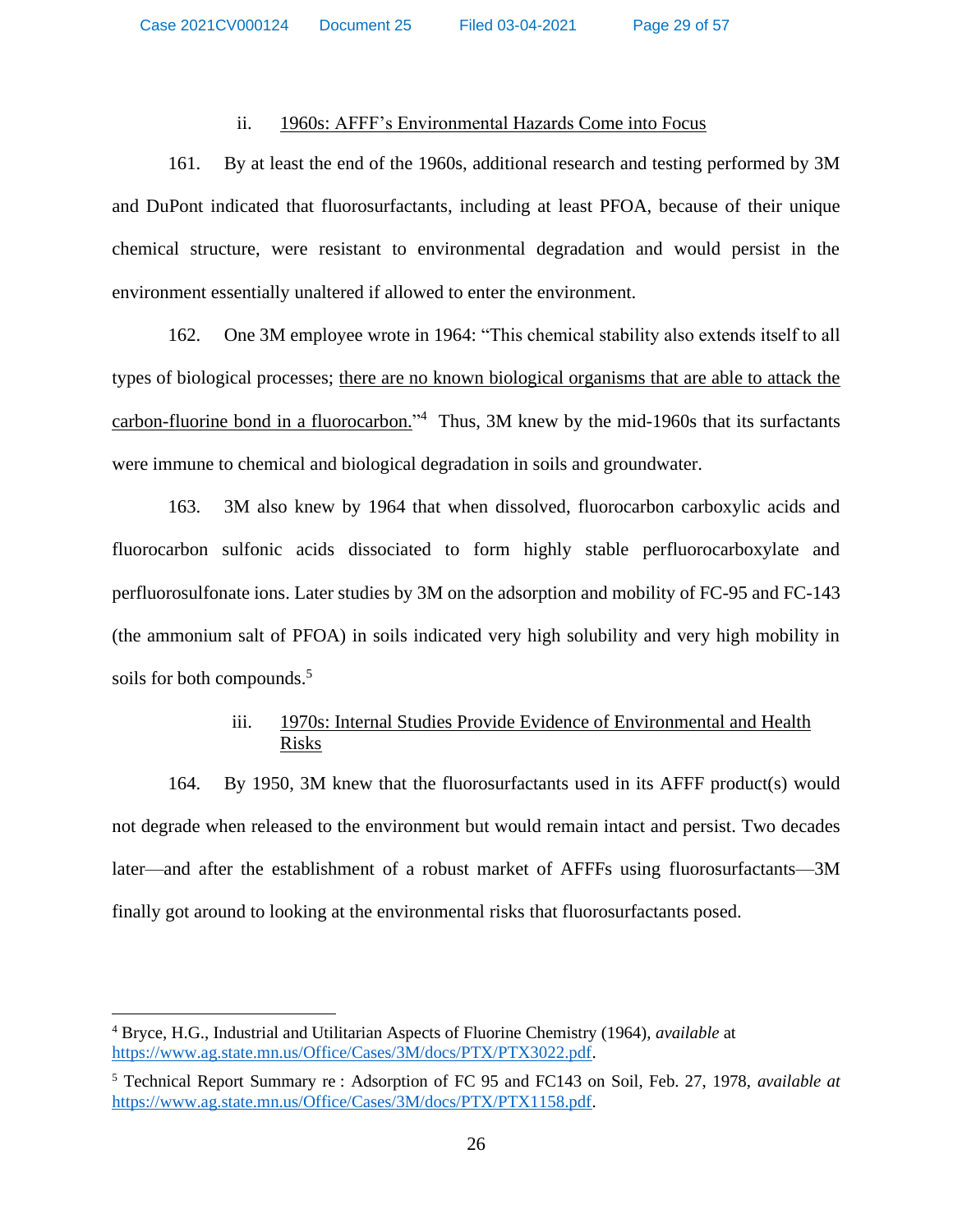### ii. <u>1960s: AFFF's Environmental Hazards Come into Focus</u>

161. By at least the end of the 1960s, additional research and testing performed by 3M and DuPont indicated that fluorosurfactants, including at least PFOA, because of their unique chemical structure, were resistant to environmental degradation and would persist in the environment essentially unaltered if allowed to enter the environment.

162. One 3M employee wrote in 1964: "This chemical stability also extends itself to all types of biological processes; <u>there are no known biological organisms that are able to attack the carbon-fluorine bond in a fluorocarbon.</u>"[4] Thus, 3M knew by the mid-1960s that its surfactants were immune to chemical and biological degradation in soils and groundwater.

163. 3M also knew by 1964 that when dissolved, fluorocarbon carboxylic acids and fluorocarbon sulfonic acids dissociated to form highly stable perfluorocarboxylate and perfluorosulfonate ions. Later studies by 3M on the adsorption and mobility of FC-95 and FC-143 (the ammonium salt of PFOA) in soils indicated very high solubility and very high mobility in soils for both compounds.[5]

### iii. <u>1970s: Internal Studies Provide Evidence of Environmental and Health Risks</u>

164. By 1950, 3M knew that the fluorosurfactants used in its AFFF product(s) would not degrade when released to the environment but would remain intact and persist. Two decades later—and after the establishment of a robust market of AFFFs using fluorosurfactants—3M finally got around to looking at the environmental risks that fluorosurfactants posed.

---

[4] Bryce, H.G., Industrial and Utilitarian Aspects of Fluorine Chemistry (1964), *available* at https://www.ag.state.mn.us/Office/Cases/3M/docs/PTX/PTX3022.pdf.

[5] Technical Report Summary re : Adsorption of FC 95 and FC143 on Soil, Feb. 27, 1978, *available at* https://www.ag.state.mn.us/Office/Cases/3M/docs/PTX/PTX1158.pdf.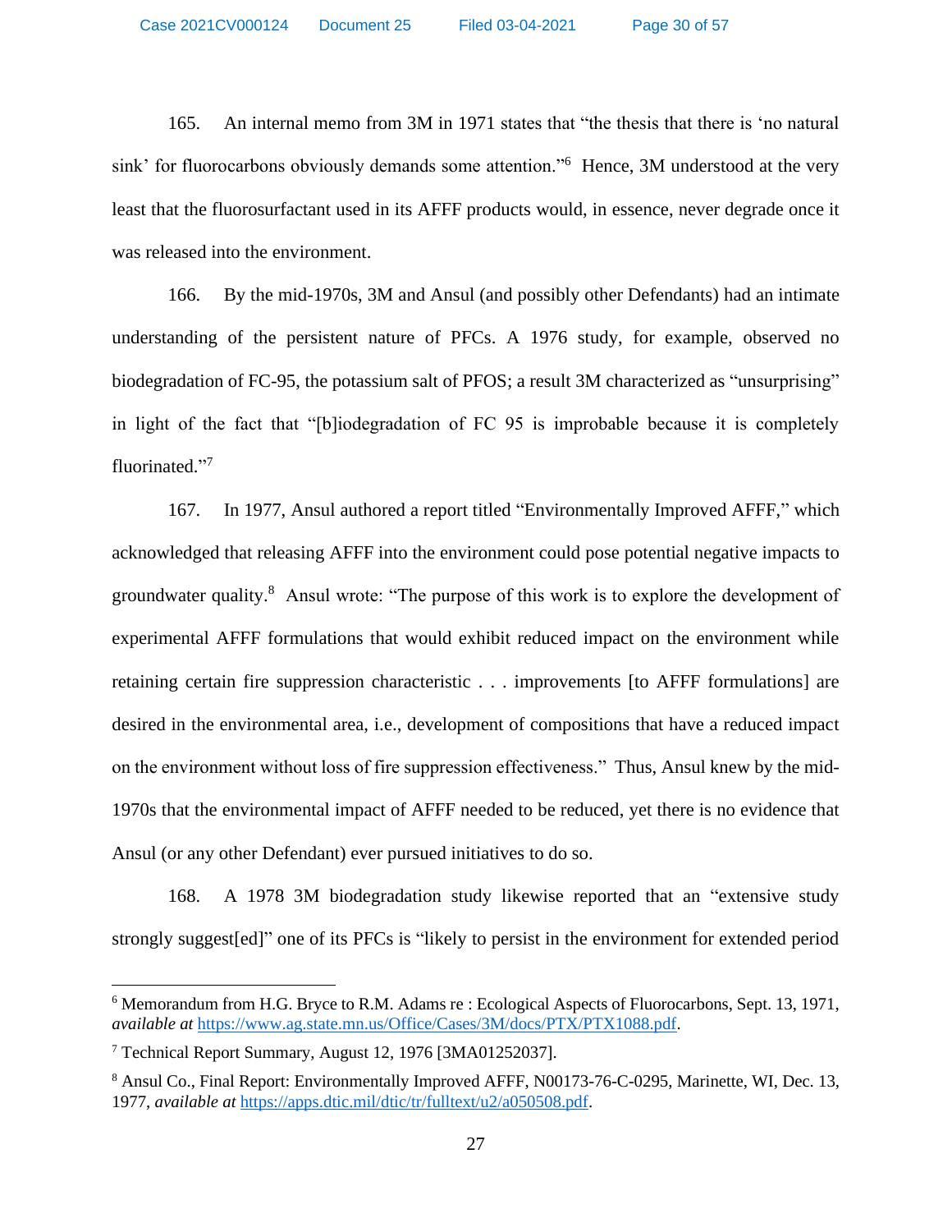165. An internal memo from 3M in 1971 states that "the thesis that there is 'no natural sink' for fluorocarbons obviously demands some attention."[6] Hence, 3M understood at the very least that the fluorosurfactant used in its AFFF products would, in essence, never degrade once it was released into the environment.

166. By the mid-1970s, 3M and Ansul (and possibly other Defendants) had an intimate understanding of the persistent nature of PFCs. A 1976 study, for example, observed no biodegradation of FC-95, the potassium salt of PFOS; a result 3M characterized as "unsurprising" in light of the fact that "[b]iodegradation of FC 95 is improbable because it is completely fluorinated."[7]

167. In 1977, Ansul authored a report titled "Environmentally Improved AFFF," which acknowledged that releasing AFFF into the environment could pose potential negative impacts to groundwater quality.[8] Ansul wrote: "The purpose of this work is to explore the development of experimental AFFF formulations that would exhibit reduced impact on the environment while retaining certain fire suppression characteristic . . . improvements [to AFFF formulations] are desired in the environmental area, i.e., development of compositions that have a reduced impact on the environment without loss of fire suppression effectiveness." Thus, Ansul knew by the mid-1970s that the environmental impact of AFFF needed to be reduced, yet there is no evidence that Ansul (or any other Defendant) ever pursued initiatives to do so.

168. A 1978 3M biodegradation study likewise reported that an "extensive study strongly suggest[ed]" one of its PFCs is "likely to persist in the environment for extended period

---

[6] Memorandum from H.G. Bryce to R.M. Adams re : Ecological Aspects of Fluorocarbons, Sept. 13, 1971, *available at* https://www.ag.state.mn.us/Office/Cases/3M/docs/PTX/PTX1088.pdf.

[7] Technical Report Summary, August 12, 1976 [3MA01252037].

[8] Ansul Co., Final Report: Environmentally Improved AFFF, N00173-76-C-0295, Marinette, WI, Dec. 13, 1977, *available at* https://apps.dtic.mil/dtic/tr/fulltext/u2/a050508.pdf.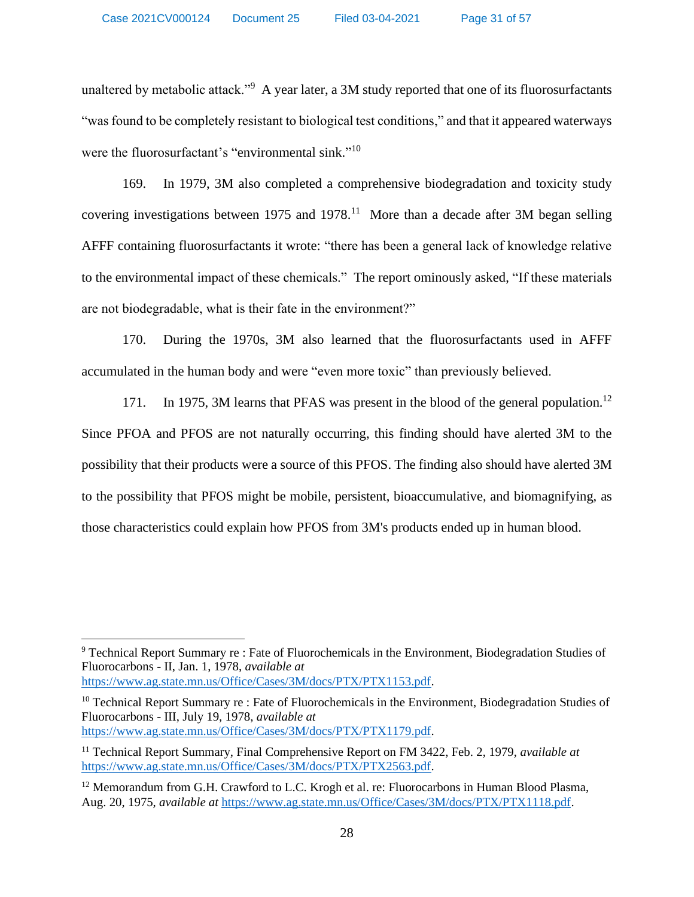unaltered by metabolic attack."[9] A year later, a 3M study reported that one of its fluorosurfactants "was found to be completely resistant to biological test conditions," and that it appeared waterways were the fluorosurfactant's "environmental sink."[10]

169. In 1979, 3M also completed a comprehensive biodegradation and toxicity study covering investigations between 1975 and 1978.[11] More than a decade after 3M began selling AFFF containing fluorosurfactants it wrote: "there has been a general lack of knowledge relative to the environmental impact of these chemicals." The report ominously asked, "If these materials are not biodegradable, what is their fate in the environment?"

170. During the 1970s, 3M also learned that the fluorosurfactants used in AFFF accumulated in the human body and were "even more toxic" than previously believed.

171. In 1975, 3M learns that PFAS was present in the blood of the general population.[12] Since PFOA and PFOS are not naturally occurring, this finding should have alerted 3M to the possibility that their products were a source of this PFOS. The finding also should have alerted 3M to the possibility that PFOS might be mobile, persistent, bioaccumulative, and biomagnifying, as those characteristics could explain how PFOS from 3M's products ended up in human blood.

---

[9] Technical Report Summary re : Fate of Fluorochemicals in the Environment, Biodegradation Studies of Fluorocarbons - II, Jan. 1, 1978, *available at* https://www.ag.state.mn.us/Office/Cases/3M/docs/PTX/PTX1153.pdf.

[10] Technical Report Summary re : Fate of Fluorochemicals in the Environment, Biodegradation Studies of Fluorocarbons - III, July 19, 1978, *available at* https://www.ag.state.mn.us/Office/Cases/3M/docs/PTX/PTX1179.pdf.

[11] Technical Report Summary, Final Comprehensive Report on FM 3422, Feb. 2, 1979, *available at* https://www.ag.state.mn.us/Office/Cases/3M/docs/PTX/PTX2563.pdf.

[12] Memorandum from G.H. Crawford to L.C. Krogh et al. re: Fluorocarbons in Human Blood Plasma, Aug. 20, 1975, *available at* https://www.ag.state.mn.us/Office/Cases/3M/docs/PTX/PTX1118.pdf.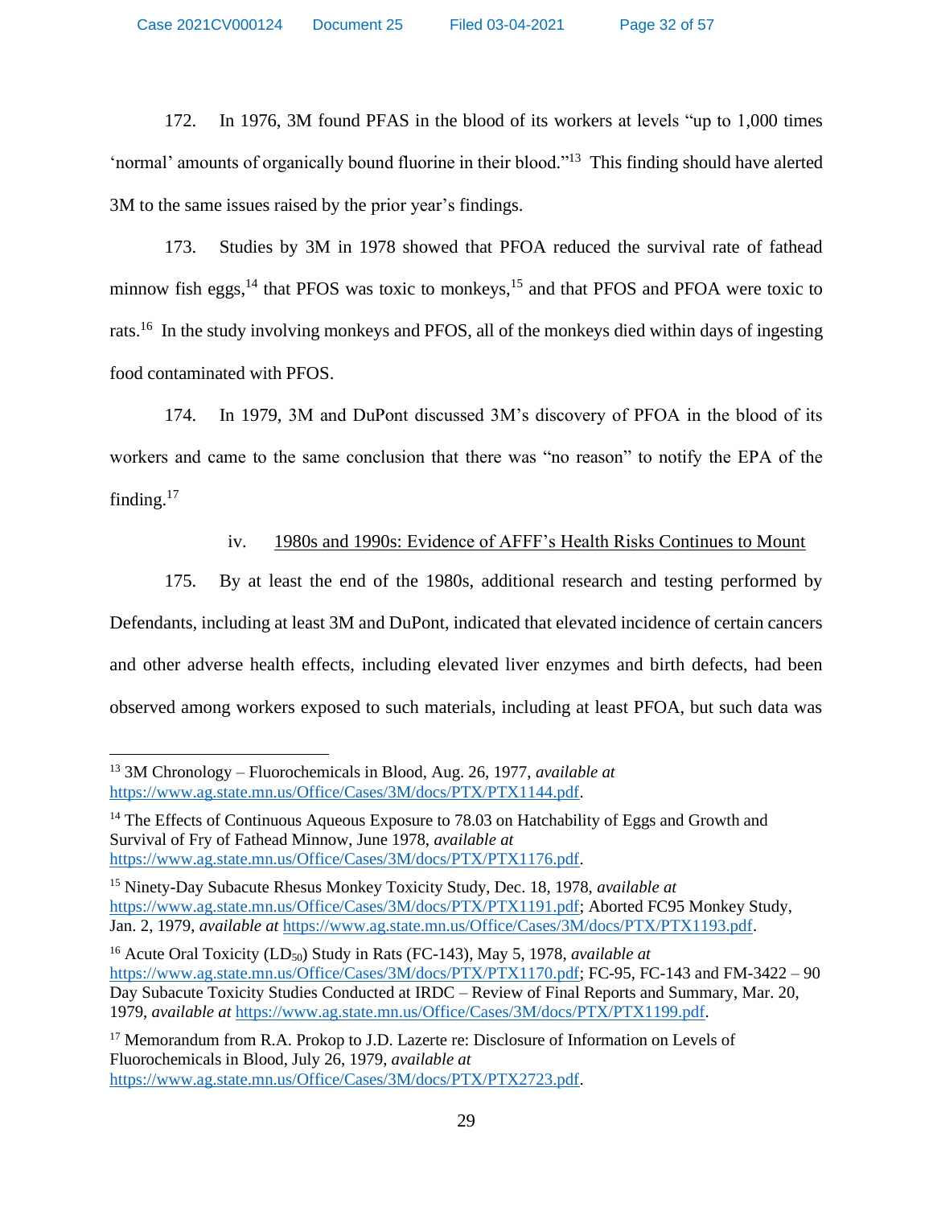172. In 1976, 3M found PFAS in the blood of its workers at levels "up to 1,000 times 'normal' amounts of organically bound fluorine in their blood."[13] This finding should have alerted 3M to the same issues raised by the prior year's findings.

173. Studies by 3M in 1978 showed that PFOA reduced the survival rate of fathead minnow fish eggs,[14] that PFOS was toxic to monkeys,[15] and that PFOS and PFOA were toxic to rats.[16] In the study involving monkeys and PFOS, all of the monkeys died within days of ingesting food contaminated with PFOS.

174. In 1979, 3M and DuPont discussed 3M's discovery of PFOA in the blood of its workers and came to the same conclusion that there was "no reason" to notify the EPA of the finding.[17]

iv. <u>1980s and 1990s: Evidence of AFFF's Health Risks Continues to Mount</u>

175. By at least the end of the 1980s, additional research and testing performed by Defendants, including at least 3M and DuPont, indicated that elevated incidence of certain cancers and other adverse health effects, including elevated liver enzymes and birth defects, had been observed among workers exposed to such materials, including at least PFOA, but such data was

---

[13] 3M Chronology – Fluorochemicals in Blood, Aug. 26, 1977, *available at* https://www.ag.state.mn.us/Office/Cases/3M/docs/PTX/PTX1144.pdf.

[14] The Effects of Continuous Aqueous Exposure to 78.03 on Hatchability of Eggs and Growth and Survival of Fry of Fathead Minnow, June 1978, *available at* https://www.ag.state.mn.us/Office/Cases/3M/docs/PTX/PTX1176.pdf.

[15] Ninety-Day Subacute Rhesus Monkey Toxicity Study, Dec. 18, 1978, *available at* https://www.ag.state.mn.us/Office/Cases/3M/docs/PTX/PTX1191.pdf; Aborted FC95 Monkey Study, Jan. 2, 1979, *available at* https://www.ag.state.mn.us/Office/Cases/3M/docs/PTX/PTX1193.pdf.

[16] Acute Oral Toxicity ($LD_{50}$) Study in Rats (FC-143), May 5, 1978, *available at* https://www.ag.state.mn.us/Office/Cases/3M/docs/PTX/PTX1170.pdf; FC-95, FC-143 and FM-3422 – 90 Day Subacute Toxicity Studies Conducted at IRDC – Review of Final Reports and Summary, Mar. 20, 1979, *available at* https://www.ag.state.mn.us/Office/Cases/3M/docs/PTX/PTX1199.pdf.

[17] Memorandum from R.A. Prokop to J.D. Lazerte re: Disclosure of Information on Levels of Fluorochemicals in Blood, July 26, 1979, *available at* https://www.ag.state.mn.us/Office/Cases/3M/docs/PTX/PTX2723.pdf.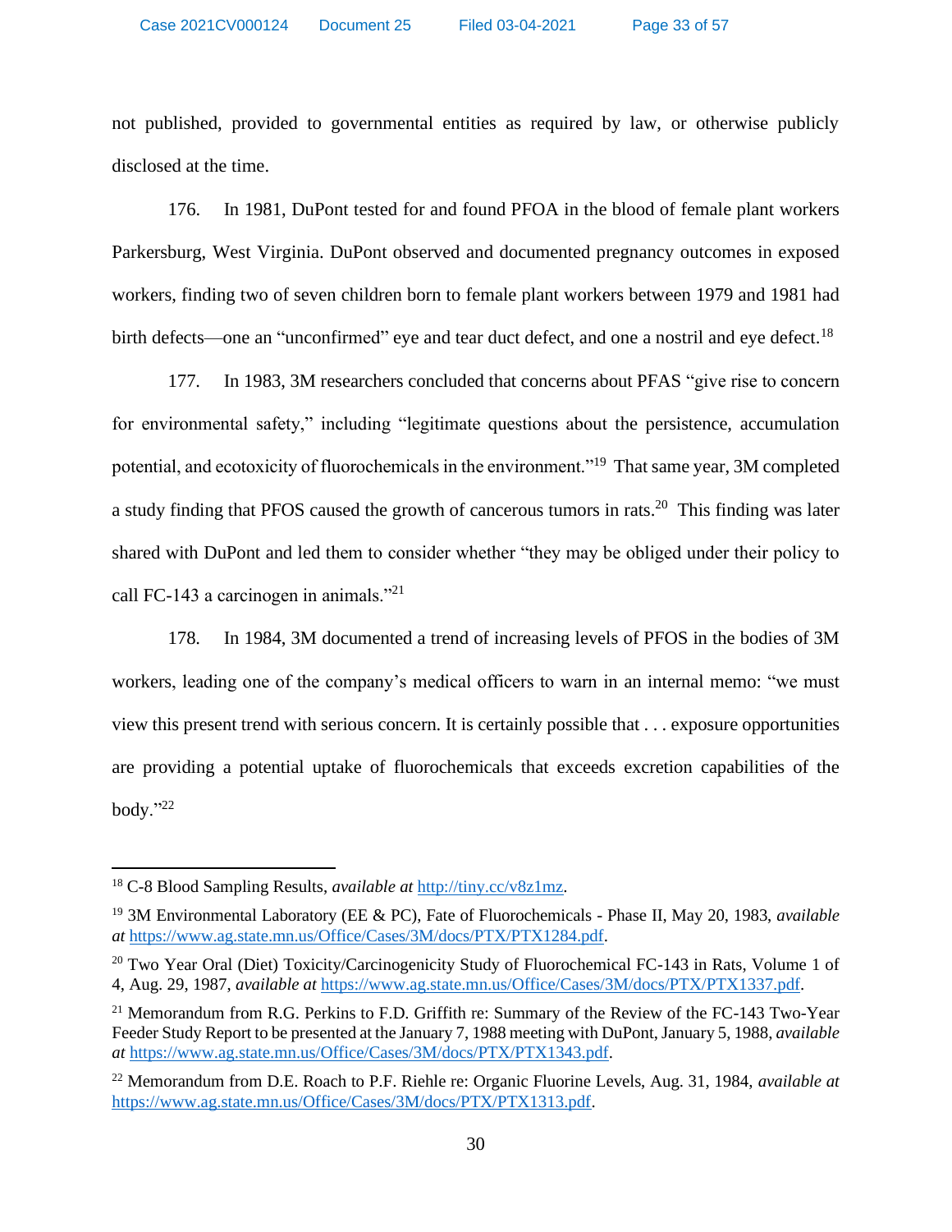not published, provided to governmental entities as required by law, or otherwise publicly disclosed at the time.

176. In 1981, DuPont tested for and found PFOA in the blood of female plant workers Parkersburg, West Virginia. DuPont observed and documented pregnancy outcomes in exposed workers, finding two of seven children born to female plant workers between 1979 and 1981 had birth defects—one an "unconfirmed" eye and tear duct defect, and one a nostril and eye defect.[18]

177. In 1983, 3M researchers concluded that concerns about PFAS "give rise to concern for environmental safety," including "legitimate questions about the persistence, accumulation potential, and ecotoxicity of fluorochemicals in the environment."[19] That same year, 3M completed a study finding that PFOS caused the growth of cancerous tumors in rats.[20] This finding was later shared with DuPont and led them to consider whether "they may be obliged under their policy to call FC-143 a carcinogen in animals."[21]

178. In 1984, 3M documented a trend of increasing levels of PFOS in the bodies of 3M workers, leading one of the company's medical officers to warn in an internal memo: "we must view this present trend with serious concern. It is certainly possible that . . . exposure opportunities are providing a potential uptake of fluorochemicals that exceeds excretion capabilities of the body."[22]

---

[18] C-8 Blood Sampling Results, *available at* http://tiny.cc/v8z1mz.

[19] 3M Environmental Laboratory (EE & PC), Fate of Fluorochemicals - Phase II, May 20, 1983, *available at* https://www.ag.state.mn.us/Office/Cases/3M/docs/PTX/PTX1284.pdf.

[20] Two Year Oral (Diet) Toxicity/Carcinogenicity Study of Fluorochemical FC-143 in Rats, Volume 1 of 4, Aug. 29, 1987, *available at* https://www.ag.state.mn.us/Office/Cases/3M/docs/PTX/PTX1337.pdf.

[21] Memorandum from R.G. Perkins to F.D. Griffith re: Summary of the Review of the FC-143 Two-Year Feeder Study Report to be presented at the January 7, 1988 meeting with DuPont, January 5, 1988, *available at* https://www.ag.state.mn.us/Office/Cases/3M/docs/PTX/PTX1343.pdf.

[22] Memorandum from D.E. Roach to P.F. Riehle re: Organic Fluorine Levels, Aug. 31, 1984, *available at* https://www.ag.state.mn.us/Office/Cases/3M/docs/PTX/PTX1313.pdf.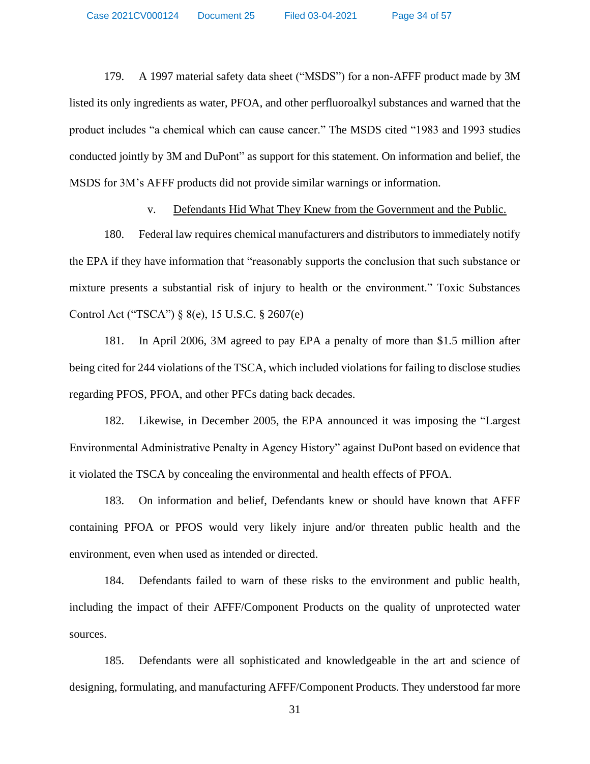179. A 1997 material safety data sheet ("MSDS") for a non-AFFF product made by 3M listed its only ingredients as water, PFOA, and other perfluoroalkyl substances and warned that the product includes "a chemical which can cause cancer." The MSDS cited "1983 and 1993 studies conducted jointly by 3M and DuPont" as support for this statement. On information and belief, the MSDS for 3M's AFFF products did not provide similar warnings or information.

v. <u>Defendants Hid What They Knew from the Government and the Public.</u>

180. Federal law requires chemical manufacturers and distributors to immediately notify the EPA if they have information that "reasonably supports the conclusion that such substance or mixture presents a substantial risk of injury to health or the environment." Toxic Substances Control Act ("TSCA") § 8(e), 15 U.S.C. § 2607(e)

181. In April 2006, 3M agreed to pay EPA a penalty of more than $1.5 million after being cited for 244 violations of the TSCA, which included violations for failing to disclose studies regarding PFOS, PFOA, and other PFCs dating back decades.

182. Likewise, in December 2005, the EPA announced it was imposing the "Largest Environmental Administrative Penalty in Agency History" against DuPont based on evidence that it violated the TSCA by concealing the environmental and health effects of PFOA.

183. On information and belief, Defendants knew or should have known that AFFF containing PFOA or PFOS would very likely injure and/or threaten public health and the environment, even when used as intended or directed.

184. Defendants failed to warn of these risks to the environment and public health, including the impact of their AFFF/Component Products on the quality of unprotected water sources.

185. Defendants were all sophisticated and knowledgeable in the art and science of designing, formulating, and manufacturing AFFF/Component Products. They understood far more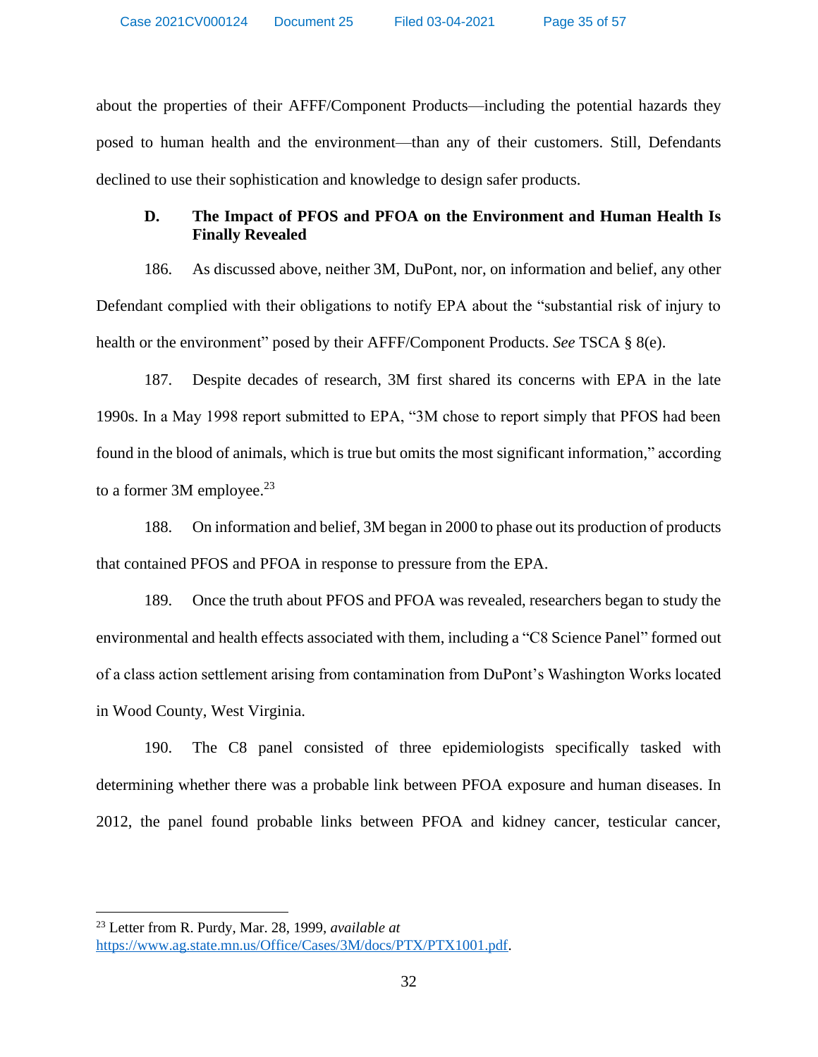about the properties of their AFFF/Component Products—including the potential hazards they posed to human health and the environment—than any of their customers. Still, Defendants declined to use their sophistication and knowledge to design safer products.

### D. The Impact of PFOS and PFOA on the Environment and Human Health Is Finally Revealed

186. As discussed above, neither 3M, DuPont, nor, on information and belief, any other Defendant complied with their obligations to notify EPA about the "substantial risk of injury to health or the environment" posed by their AFFF/Component Products. *See* TSCA § 8(e).

187. Despite decades of research, 3M first shared its concerns with EPA in the late 1990s. In a May 1998 report submitted to EPA, "3M chose to report simply that PFOS had been found in the blood of animals, which is true but omits the most significant information," according to a former 3M employee.[23]

188. On information and belief, 3M began in 2000 to phase out its production of products that contained PFOS and PFOA in response to pressure from the EPA.

189. Once the truth about PFOS and PFOA was revealed, researchers began to study the environmental and health effects associated with them, including a "C8 Science Panel" formed out of a class action settlement arising from contamination from DuPont's Washington Works located in Wood County, West Virginia.

190. The C8 panel consisted of three epidemiologists specifically tasked with determining whether there was a probable link between PFOA exposure and human diseases. In 2012, the panel found probable links between PFOA and kidney cancer, testicular cancer,

---

[23] Letter from R. Purdy, Mar. 28, 1999, *available at* https://www.ag.state.mn.us/Office/Cases/3M/docs/PTX/PTX1001.pdf.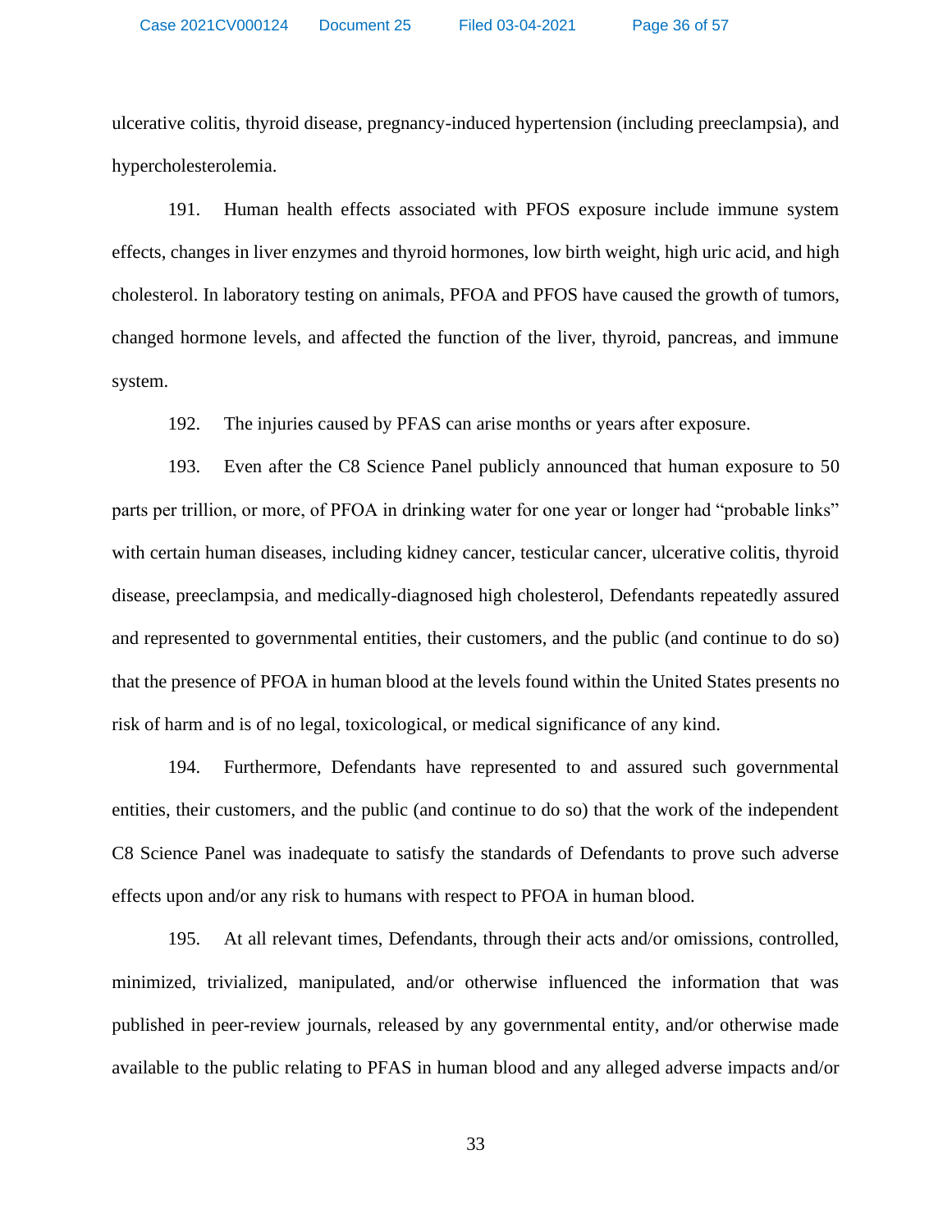ulcerative colitis, thyroid disease, pregnancy-induced hypertension (including preeclampsia), and hypercholesterolemia.

191. Human health effects associated with PFOS exposure include immune system effects, changes in liver enzymes and thyroid hormones, low birth weight, high uric acid, and high cholesterol. In laboratory testing on animals, PFOA and PFOS have caused the growth of tumors, changed hormone levels, and affected the function of the liver, thyroid, pancreas, and immune system.

192. The injuries caused by PFAS can arise months or years after exposure.

193. Even after the C8 Science Panel publicly announced that human exposure to 50 parts per trillion, or more, of PFOA in drinking water for one year or longer had "probable links" with certain human diseases, including kidney cancer, testicular cancer, ulcerative colitis, thyroid disease, preeclampsia, and medically-diagnosed high cholesterol, Defendants repeatedly assured and represented to governmental entities, their customers, and the public (and continue to do so) that the presence of PFOA in human blood at the levels found within the United States presents no risk of harm and is of no legal, toxicological, or medical significance of any kind.

194. Furthermore, Defendants have represented to and assured such governmental entities, their customers, and the public (and continue to do so) that the work of the independent C8 Science Panel was inadequate to satisfy the standards of Defendants to prove such adverse effects upon and/or any risk to humans with respect to PFOA in human blood.

195. At all relevant times, Defendants, through their acts and/or omissions, controlled, minimized, trivialized, manipulated, and/or otherwise influenced the information that was published in peer-review journals, released by any governmental entity, and/or otherwise made available to the public relating to PFAS in human blood and any alleged adverse impacts and/or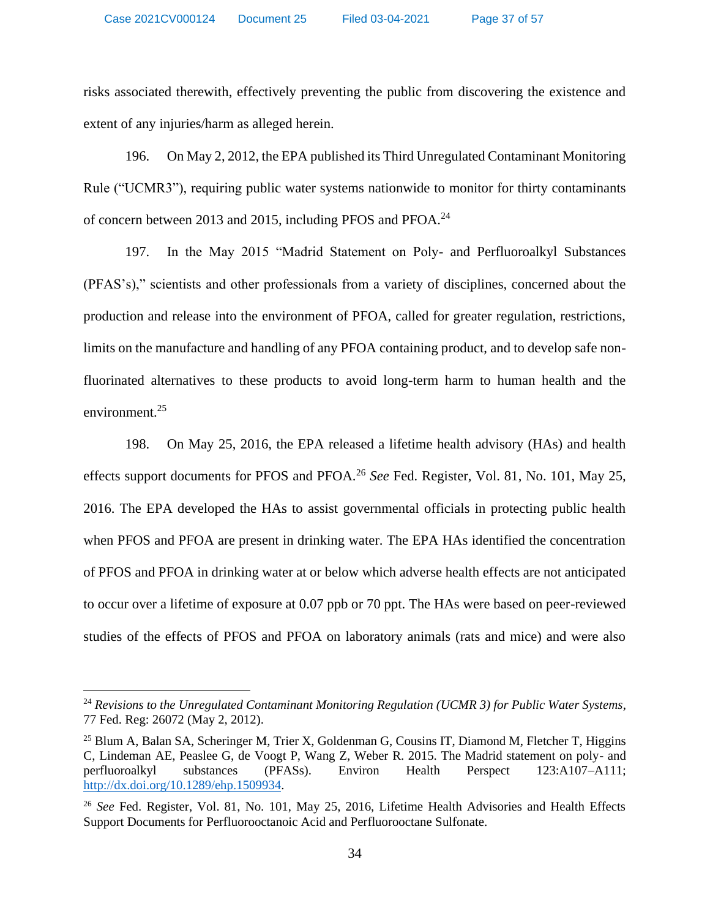risks associated therewith, effectively preventing the public from discovering the existence and extent of any injuries/harm as alleged herein.

196. On May 2, 2012, the EPA published its Third Unregulated Contaminant Monitoring Rule ("UCMR3"), requiring public water systems nationwide to monitor for thirty contaminants of concern between 2013 and 2015, including PFOS and PFOA.[24]

197. In the May 2015 "Madrid Statement on Poly- and Perfluoroalkyl Substances (PFAS's)," scientists and other professionals from a variety of disciplines, concerned about the production and release into the environment of PFOA, called for greater regulation, restrictions, limits on the manufacture and handling of any PFOA containing product, and to develop safe non-fluorinated alternatives to these products to avoid long-term harm to human health and the environment.[25]

198. On May 25, 2016, the EPA released a lifetime health advisory (HAs) and health effects support documents for PFOS and PFOA.[26] *See* Fed. Register, Vol. 81, No. 101, May 25, 2016. The EPA developed the HAs to assist governmental officials in protecting public health when PFOS and PFOA are present in drinking water. The EPA HAs identified the concentration of PFOS and PFOA in drinking water at or below which adverse health effects are not anticipated to occur over a lifetime of exposure at 0.07 ppb or 70 ppt. The HAs were based on peer-reviewed studies of the effects of PFOS and PFOA on laboratory animals (rats and mice) and were also

---

[24] *Revisions to the Unregulated Contaminant Monitoring Regulation (UCMR 3) for Public Water Systems*, 77 Fed. Reg: 26072 (May 2, 2012).

[25] Blum A, Balan SA, Scheringer M, Trier X, Goldenman G, Cousins IT, Diamond M, Fletcher T, Higgins C, Lindeman AE, Peaslee G, de Voogt P, Wang Z, Weber R. 2015. The Madrid statement on poly- and perfluoroalkyl substances (PFASs). Environ Health Perspect 123:A107–A111; http://dx.doi.org/10.1289/ehp.1509934.

[26] *See* Fed. Register, Vol. 81, No. 101, May 25, 2016, Lifetime Health Advisories and Health Effects Support Documents for Perfluorooctanoic Acid and Perfluorooctane Sulfonate.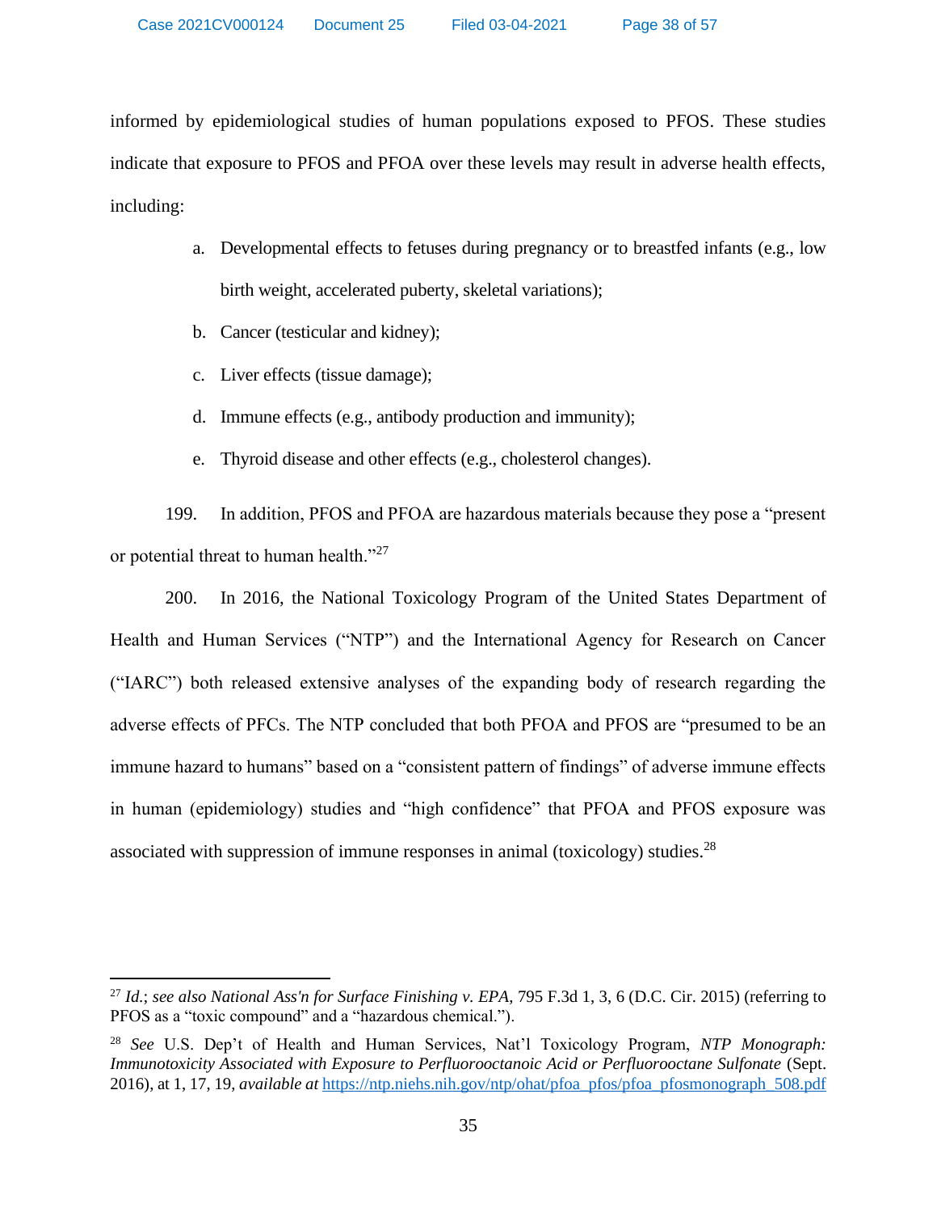informed by epidemiological studies of human populations exposed to PFOS. These studies indicate that exposure to PFOS and PFOA over these levels may result in adverse health effects, including:

a. Developmental effects to fetuses during pregnancy or to breastfed infants (e.g., low birth weight, accelerated puberty, skeletal variations);

b. Cancer (testicular and kidney);

c. Liver effects (tissue damage);

d. Immune effects (e.g., antibody production and immunity);

e. Thyroid disease and other effects (e.g., cholesterol changes).

199. In addition, PFOS and PFOA are hazardous materials because they pose a "present or potential threat to human health."[27]

200. In 2016, the National Toxicology Program of the United States Department of Health and Human Services ("NTP") and the International Agency for Research on Cancer ("IARC") both released extensive analyses of the expanding body of research regarding the adverse effects of PFCs. The NTP concluded that both PFOA and PFOS are "presumed to be an immune hazard to humans" based on a "consistent pattern of findings" of adverse immune effects in human (epidemiology) studies and "high confidence" that PFOA and PFOS exposure was associated with suppression of immune responses in animal (toxicology) studies.[28]

---

[27] *Id.*; *see also National Ass'n for Surface Finishing v. EPA*, 795 F.3d 1, 3, 6 (D.C. Cir. 2015) (referring to PFOS as a "toxic compound" and a "hazardous chemical.").

[28] *See* U.S. Dep't of Health and Human Services, Nat'l Toxicology Program, *NTP Monograph: Immunotoxicity Associated with Exposure to Perfluorooctanoic Acid or Perfluorooctane Sulfonate* (Sept. 2016), at 1, 17, 19, *available at* https://ntp.niehs.nih.gov/ntp/ohat/pfoa_pfos/pfoa_pfosmonograph_508.pdf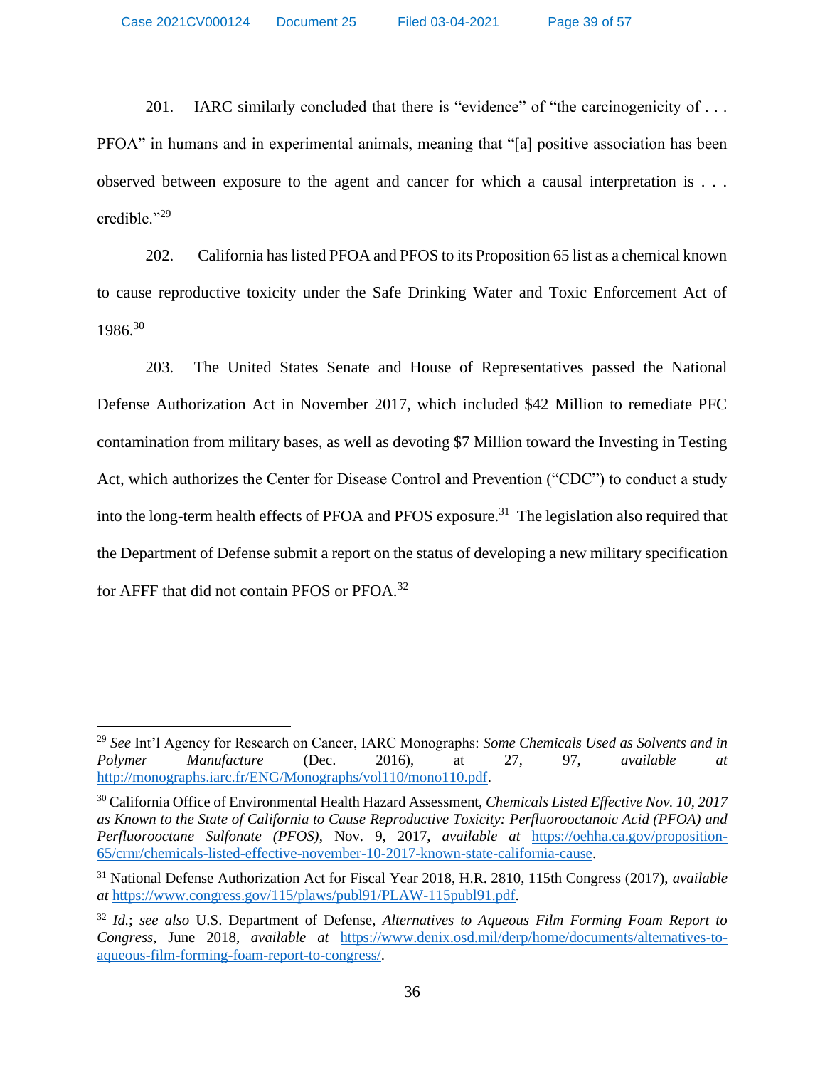201. IARC similarly concluded that there is "evidence" of "the carcinogenicity of . . . PFOA" in humans and in experimental animals, meaning that "[a] positive association has been observed between exposure to the agent and cancer for which a causal interpretation is . . . credible."[29]

202. California has listed PFOA and PFOS to its Proposition 65 list as a chemical known to cause reproductive toxicity under the Safe Drinking Water and Toxic Enforcement Act of 1986.[30]

203. The United States Senate and House of Representatives passed the National Defense Authorization Act in November 2017, which included $42 Million to remediate PFC contamination from military bases, as well as devoting $7 Million toward the Investing in Testing Act, which authorizes the Center for Disease Control and Prevention ("CDC") to conduct a study into the long-term health effects of PFOA and PFOS exposure.[31] The legislation also required that the Department of Defense submit a report on the status of developing a new military specification for AFFF that did not contain PFOS or PFOA.[32]

---

[29] *See* Int'l Agency for Research on Cancer, IARC Monographs: *Some Chemicals Used as Solvents and in Polymer Manufacture* (Dec. 2016), at 27, 97, *available at* http://monographs.iarc.fr/ENG/Monographs/vol110/mono110.pdf.

[30] California Office of Environmental Health Hazard Assessment, *Chemicals Listed Effective Nov. 10, 2017 as Known to the State of California to Cause Reproductive Toxicity: Perfluorooctanoic Acid (PFOA) and Perfluorooctane Sulfonate (PFOS)*, Nov. 9, 2017, *available at* https://oehha.ca.gov/proposition-65/crnr/chemicals-listed-effective-november-10-2017-known-state-california-cause.

[31] National Defense Authorization Act for Fiscal Year 2018, H.R. 2810, 115th Congress (2017), *available at* https://www.congress.gov/115/plaws/publ91/PLAW-115publ91.pdf.

[32] *Id.*; *see also* U.S. Department of Defense, *Alternatives to Aqueous Film Forming Foam Report to Congress*, June 2018, *available at* https://www.denix.osd.mil/derp/home/documents/alternatives-to-aqueous-film-forming-foam-report-to-congress/.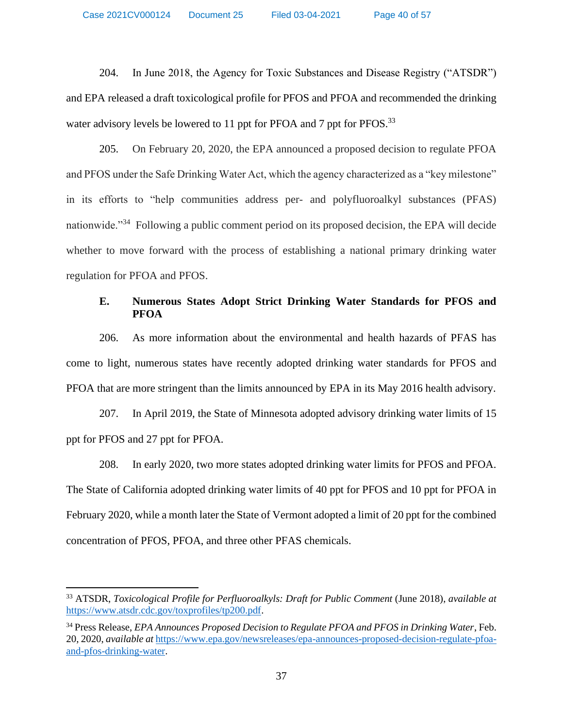204. In June 2018, the Agency for Toxic Substances and Disease Registry ("ATSDR") and EPA released a draft toxicological profile for PFOS and PFOA and recommended the drinking water advisory levels be lowered to 11 ppt for PFOA and 7 ppt for PFOS.[33]

205. On February 20, 2020, the EPA announced a proposed decision to regulate PFOA and PFOS under the Safe Drinking Water Act, which the agency characterized as a "key milestone" in its efforts to "help communities address per- and polyfluoroalkyl substances (PFAS) nationwide."[34] Following a public comment period on its proposed decision, the EPA will decide whether to move forward with the process of establishing a national primary drinking water regulation for PFOA and PFOS.

### E. Numerous States Adopt Strict Drinking Water Standards for PFOS and PFOA

206. As more information about the environmental and health hazards of PFAS has come to light, numerous states have recently adopted drinking water standards for PFOS and PFOA that are more stringent than the limits announced by EPA in its May 2016 health advisory.

207. In April 2019, the State of Minnesota adopted advisory drinking water limits of 15 ppt for PFOS and 27 ppt for PFOA.

208. In early 2020, two more states adopted drinking water limits for PFOS and PFOA. The State of California adopted drinking water limits of 40 ppt for PFOS and 10 ppt for PFOA in February 2020, while a month later the State of Vermont adopted a limit of 20 ppt for the combined concentration of PFOS, PFOA, and three other PFAS chemicals.

---

[33] ATSDR, *Toxicological Profile for Perfluoroalkyls: Draft for Public Comment* (June 2018), *available at* https://www.atsdr.cdc.gov/toxprofiles/tp200.pdf.

[34] Press Release, *EPA Announces Proposed Decision to Regulate PFOA and PFOS in Drinking Water*, Feb. 20, 2020, *available at* https://www.epa.gov/newsreleases/epa-announces-proposed-decision-regulate-pfoa-and-pfos-drinking-water.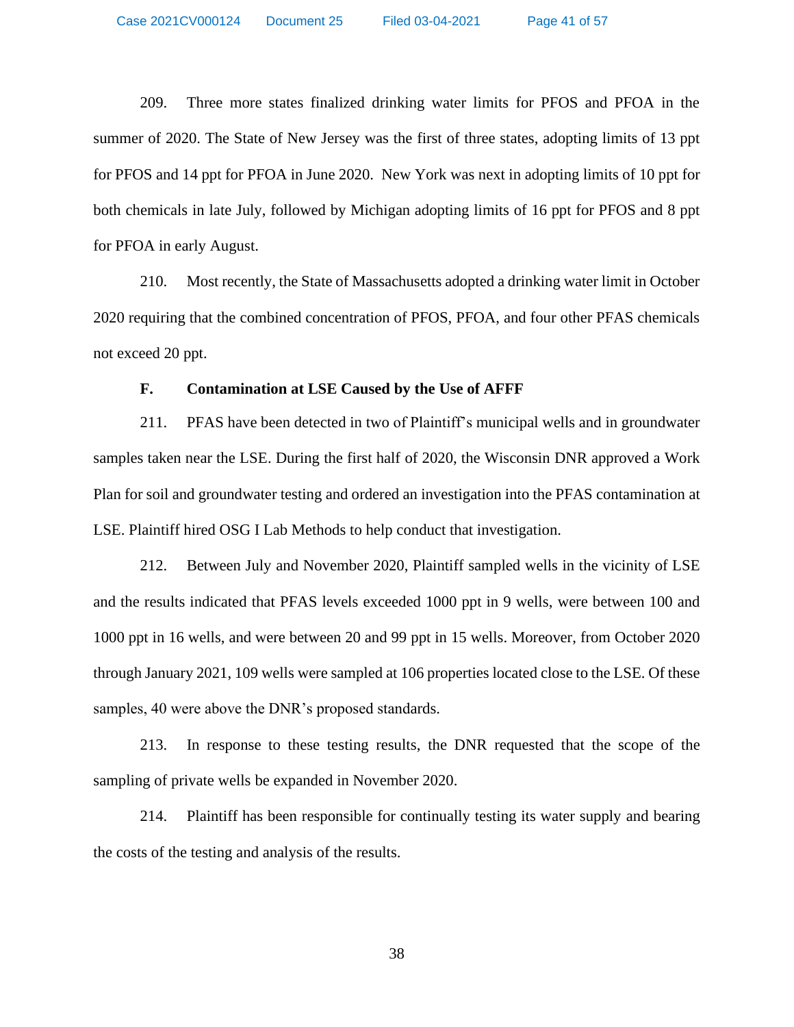209. Three more states finalized drinking water limits for PFOS and PFOA in the summer of 2020. The State of New Jersey was the first of three states, adopting limits of 13 ppt for PFOS and 14 ppt for PFOA in June 2020. New York was next in adopting limits of 10 ppt for both chemicals in late July, followed by Michigan adopting limits of 16 ppt for PFOS and 8 ppt for PFOA in early August.

210. Most recently, the State of Massachusetts adopted a drinking water limit in October 2020 requiring that the combined concentration of PFOS, PFOA, and four other PFAS chemicals not exceed 20 ppt.

**F. Contamination at LSE Caused by the Use of AFFF**

211. PFAS have been detected in two of Plaintiff's municipal wells and in groundwater samples taken near the LSE. During the first half of 2020, the Wisconsin DNR approved a Work Plan for soil and groundwater testing and ordered an investigation into the PFAS contamination at LSE. Plaintiff hired OSG I Lab Methods to help conduct that investigation.

212. Between July and November 2020, Plaintiff sampled wells in the vicinity of LSE and the results indicated that PFAS levels exceeded 1000 ppt in 9 wells, were between 100 and 1000 ppt in 16 wells, and were between 20 and 99 ppt in 15 wells. Moreover, from October 2020 through January 2021, 109 wells were sampled at 106 properties located close to the LSE. Of these samples, 40 were above the DNR's proposed standards.

213. In response to these testing results, the DNR requested that the scope of the sampling of private wells be expanded in November 2020.

214. Plaintiff has been responsible for continually testing its water supply and bearing the costs of the testing and analysis of the results.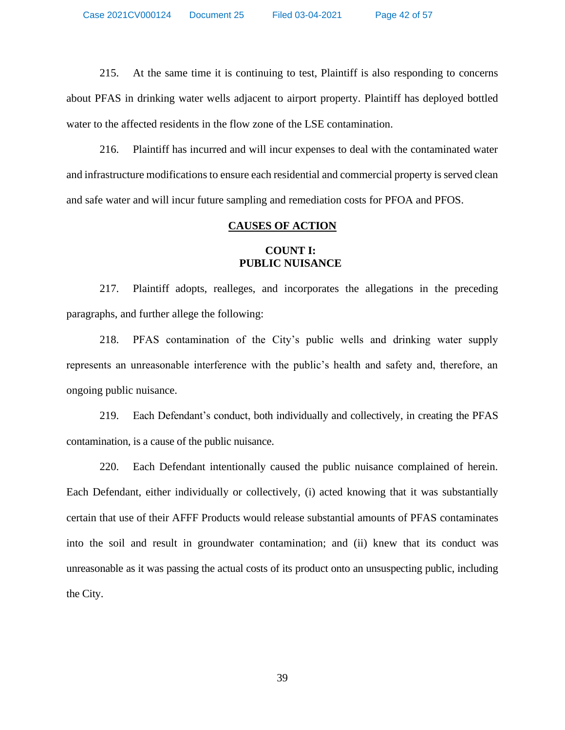215. At the same time it is continuing to test, Plaintiff is also responding to concerns about PFAS in drinking water wells adjacent to airport property. Plaintiff has deployed bottled water to the affected residents in the flow zone of the LSE contamination.

216. Plaintiff has incurred and will incur expenses to deal with the contaminated water and infrastructure modifications to ensure each residential and commercial property is served clean and safe water and will incur future sampling and remediation costs for PFOA and PFOS.

## CAUSES OF ACTION

### COUNT I: PUBLIC NUISANCE

217. Plaintiff adopts, realleges, and incorporates the allegations in the preceding paragraphs, and further allege the following:

218. PFAS contamination of the City's public wells and drinking water supply represents an unreasonable interference with the public's health and safety and, therefore, an ongoing public nuisance.

219. Each Defendant's conduct, both individually and collectively, in creating the PFAS contamination, is a cause of the public nuisance.

220. Each Defendant intentionally caused the public nuisance complained of herein. Each Defendant, either individually or collectively, (i) acted knowing that it was substantially certain that use of their AFFF Products would release substantial amounts of PFAS contaminates into the soil and result in groundwater contamination; and (ii) knew that its conduct was unreasonable as it was passing the actual costs of its product onto an unsuspecting public, including the City.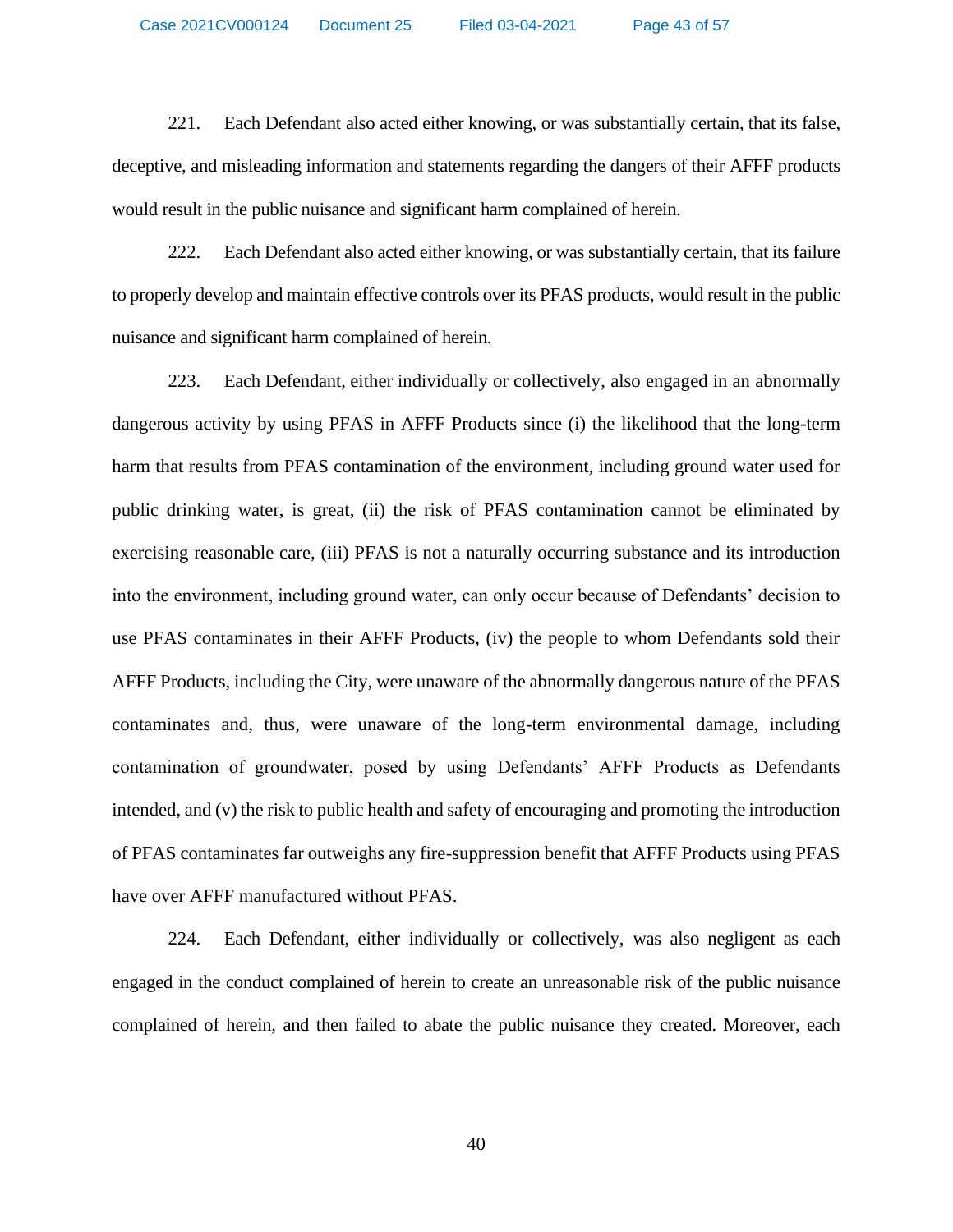221. Each Defendant also acted either knowing, or was substantially certain, that its false, deceptive, and misleading information and statements regarding the dangers of their AFFF products would result in the public nuisance and significant harm complained of herein.

222. Each Defendant also acted either knowing, or was substantially certain, that its failure to properly develop and maintain effective controls over its PFAS products, would result in the public nuisance and significant harm complained of herein.

223. Each Defendant, either individually or collectively, also engaged in an abnormally dangerous activity by using PFAS in AFFF Products since (i) the likelihood that the long-term harm that results from PFAS contamination of the environment, including ground water used for public drinking water, is great, (ii) the risk of PFAS contamination cannot be eliminated by exercising reasonable care, (iii) PFAS is not a naturally occurring substance and its introduction into the environment, including ground water, can only occur because of Defendants' decision to use PFAS contaminates in their AFFF Products, (iv) the people to whom Defendants sold their AFFF Products, including the City, were unaware of the abnormally dangerous nature of the PFAS contaminates and, thus, were unaware of the long-term environmental damage, including contamination of groundwater, posed by using Defendants' AFFF Products as Defendants intended, and (v) the risk to public health and safety of encouraging and promoting the introduction of PFAS contaminates far outweighs any fire-suppression benefit that AFFF Products using PFAS have over AFFF manufactured without PFAS.

224. Each Defendant, either individually or collectively, was also negligent as each engaged in the conduct complained of herein to create an unreasonable risk of the public nuisance complained of herein, and then failed to abate the public nuisance they created. Moreover, each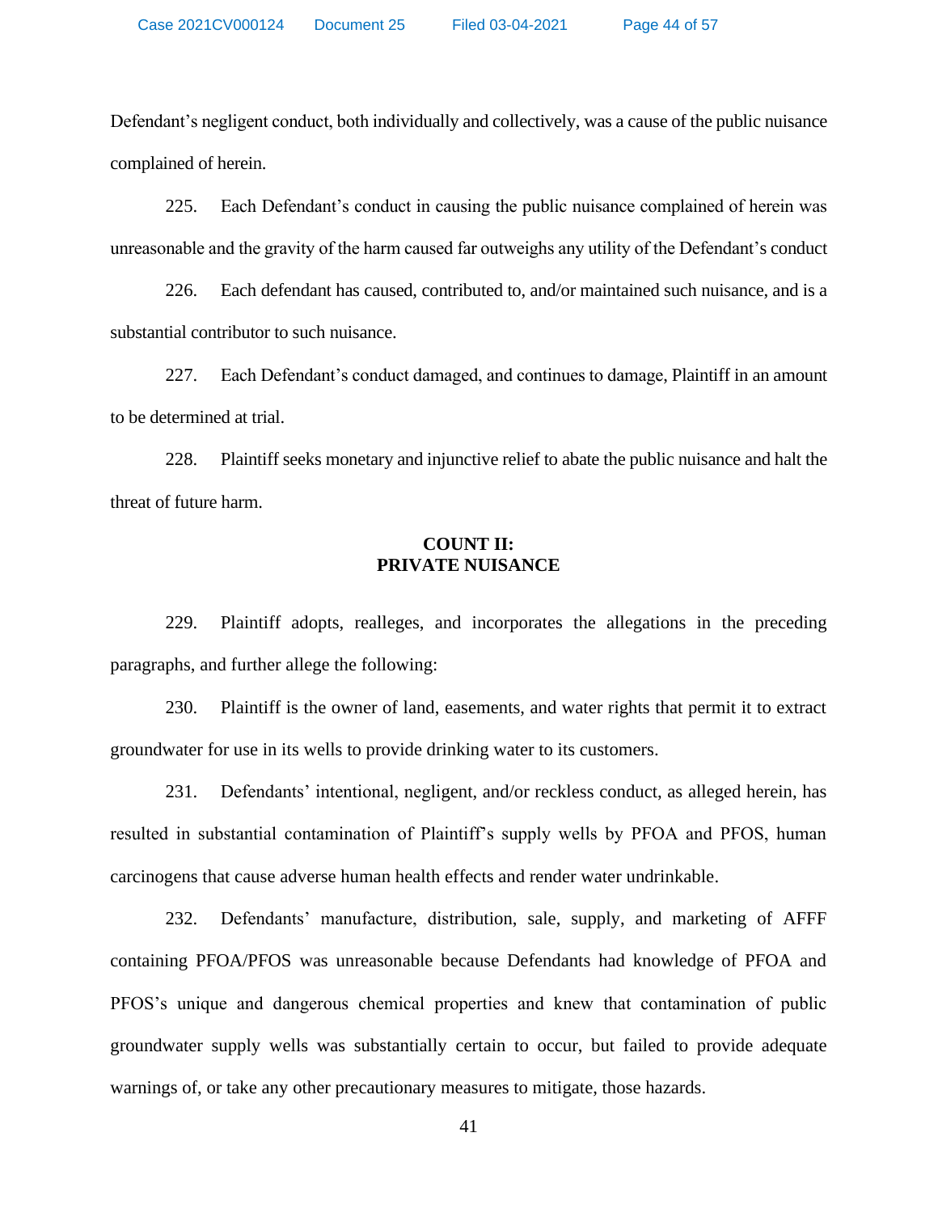Defendant's negligent conduct, both individually and collectively, was a cause of the public nuisance complained of herein.

225. Each Defendant's conduct in causing the public nuisance complained of herein was unreasonable and the gravity of the harm caused far outweighs any utility of the Defendant's conduct

226. Each defendant has caused, contributed to, and/or maintained such nuisance, and is a substantial contributor to such nuisance.

227. Each Defendant's conduct damaged, and continues to damage, Plaintiff in an amount to be determined at trial.

228. Plaintiff seeks monetary and injunctive relief to abate the public nuisance and halt the threat of future harm.

**COUNT II:**
**PRIVATE NUISANCE**

229. Plaintiff adopts, realleges, and incorporates the allegations in the preceding paragraphs, and further allege the following:

230. Plaintiff is the owner of land, easements, and water rights that permit it to extract groundwater for use in its wells to provide drinking water to its customers.

231. Defendants' intentional, negligent, and/or reckless conduct, as alleged herein, has resulted in substantial contamination of Plaintiff's supply wells by PFOA and PFOS, human carcinogens that cause adverse human health effects and render water undrinkable.

232. Defendants' manufacture, distribution, sale, supply, and marketing of AFFF containing PFOA/PFOS was unreasonable because Defendants had knowledge of PFOA and PFOS's unique and dangerous chemical properties and knew that contamination of public groundwater supply wells was substantially certain to occur, but failed to provide adequate warnings of, or take any other precautionary measures to mitigate, those hazards.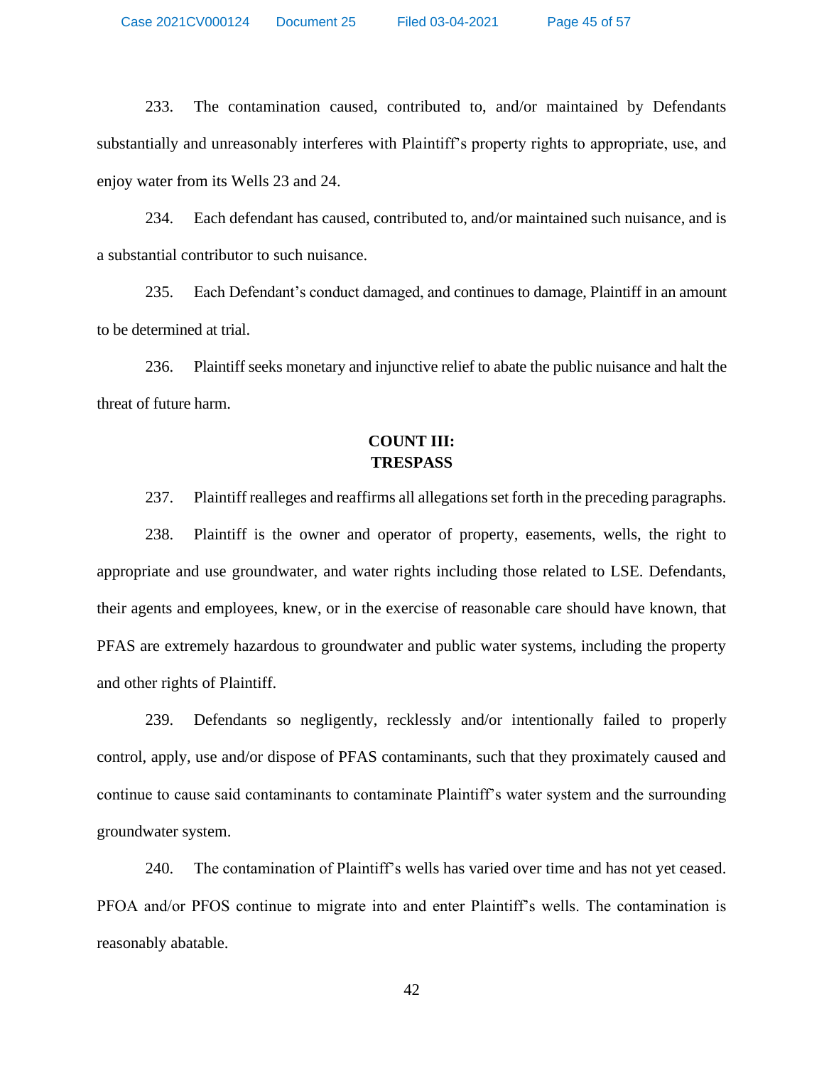233. The contamination caused, contributed to, and/or maintained by Defendants substantially and unreasonably interferes with Plaintiff's property rights to appropriate, use, and enjoy water from its Wells 23 and 24.

234. Each defendant has caused, contributed to, and/or maintained such nuisance, and is a substantial contributor to such nuisance.

235. Each Defendant's conduct damaged, and continues to damage, Plaintiff in an amount to be determined at trial.

236. Plaintiff seeks monetary and injunctive relief to abate the public nuisance and halt the threat of future harm.

## COUNT III: TRESPASS

237. Plaintiff realleges and reaffirms all allegations set forth in the preceding paragraphs.

238. Plaintiff is the owner and operator of property, easements, wells, the right to appropriate and use groundwater, and water rights including those related to LSE. Defendants, their agents and employees, knew, or in the exercise of reasonable care should have known, that PFAS are extremely hazardous to groundwater and public water systems, including the property and other rights of Plaintiff.

239. Defendants so negligently, recklessly and/or intentionally failed to properly control, apply, use and/or dispose of PFAS contaminants, such that they proximately caused and continue to cause said contaminants to contaminate Plaintiff's water system and the surrounding groundwater system.

240. The contamination of Plaintiff's wells has varied over time and has not yet ceased. PFOA and/or PFOS continue to migrate into and enter Plaintiff's wells. The contamination is reasonably abatable.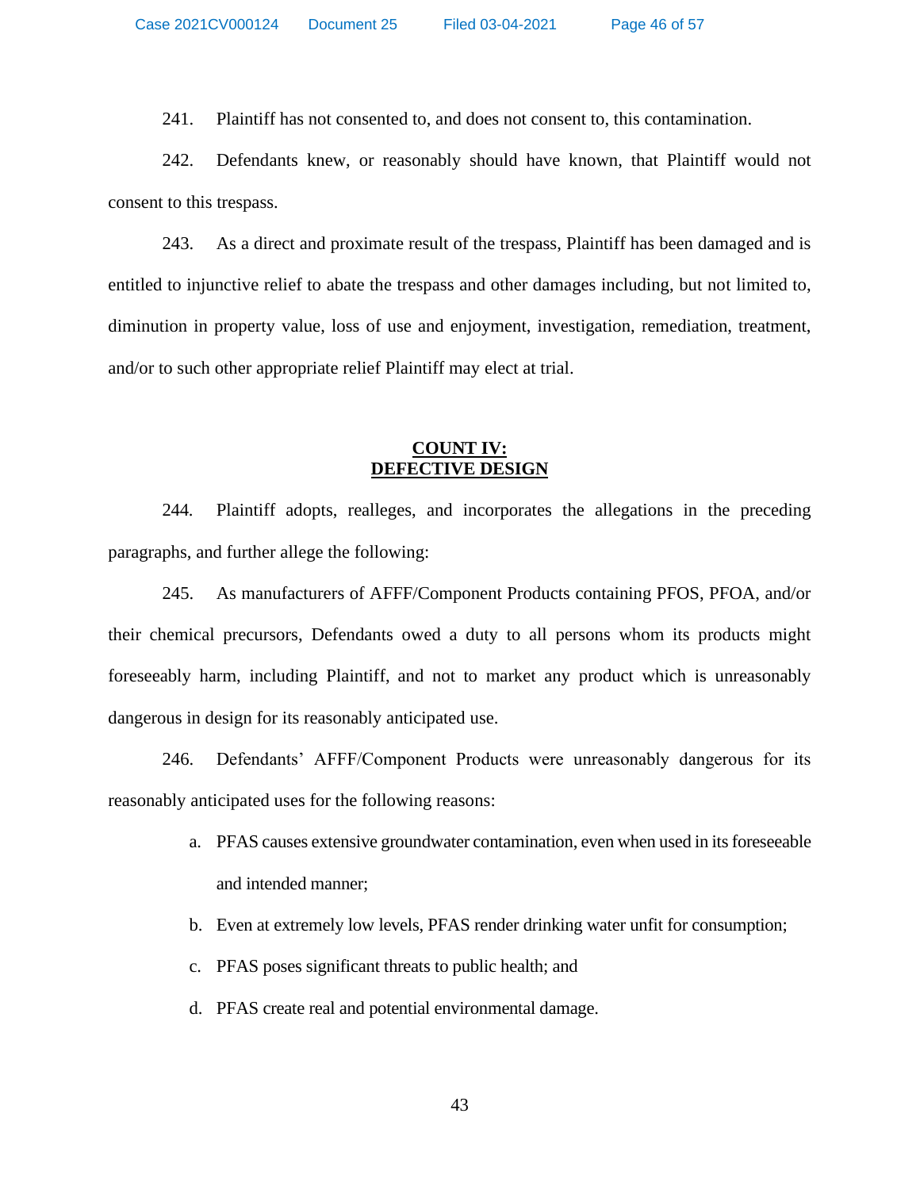241. Plaintiff has not consented to, and does not consent to, this contamination.

242. Defendants knew, or reasonably should have known, that Plaintiff would not consent to this trespass.

243. As a direct and proximate result of the trespass, Plaintiff has been damaged and is entitled to injunctive relief to abate the trespass and other damages including, but not limited to, diminution in property value, loss of use and enjoyment, investigation, remediation, treatment, and/or to such other appropriate relief Plaintiff may elect at trial.

## COUNT IV: DEFECTIVE DESIGN

244. Plaintiff adopts, realleges, and incorporates the allegations in the preceding paragraphs, and further allege the following:

245. As manufacturers of AFFF/Component Products containing PFOS, PFOA, and/or their chemical precursors, Defendants owed a duty to all persons whom its products might foreseeably harm, including Plaintiff, and not to market any product which is unreasonably dangerous in design for its reasonably anticipated use.

246. Defendants' AFFF/Component Products were unreasonably dangerous for its reasonably anticipated uses for the following reasons:

a. PFAS causes extensive groundwater contamination, even when used in its foreseeable and intended manner;

b. Even at extremely low levels, PFAS render drinking water unfit for consumption;

c. PFAS poses significant threats to public health; and

d. PFAS create real and potential environmental damage.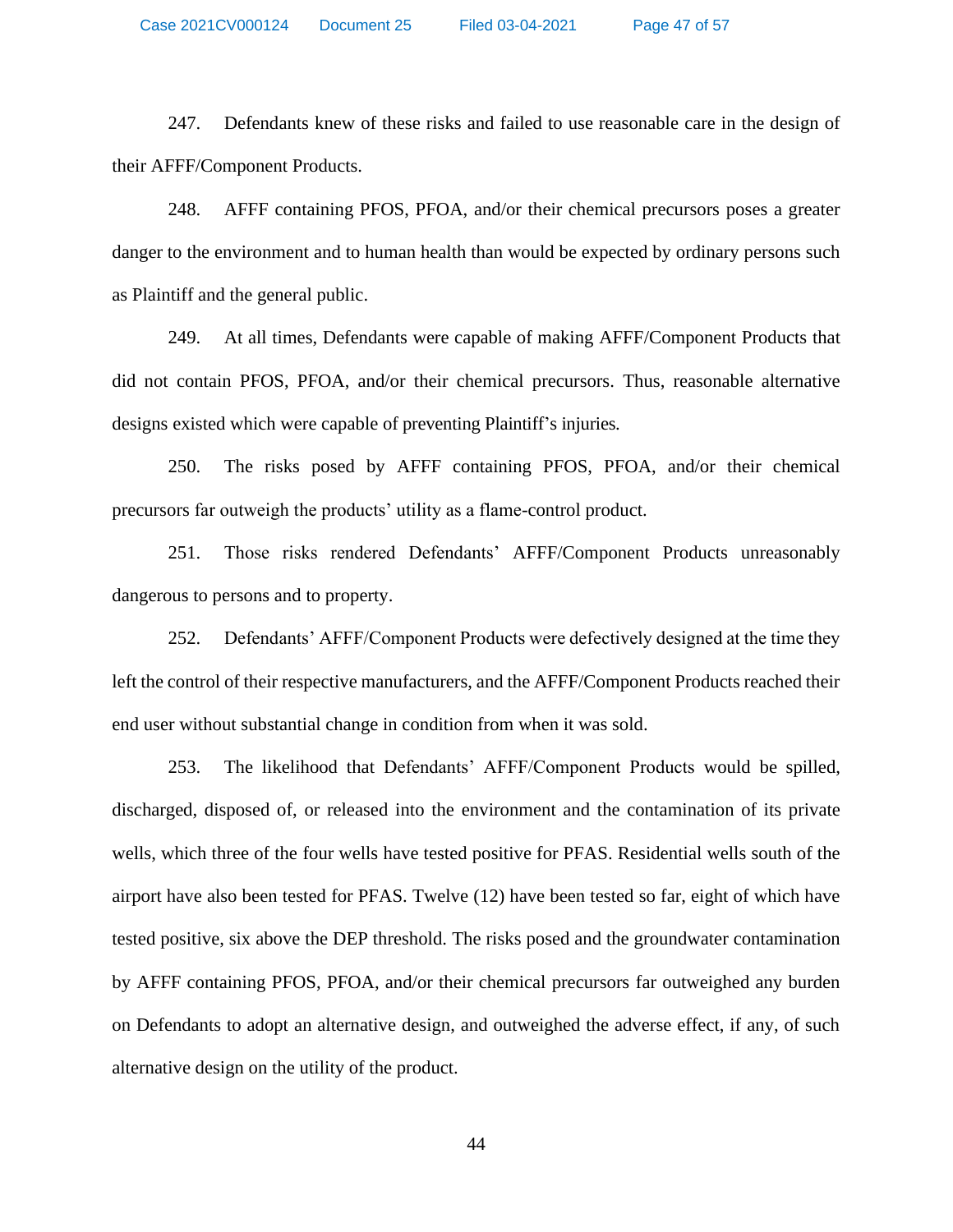247. Defendants knew of these risks and failed to use reasonable care in the design of their AFFF/Component Products.

248. AFFF containing PFOS, PFOA, and/or their chemical precursors poses a greater danger to the environment and to human health than would be expected by ordinary persons such as Plaintiff and the general public.

249. At all times, Defendants were capable of making AFFF/Component Products that did not contain PFOS, PFOA, and/or their chemical precursors. Thus, reasonable alternative designs existed which were capable of preventing Plaintiff's injuries.

250. The risks posed by AFFF containing PFOS, PFOA, and/or their chemical precursors far outweigh the products' utility as a flame-control product.

251. Those risks rendered Defendants' AFFF/Component Products unreasonably dangerous to persons and to property.

252. Defendants' AFFF/Component Products were defectively designed at the time they left the control of their respective manufacturers, and the AFFF/Component Products reached their end user without substantial change in condition from when it was sold.

253. The likelihood that Defendants' AFFF/Component Products would be spilled, discharged, disposed of, or released into the environment and the contamination of its private wells, which three of the four wells have tested positive for PFAS. Residential wells south of the airport have also been tested for PFAS. Twelve (12) have been tested so far, eight of which have tested positive, six above the DEP threshold. The risks posed and the groundwater contamination by AFFF containing PFOS, PFOA, and/or their chemical precursors far outweighed any burden on Defendants to adopt an alternative design, and outweighed the adverse effect, if any, of such alternative design on the utility of the product.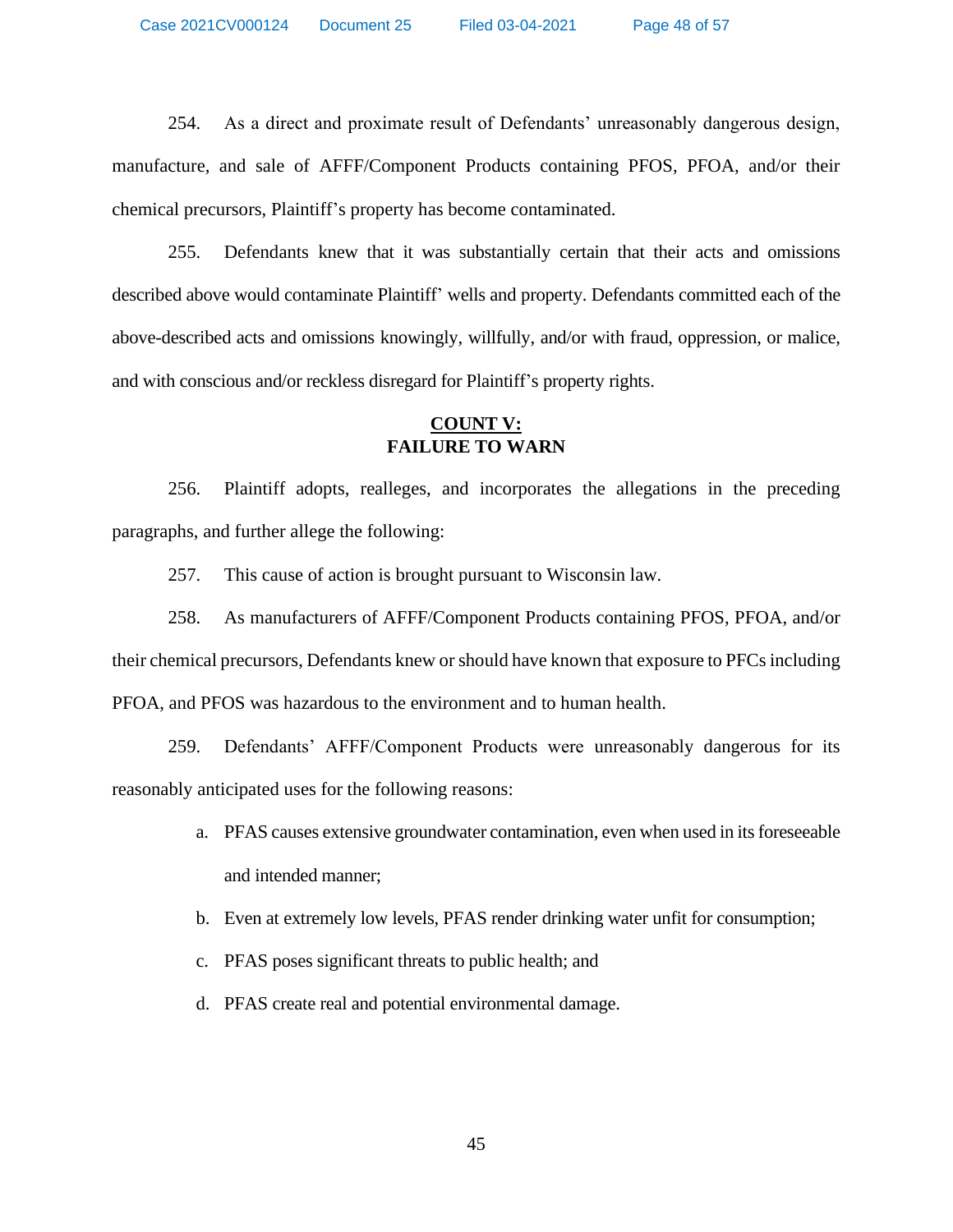254. As a direct and proximate result of Defendants' unreasonably dangerous design, manufacture, and sale of AFFF/Component Products containing PFOS, PFOA, and/or their chemical precursors, Plaintiff's property has become contaminated.

255. Defendants knew that it was substantially certain that their acts and omissions described above would contaminate Plaintiff' wells and property. Defendants committed each of the above-described acts and omissions knowingly, willfully, and/or with fraud, oppression, or malice, and with conscious and/or reckless disregard for Plaintiff's property rights.

## COUNT V:
## FAILURE TO WARN

256. Plaintiff adopts, realleges, and incorporates the allegations in the preceding paragraphs, and further allege the following:

257. This cause of action is brought pursuant to Wisconsin law.

258. As manufacturers of AFFF/Component Products containing PFOS, PFOA, and/or their chemical precursors, Defendants knew or should have known that exposure to PFCs including PFOA, and PFOS was hazardous to the environment and to human health.

259. Defendants' AFFF/Component Products were unreasonably dangerous for its reasonably anticipated uses for the following reasons:

a. PFAS causes extensive groundwater contamination, even when used in its foreseeable and intended manner;

b. Even at extremely low levels, PFAS render drinking water unfit for consumption;

c. PFAS poses significant threats to public health; and

d. PFAS create real and potential environmental damage.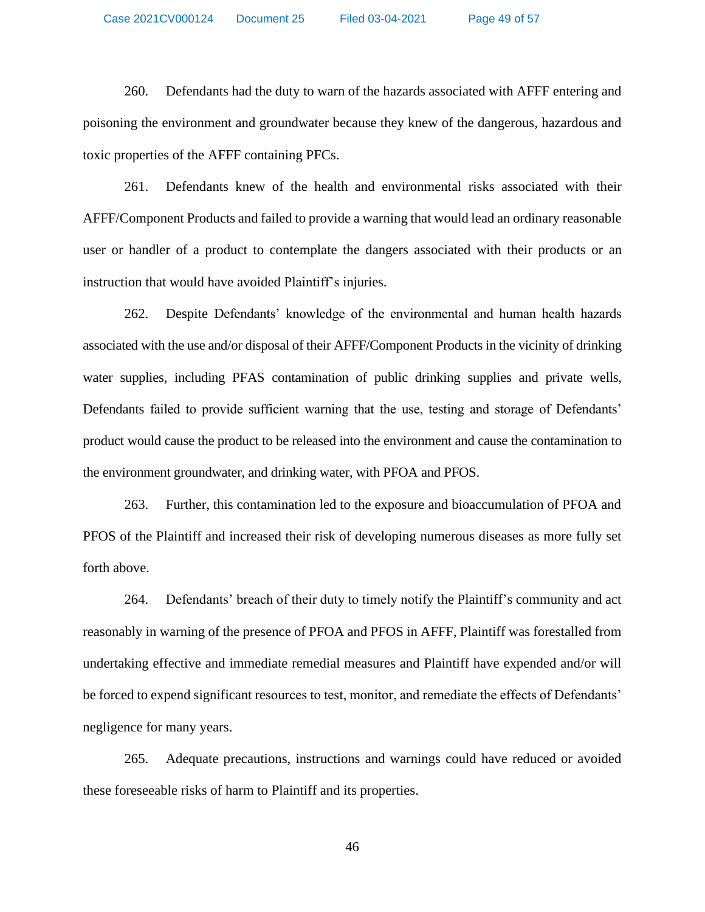260. Defendants had the duty to warn of the hazards associated with AFFF entering and poisoning the environment and groundwater because they knew of the dangerous, hazardous and toxic properties of the AFFF containing PFCs.

261. Defendants knew of the health and environmental risks associated with their AFFF/Component Products and failed to provide a warning that would lead an ordinary reasonable user or handler of a product to contemplate the dangers associated with their products or an instruction that would have avoided Plaintiff's injuries.

262. Despite Defendants' knowledge of the environmental and human health hazards associated with the use and/or disposal of their AFFF/Component Products in the vicinity of drinking water supplies, including PFAS contamination of public drinking supplies and private wells, Defendants failed to provide sufficient warning that the use, testing and storage of Defendants' product would cause the product to be released into the environment and cause the contamination to the environment groundwater, and drinking water, with PFOA and PFOS.

263. Further, this contamination led to the exposure and bioaccumulation of PFOA and PFOS of the Plaintiff and increased their risk of developing numerous diseases as more fully set forth above.

264. Defendants' breach of their duty to timely notify the Plaintiff's community and act reasonably in warning of the presence of PFOA and PFOS in AFFF, Plaintiff was forestalled from undertaking effective and immediate remedial measures and Plaintiff have expended and/or will be forced to expend significant resources to test, monitor, and remediate the effects of Defendants' negligence for many years.

265. Adequate precautions, instructions and warnings could have reduced or avoided these foreseeable risks of harm to Plaintiff and its properties.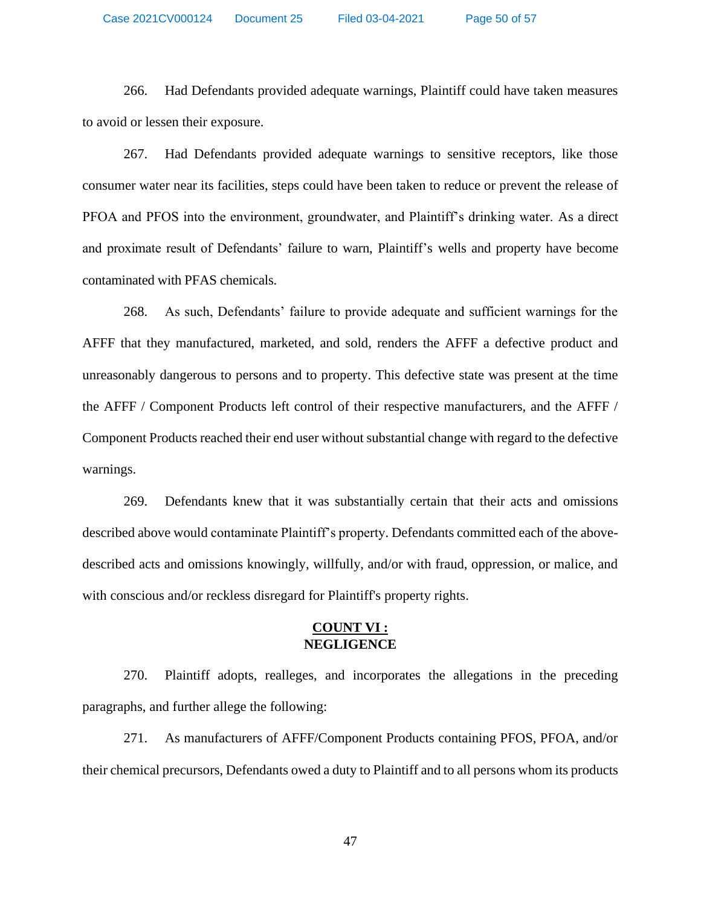266. Had Defendants provided adequate warnings, Plaintiff could have taken measures to avoid or lessen their exposure.

267. Had Defendants provided adequate warnings to sensitive receptors, like those consumer water near its facilities, steps could have been taken to reduce or prevent the release of PFOA and PFOS into the environment, groundwater, and Plaintiff's drinking water. As a direct and proximate result of Defendants' failure to warn, Plaintiff's wells and property have become contaminated with PFAS chemicals.

268. As such, Defendants' failure to provide adequate and sufficient warnings for the AFFF that they manufactured, marketed, and sold, renders the AFFF a defective product and unreasonably dangerous to persons and to property. This defective state was present at the time the AFFF / Component Products left control of their respective manufacturers, and the AFFF / Component Products reached their end user without substantial change with regard to the defective warnings.

269. Defendants knew that it was substantially certain that their acts and omissions described above would contaminate Plaintiff's property. Defendants committed each of the above-described acts and omissions knowingly, willfully, and/or with fraud, oppression, or malice, and with conscious and/or reckless disregard for Plaintiff's property rights.

## COUNT VI : NEGLIGENCE

270. Plaintiff adopts, realleges, and incorporates the allegations in the preceding paragraphs, and further allege the following:

271. As manufacturers of AFFF/Component Products containing PFOS, PFOA, and/or their chemical precursors, Defendants owed a duty to Plaintiff and to all persons whom its products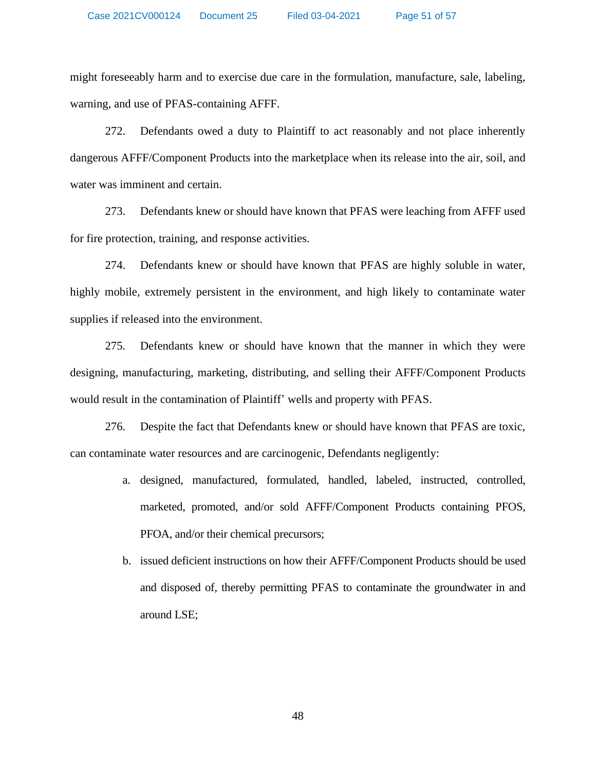might foreseeably harm and to exercise due care in the formulation, manufacture, sale, labeling, warning, and use of PFAS-containing AFFF.

272. Defendants owed a duty to Plaintiff to act reasonably and not place inherently dangerous AFFF/Component Products into the marketplace when its release into the air, soil, and water was imminent and certain.

273. Defendants knew or should have known that PFAS were leaching from AFFF used for fire protection, training, and response activities.

274. Defendants knew or should have known that PFAS are highly soluble in water, highly mobile, extremely persistent in the environment, and high likely to contaminate water supplies if released into the environment.

275. Defendants knew or should have known that the manner in which they were designing, manufacturing, marketing, distributing, and selling their AFFF/Component Products would result in the contamination of Plaintiff' wells and property with PFAS.

276. Despite the fact that Defendants knew or should have known that PFAS are toxic, can contaminate water resources and are carcinogenic, Defendants negligently:

a. designed, manufactured, formulated, handled, labeled, instructed, controlled, marketed, promoted, and/or sold AFFF/Component Products containing PFOS, PFOA, and/or their chemical precursors;

b. issued deficient instructions on how their AFFF/Component Products should be used and disposed of, thereby permitting PFAS to contaminate the groundwater in and around LSE;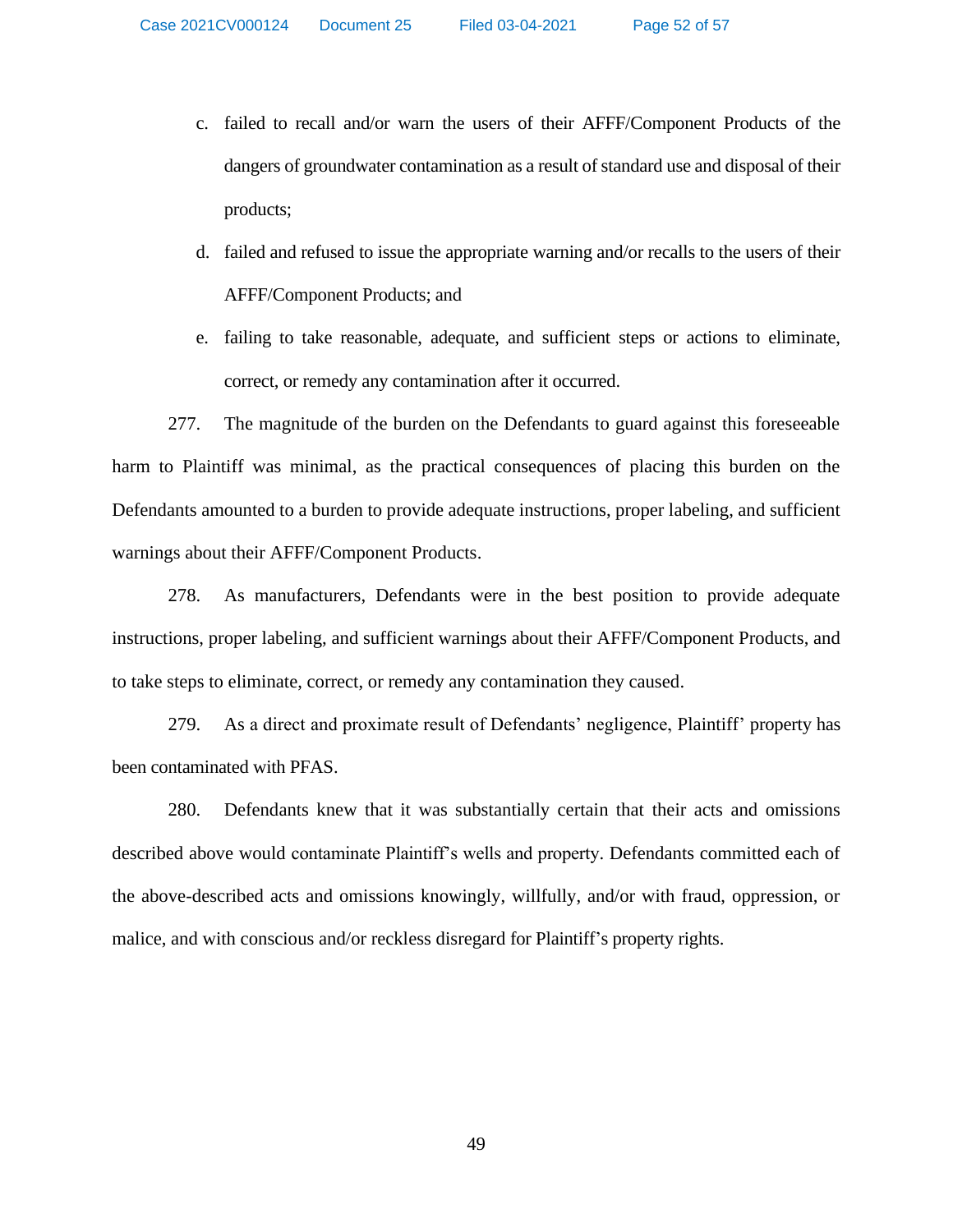c. failed to recall and/or warn the users of their AFFF/Component Products of the dangers of groundwater contamination as a result of standard use and disposal of their products;

d. failed and refused to issue the appropriate warning and/or recalls to the users of their AFFF/Component Products; and

e. failing to take reasonable, adequate, and sufficient steps or actions to eliminate, correct, or remedy any contamination after it occurred.

277. The magnitude of the burden on the Defendants to guard against this foreseeable harm to Plaintiff was minimal, as the practical consequences of placing this burden on the Defendants amounted to a burden to provide adequate instructions, proper labeling, and sufficient warnings about their AFFF/Component Products.

278. As manufacturers, Defendants were in the best position to provide adequate instructions, proper labeling, and sufficient warnings about their AFFF/Component Products, and to take steps to eliminate, correct, or remedy any contamination they caused.

279. As a direct and proximate result of Defendants' negligence, Plaintiff' property has been contaminated with PFAS.

280. Defendants knew that it was substantially certain that their acts and omissions described above would contaminate Plaintiff's wells and property. Defendants committed each of the above-described acts and omissions knowingly, willfully, and/or with fraud, oppression, or malice, and with conscious and/or reckless disregard for Plaintiff's property rights.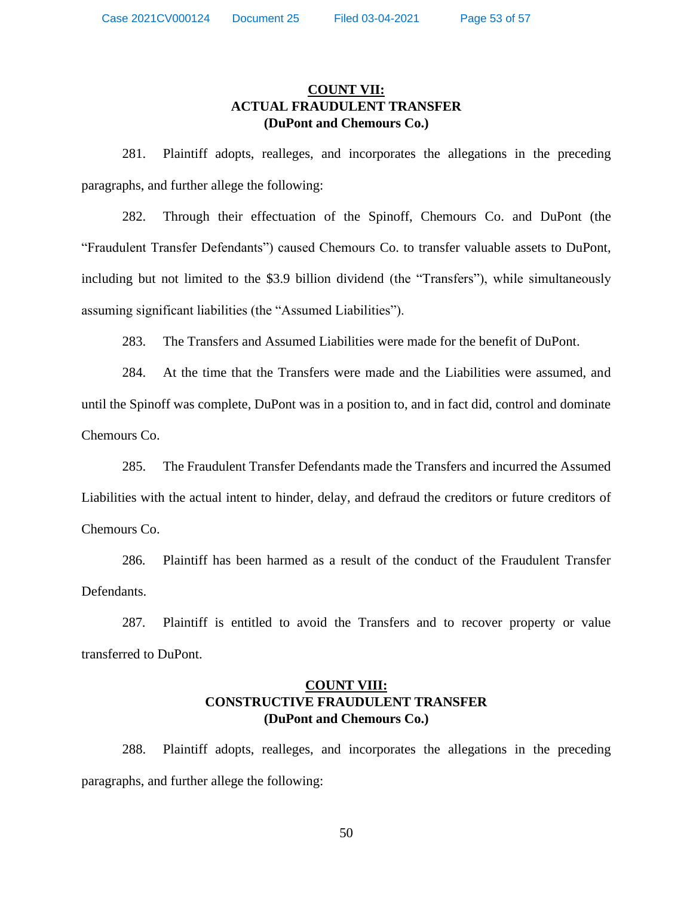## COUNT VII:
## ACTUAL FRAUDULENT TRANSFER
## (DuPont and Chemours Co.)

281. Plaintiff adopts, realleges, and incorporates the allegations in the preceding paragraphs, and further allege the following:

282. Through their effectuation of the Spinoff, Chemours Co. and DuPont (the "Fraudulent Transfer Defendants") caused Chemours Co. to transfer valuable assets to DuPont, including but not limited to the $3.9 billion dividend (the "Transfers"), while simultaneously assuming significant liabilities (the "Assumed Liabilities").

283. The Transfers and Assumed Liabilities were made for the benefit of DuPont.

284. At the time that the Transfers were made and the Liabilities were assumed, and until the Spinoff was complete, DuPont was in a position to, and in fact did, control and dominate Chemours Co.

285. The Fraudulent Transfer Defendants made the Transfers and incurred the Assumed Liabilities with the actual intent to hinder, delay, and defraud the creditors or future creditors of Chemours Co.

286. Plaintiff has been harmed as a result of the conduct of the Fraudulent Transfer Defendants.

287. Plaintiff is entitled to avoid the Transfers and to recover property or value transferred to DuPont.

## COUNT VIII:
## CONSTRUCTIVE FRAUDULENT TRANSFER
## (DuPont and Chemours Co.)

288. Plaintiff adopts, realleges, and incorporates the allegations in the preceding paragraphs, and further allege the following: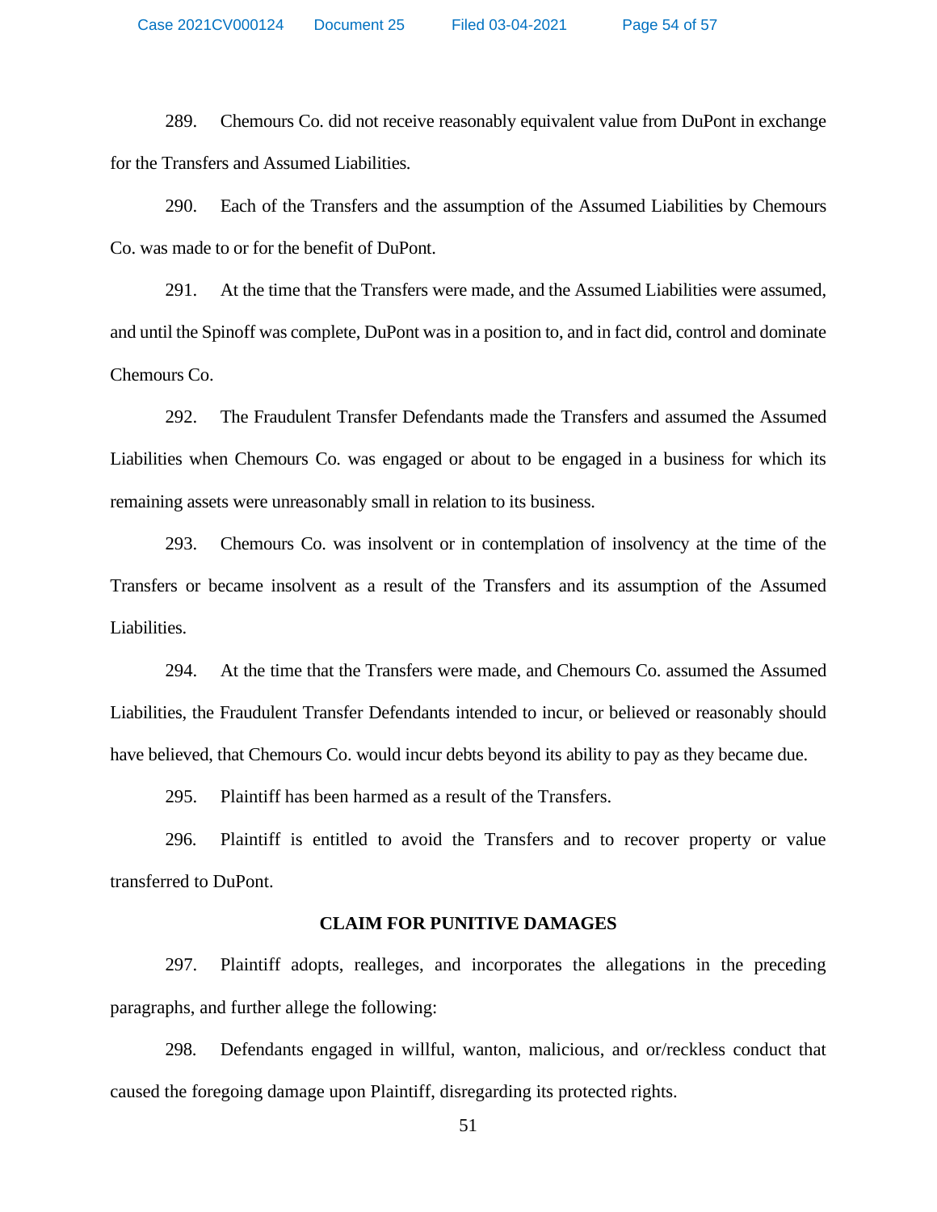289. Chemours Co. did not receive reasonably equivalent value from DuPont in exchange for the Transfers and Assumed Liabilities.

290. Each of the Transfers and the assumption of the Assumed Liabilities by Chemours Co. was made to or for the benefit of DuPont.

291. At the time that the Transfers were made, and the Assumed Liabilities were assumed, and until the Spinoff was complete, DuPont was in a position to, and in fact did, control and dominate Chemours Co.

292. The Fraudulent Transfer Defendants made the Transfers and assumed the Assumed Liabilities when Chemours Co. was engaged or about to be engaged in a business for which its remaining assets were unreasonably small in relation to its business.

293. Chemours Co. was insolvent or in contemplation of insolvency at the time of the Transfers or became insolvent as a result of the Transfers and its assumption of the Assumed Liabilities.

294. At the time that the Transfers were made, and Chemours Co. assumed the Assumed Liabilities, the Fraudulent Transfer Defendants intended to incur, or believed or reasonably should have believed, that Chemours Co. would incur debts beyond its ability to pay as they became due.

295. Plaintiff has been harmed as a result of the Transfers.

296. Plaintiff is entitled to avoid the Transfers and to recover property or value transferred to DuPont.

**CLAIM FOR PUNITIVE DAMAGES**

297. Plaintiff adopts, realleges, and incorporates the allegations in the preceding paragraphs, and further allege the following:

298. Defendants engaged in willful, wanton, malicious, and or/reckless conduct that caused the foregoing damage upon Plaintiff, disregarding its protected rights.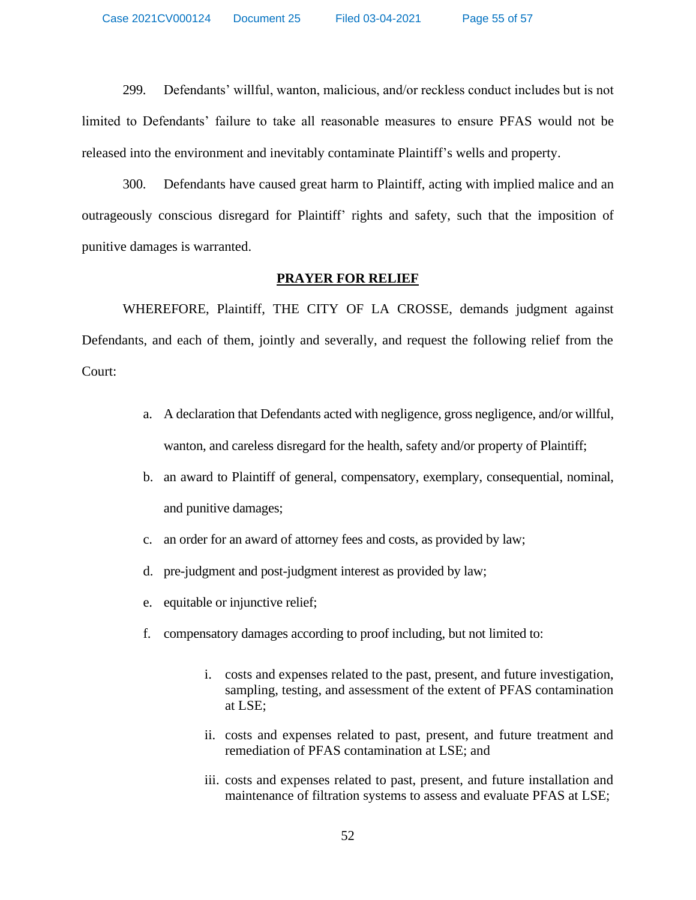299. Defendants' willful, wanton, malicious, and/or reckless conduct includes but is not limited to Defendants' failure to take all reasonable measures to ensure PFAS would not be released into the environment and inevitably contaminate Plaintiff's wells and property.

300. Defendants have caused great harm to Plaintiff, acting with implied malice and an outrageously conscious disregard for Plaintiff' rights and safety, such that the imposition of punitive damages is warranted.

## PRAYER FOR RELIEF

WHEREFORE, Plaintiff, THE CITY OF LA CROSSE, demands judgment against Defendants, and each of them, jointly and severally, and request the following relief from the Court:

a. A declaration that Defendants acted with negligence, gross negligence, and/or willful, wanton, and careless disregard for the health, safety and/or property of Plaintiff;

b. an award to Plaintiff of general, compensatory, exemplary, consequential, nominal, and punitive damages;

c. an order for an award of attorney fees and costs, as provided by law;

d. pre-judgment and post-judgment interest as provided by law;

e. equitable or injunctive relief;

f. compensatory damages according to proof including, but not limited to:

   i. costs and expenses related to the past, present, and future investigation, sampling, testing, and assessment of the extent of PFAS contamination at LSE;

   ii. costs and expenses related to past, present, and future treatment and remediation of PFAS contamination at LSE; and

   iii. costs and expenses related to past, present, and future installation and maintenance of filtration systems to assess and evaluate PFAS at LSE;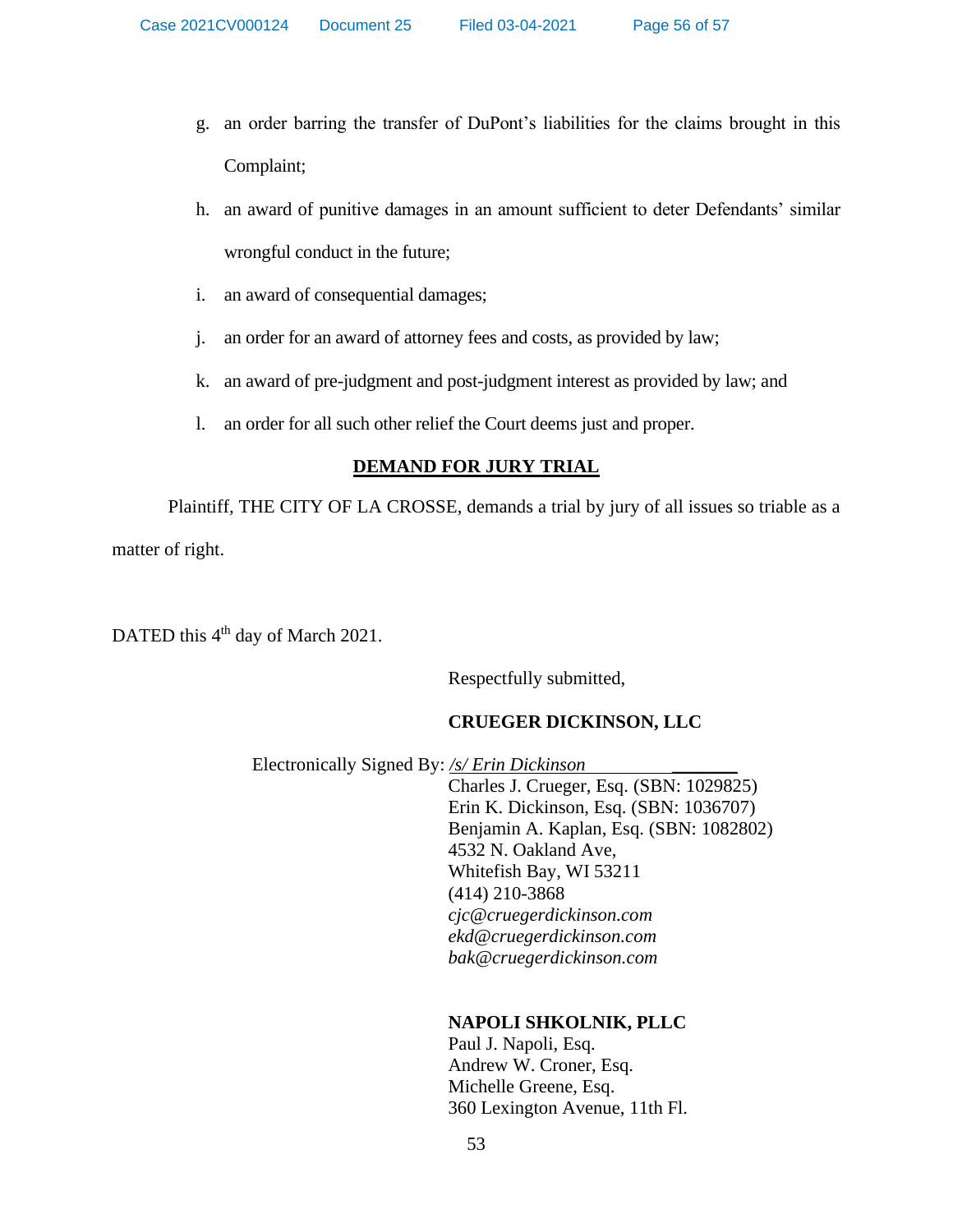g. an order barring the transfer of DuPont's liabilities for the claims brought in this Complaint;

h. an award of punitive damages in an amount sufficient to deter Defendants' similar wrongful conduct in the future;

i. an award of consequential damages;

j. an order for an award of attorney fees and costs, as provided by law;

k. an award of pre-judgment and post-judgment interest as provided by law; and

l. an order for all such other relief the Court deems just and proper.

## DEMAND FOR JURY TRIAL

Plaintiff, THE CITY OF LA CROSSE, demands a trial by jury of all issues so triable as a matter of right.

DATED this 4th day of March 2021.

Respectfully submitted,

**CRUEGER DICKINSON, LLC**

Electronically Signed By: */s/ Erin Dickinson*
Charles J. Crueger, Esq. (SBN: 1029825)
Erin K. Dickinson, Esq. (SBN: 1036707)
Benjamin A. Kaplan, Esq. (SBN: 1082802)
4532 N. Oakland Ave,
Whitefish Bay, WI 53211
(414) 210-3868
*cjc@cruegerdickinson.com*
*ekd@cruegerdickinson.com*
*bak@cruegerdickinson.com*

**NAPOLI SHKOLNIK, PLLC**
Paul J. Napoli, Esq.
Andrew W. Croner, Esq.
Michelle Greene, Esq.
360 Lexington Avenue, 11th Fl.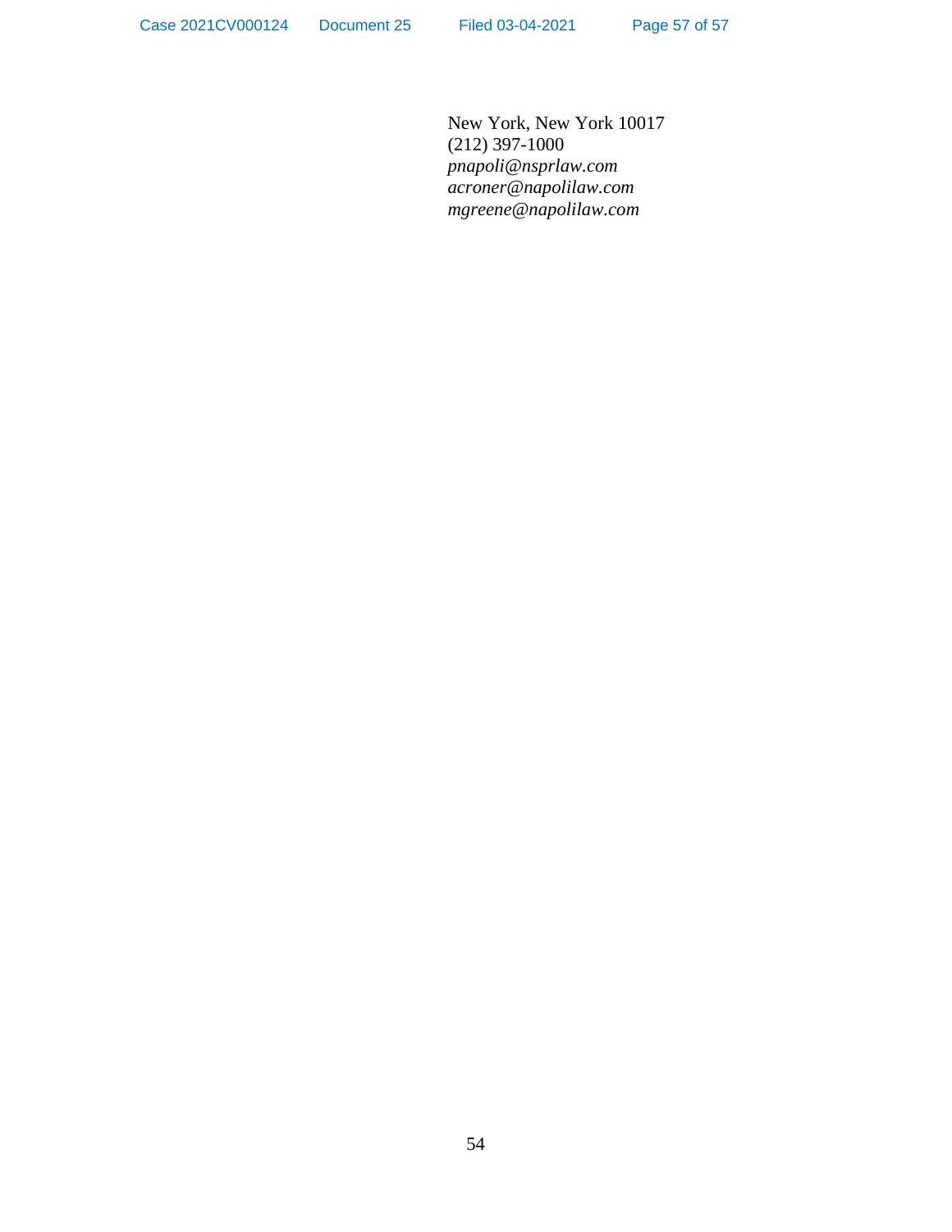New York, New York 10017
(212) 397-1000
*pnapoli@nsprlaw.com*
*acroner@napolilaw.com*
*mgreene@napolilaw.com*